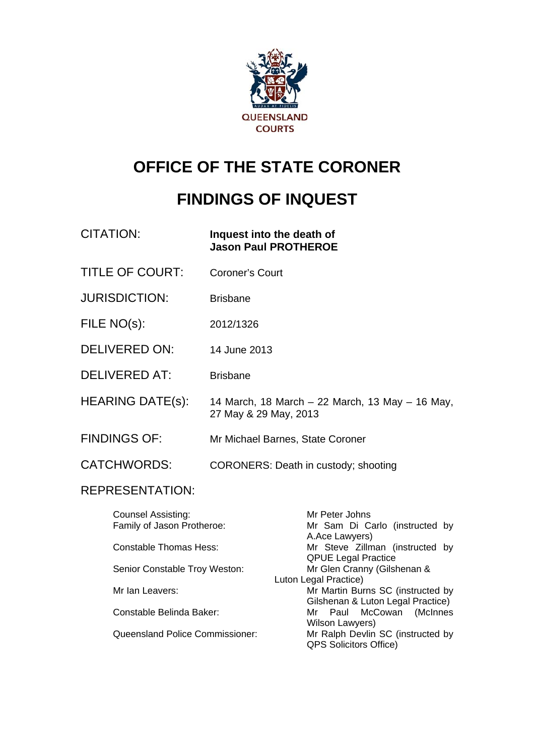QUEENSLAND COURTS

# OFFICE OF THE STATE CORONER

# FINDINGS OF INQUEST

| | |
|---|---|
| CITATION: | **Inquest into the death of Jason Paul PROTHEROE** |
| TITLE OF COURT: | Coroner's Court |
| JURISDICTION: | Brisbane |
| FILE NO(s): | 2012/1326 |
| DELIVERED ON: | 14 June 2013 |
| DELIVERED AT: | Brisbane |
| HEARING DATE(s): | 14 March, 18 March – 22 March, 13 May – 16 May, 27 May & 29 May, 2013 |
| FINDINGS OF: | Mr Michael Barnes, State Coroner |
| CATCHWORDS: | CORONERS: Death in custody; shooting |

REPRESENTATION:

| | |
|---|---|
| Counsel Assisting: | Mr Peter Johns |
| Family of Jason Protheroe: | Mr Sam Di Carlo (instructed by A.Ace Lawyers) |
| Constable Thomas Hess: | Mr Steve Zillman (instructed by QPUE Legal Practice |
| Senior Constable Troy Weston: | Mr Glen Cranny (Gilshenan & Luton Legal Practice) |
| Mr Ian Leavers: | Mr Martin Burns SC (instructed by Gilshenan & Luton Legal Practice) |
| Constable Belinda Baker: | Mr Paul McCowan (McInnes Wilson Lawyers) |
| Queensland Police Commissioner: | Mr Ralph Devlin SC (instructed by QPS Solicitors Office) |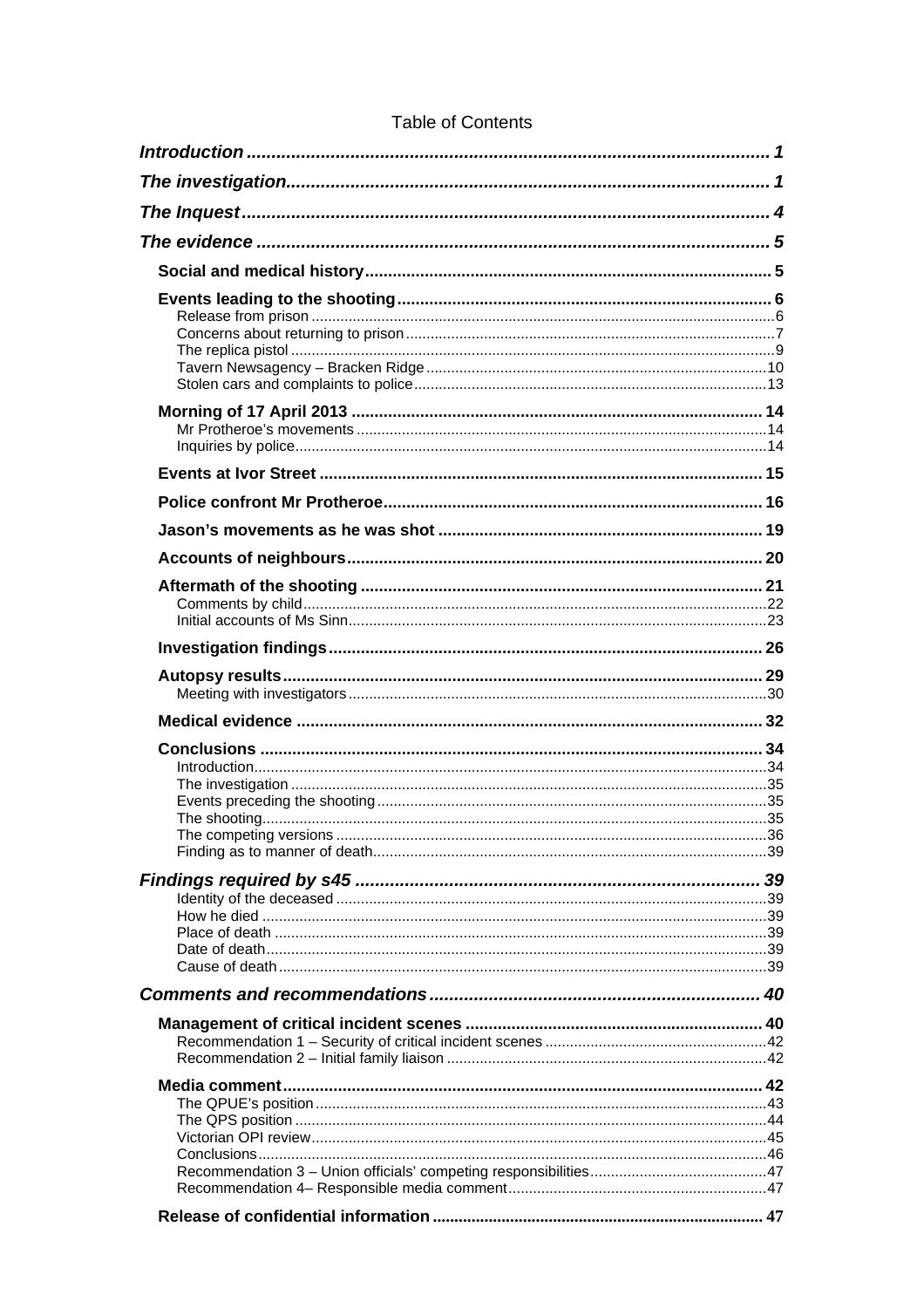Table of Contents

| | |
|---|---|
| ***Introduction*** | ***1*** |
| ***The investigation*** | ***1*** |
| ***The Inquest*** | ***4*** |
| ***The evidence*** | ***5*** |
| **Social and medical history** | **5** |
| **Events leading to the shooting** | **6** |
| Release from prison | 6 |
| Concerns about returning to prison | 7 |
| The replica pistol | 9 |
| Tavern Newsagency – Bracken Ridge | 10 |
| Stolen cars and complaints to police | 13 |
| **Morning of 17 April 2013** | **14** |
| Mr Protheroe's movements | 14 |
| Inquiries by police | 14 |
| **Events at Ivor Street** | **15** |
| **Police confront Mr Protheroe** | **16** |
| **Jason's movements as he was shot** | **19** |
| **Accounts of neighbours** | **20** |
| **Aftermath of the shooting** | **21** |
| Comments by child | 22 |
| Initial accounts of Ms Sinn | 23 |
| **Investigation findings** | **26** |
| **Autopsy results** | **29** |
| Meeting with investigators | 30 |
| **Medical evidence** | **32** |
| **Conclusions** | **34** |
| Introduction | 34 |
| The investigation | 35 |
| Events preceding the shooting | 35 |
| The shooting | 35 |
| The competing versions | 36 |
| Finding as to manner of death | 39 |
| ***Findings required by s45*** | ***39*** |
| Identity of the deceased | 39 |
| How he died | 39 |
| Place of death | 39 |
| Date of death | 39 |
| Cause of death | 39 |
| ***Comments and recommendations*** | ***40*** |
| **Management of critical incident scenes** | **40** |
| Recommendation 1 – Security of critical incident scenes | 42 |
| Recommendation 2 – Initial family liaison | 42 |
| **Media comment** | **42** |
| The QPUE's position | 43 |
| The QPS position | 44 |
| Victorian OPI review | 45 |
| Conclusions | 46 |
| Recommendation 3 – Union officials' competing responsibilities | 47 |
| Recommendation 4– Responsible media comment | 47 |
| **Release of confidential information** | **47** |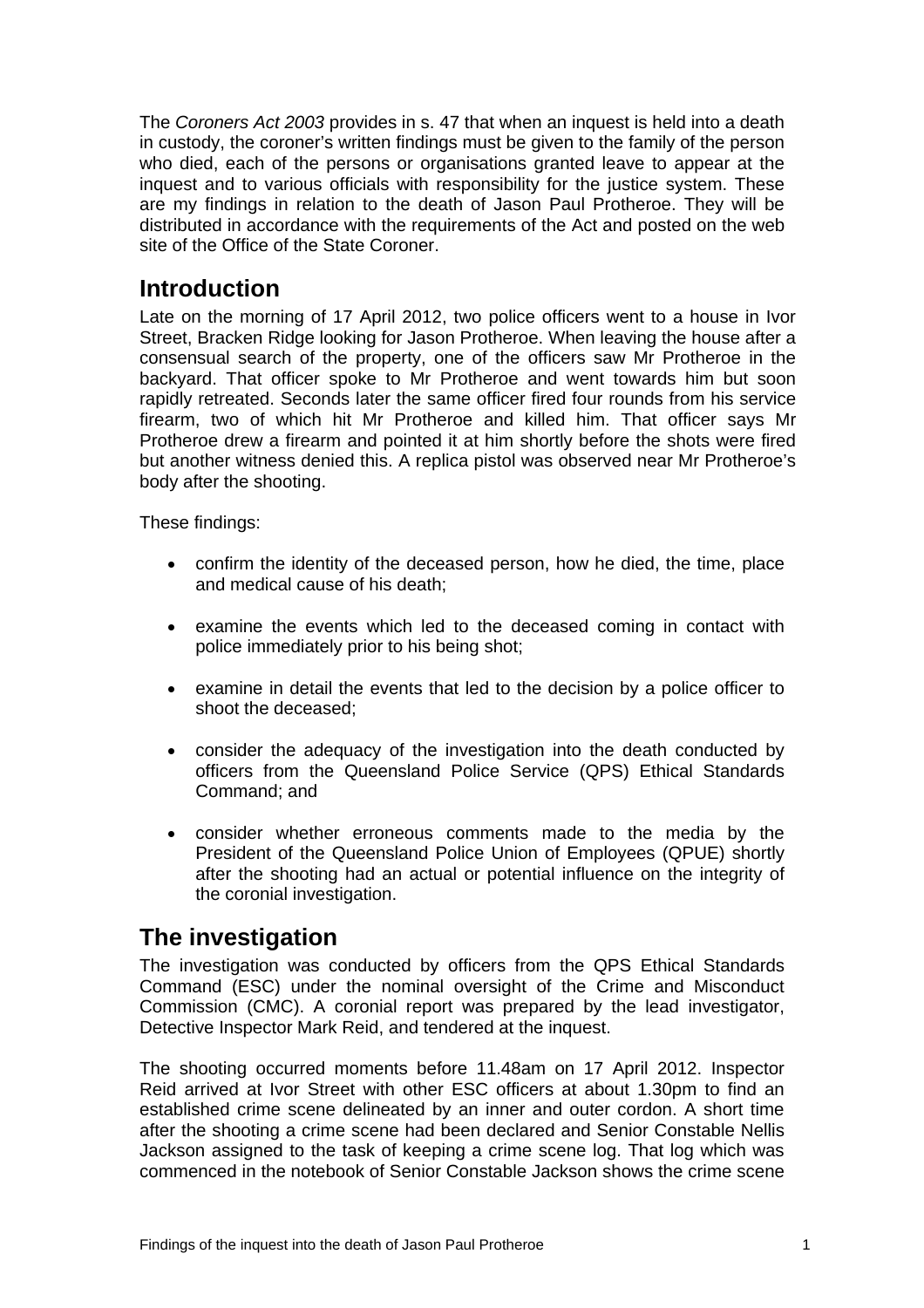The *Coroners Act 2003* provides in s. 47 that when an inquest is held into a death in custody, the coroner's written findings must be given to the family of the person who died, each of the persons or organisations granted leave to appear at the inquest and to various officials with responsibility for the justice system. These are my findings in relation to the death of Jason Paul Protheroe. They will be distributed in accordance with the requirements of the Act and posted on the web site of the Office of the State Coroner.

## Introduction

Late on the morning of 17 April 2012, two police officers went to a house in Ivor Street, Bracken Ridge looking for Jason Protheroe. When leaving the house after a consensual search of the property, one of the officers saw Mr Protheroe in the backyard. That officer spoke to Mr Protheroe and went towards him but soon rapidly retreated. Seconds later the same officer fired four rounds from his service firearm, two of which hit Mr Protheroe and killed him. That officer says Mr Protheroe drew a firearm and pointed it at him shortly before the shots were fired but another witness denied this. A replica pistol was observed near Mr Protheroe's body after the shooting.

These findings:

- confirm the identity of the deceased person, how he died, the time, place and medical cause of his death;
- examine the events which led to the deceased coming in contact with police immediately prior to his being shot;
- examine in detail the events that led to the decision by a police officer to shoot the deceased;
- consider the adequacy of the investigation into the death conducted by officers from the Queensland Police Service (QPS) Ethical Standards Command; and
- consider whether erroneous comments made to the media by the President of the Queensland Police Union of Employees (QPUE) shortly after the shooting had an actual or potential influence on the integrity of the coronial investigation.

## The investigation

The investigation was conducted by officers from the QPS Ethical Standards Command (ESC) under the nominal oversight of the Crime and Misconduct Commission (CMC). A coronial report was prepared by the lead investigator, Detective Inspector Mark Reid, and tendered at the inquest.

The shooting occurred moments before 11.48am on 17 April 2012. Inspector Reid arrived at Ivor Street with other ESC officers at about 1.30pm to find an established crime scene delineated by an inner and outer cordon. A short time after the shooting a crime scene had been declared and Senior Constable Nellis Jackson assigned to the task of keeping a crime scene log. That log which was commenced in the notebook of Senior Constable Jackson shows the crime scene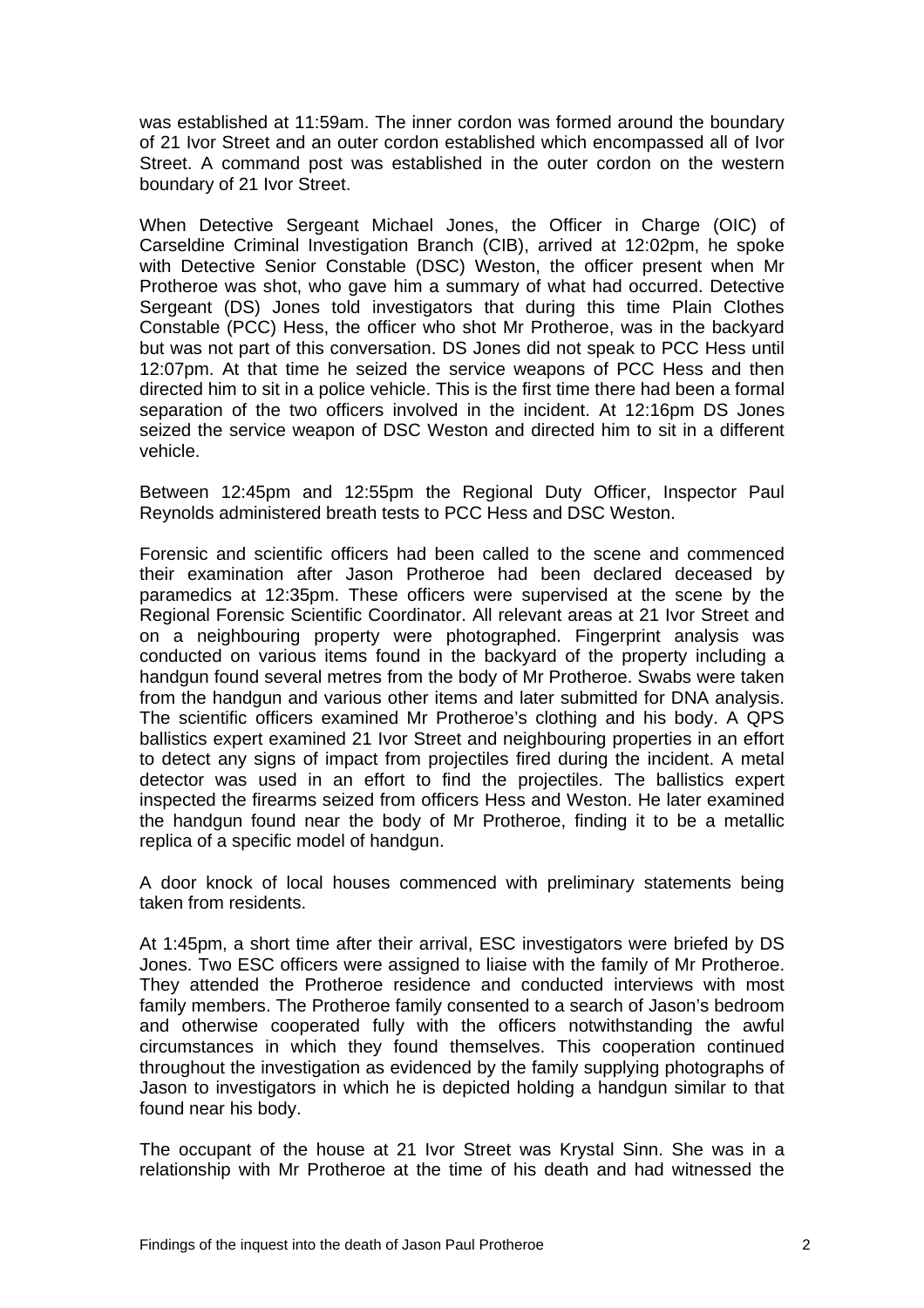was established at 11:59am. The inner cordon was formed around the boundary of 21 Ivor Street and an outer cordon established which encompassed all of Ivor Street. A command post was established in the outer cordon on the western boundary of 21 Ivor Street.

When Detective Sergeant Michael Jones, the Officer in Charge (OIC) of Carseldine Criminal Investigation Branch (CIB), arrived at 12:02pm, he spoke with Detective Senior Constable (DSC) Weston, the officer present when Mr Protheroe was shot, who gave him a summary of what had occurred. Detective Sergeant (DS) Jones told investigators that during this time Plain Clothes Constable (PCC) Hess, the officer who shot Mr Protheroe, was in the backyard but was not part of this conversation. DS Jones did not speak to PCC Hess until 12:07pm. At that time he seized the service weapons of PCC Hess and then directed him to sit in a police vehicle. This is the first time there had been a formal separation of the two officers involved in the incident. At 12:16pm DS Jones seized the service weapon of DSC Weston and directed him to sit in a different vehicle.

Between 12:45pm and 12:55pm the Regional Duty Officer, Inspector Paul Reynolds administered breath tests to PCC Hess and DSC Weston.

Forensic and scientific officers had been called to the scene and commenced their examination after Jason Protheroe had been declared deceased by paramedics at 12:35pm. These officers were supervised at the scene by the Regional Forensic Scientific Coordinator. All relevant areas at 21 Ivor Street and on a neighbouring property were photographed. Fingerprint analysis was conducted on various items found in the backyard of the property including a handgun found several metres from the body of Mr Protheroe. Swabs were taken from the handgun and various other items and later submitted for DNA analysis. The scientific officers examined Mr Protheroe's clothing and his body. A QPS ballistics expert examined 21 Ivor Street and neighbouring properties in an effort to detect any signs of impact from projectiles fired during the incident. A metal detector was used in an effort to find the projectiles. The ballistics expert inspected the firearms seized from officers Hess and Weston. He later examined the handgun found near the body of Mr Protheroe, finding it to be a metallic replica of a specific model of handgun.

A door knock of local houses commenced with preliminary statements being taken from residents.

At 1:45pm, a short time after their arrival, ESC investigators were briefed by DS Jones. Two ESC officers were assigned to liaise with the family of Mr Protheroe. They attended the Protheroe residence and conducted interviews with most family members. The Protheroe family consented to a search of Jason's bedroom and otherwise cooperated fully with the officers notwithstanding the awful circumstances in which they found themselves. This cooperation continued throughout the investigation as evidenced by the family supplying photographs of Jason to investigators in which he is depicted holding a handgun similar to that found near his body.

The occupant of the house at 21 Ivor Street was Krystal Sinn. She was in a relationship with Mr Protheroe at the time of his death and had witnessed the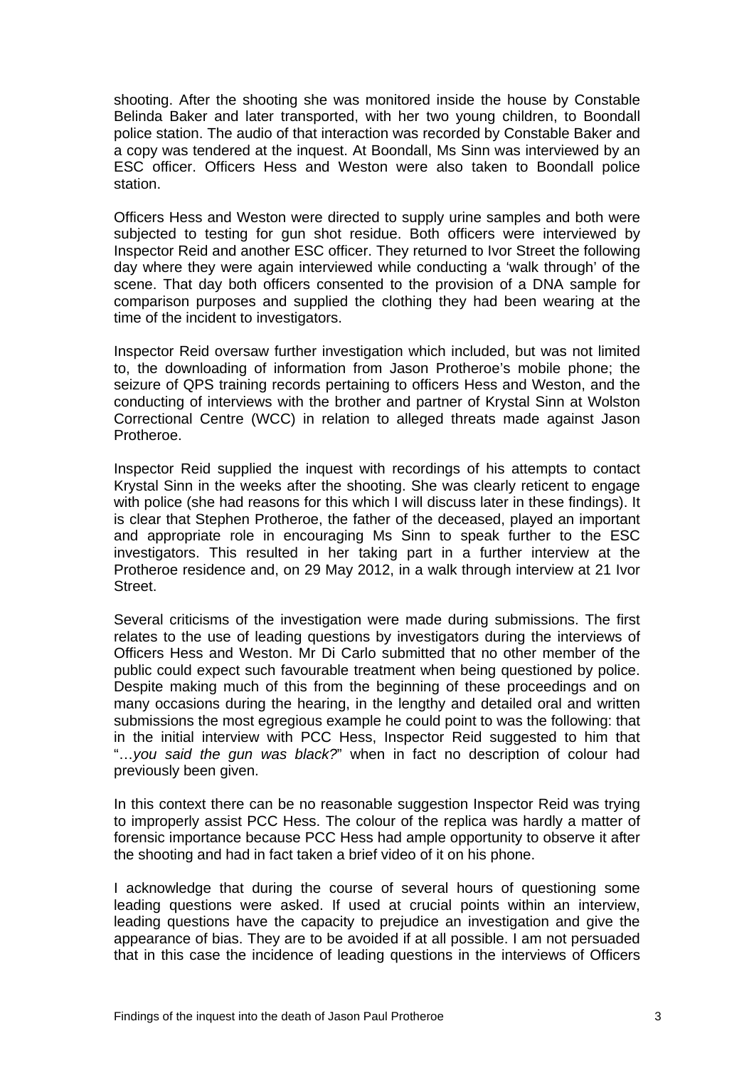shooting. After the shooting she was monitored inside the house by Constable Belinda Baker and later transported, with her two young children, to Boondall police station. The audio of that interaction was recorded by Constable Baker and a copy was tendered at the inquest. At Boondall, Ms Sinn was interviewed by an ESC officer. Officers Hess and Weston were also taken to Boondall police station.

Officers Hess and Weston were directed to supply urine samples and both were subjected to testing for gun shot residue. Both officers were interviewed by Inspector Reid and another ESC officer. They returned to Ivor Street the following day where they were again interviewed while conducting a 'walk through' of the scene. That day both officers consented to the provision of a DNA sample for comparison purposes and supplied the clothing they had been wearing at the time of the incident to investigators.

Inspector Reid oversaw further investigation which included, but was not limited to, the downloading of information from Jason Protheroe's mobile phone; the seizure of QPS training records pertaining to officers Hess and Weston, and the conducting of interviews with the brother and partner of Krystal Sinn at Wolston Correctional Centre (WCC) in relation to alleged threats made against Jason Protheroe.

Inspector Reid supplied the inquest with recordings of his attempts to contact Krystal Sinn in the weeks after the shooting. She was clearly reticent to engage with police (she had reasons for this which I will discuss later in these findings). It is clear that Stephen Protheroe, the father of the deceased, played an important and appropriate role in encouraging Ms Sinn to speak further to the ESC investigators. This resulted in her taking part in a further interview at the Protheroe residence and, on 29 May 2012, in a walk through interview at 21 Ivor Street.

Several criticisms of the investigation were made during submissions. The first relates to the use of leading questions by investigators during the interviews of Officers Hess and Weston. Mr Di Carlo submitted that no other member of the public could expect such favourable treatment when being questioned by police. Despite making much of this from the beginning of these proceedings and on many occasions during the hearing, in the lengthy and detailed oral and written submissions the most egregious example he could point to was the following: that in the initial interview with PCC Hess, Inspector Reid suggested to him that "…*you said the gun was black?*" when in fact no description of colour had previously been given.

In this context there can be no reasonable suggestion Inspector Reid was trying to improperly assist PCC Hess. The colour of the replica was hardly a matter of forensic importance because PCC Hess had ample opportunity to observe it after the shooting and had in fact taken a brief video of it on his phone.

I acknowledge that during the course of several hours of questioning some leading questions were asked. If used at crucial points within an interview, leading questions have the capacity to prejudice an investigation and give the appearance of bias. They are to be avoided if at all possible. I am not persuaded that in this case the incidence of leading questions in the interviews of Officers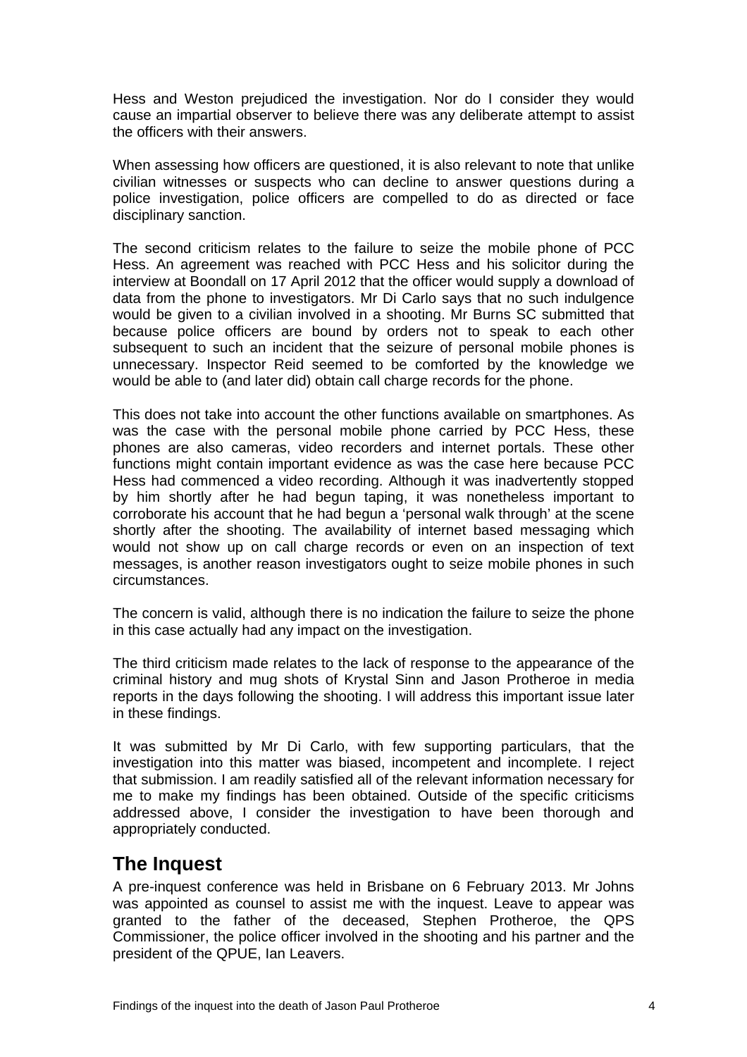Hess and Weston prejudiced the investigation. Nor do I consider they would cause an impartial observer to believe there was any deliberate attempt to assist the officers with their answers.

When assessing how officers are questioned, it is also relevant to note that unlike civilian witnesses or suspects who can decline to answer questions during a police investigation, police officers are compelled to do as directed or face disciplinary sanction.

The second criticism relates to the failure to seize the mobile phone of PCC Hess. An agreement was reached with PCC Hess and his solicitor during the interview at Boondall on 17 April 2012 that the officer would supply a download of data from the phone to investigators. Mr Di Carlo says that no such indulgence would be given to a civilian involved in a shooting. Mr Burns SC submitted that because police officers are bound by orders not to speak to each other subsequent to such an incident that the seizure of personal mobile phones is unnecessary. Inspector Reid seemed to be comforted by the knowledge we would be able to (and later did) obtain call charge records for the phone.

This does not take into account the other functions available on smartphones. As was the case with the personal mobile phone carried by PCC Hess, these phones are also cameras, video recorders and internet portals. These other functions might contain important evidence as was the case here because PCC Hess had commenced a video recording. Although it was inadvertently stopped by him shortly after he had begun taping, it was nonetheless important to corroborate his account that he had begun a 'personal walk through' at the scene shortly after the shooting. The availability of internet based messaging which would not show up on call charge records or even on an inspection of text messages, is another reason investigators ought to seize mobile phones in such circumstances.

The concern is valid, although there is no indication the failure to seize the phone in this case actually had any impact on the investigation.

The third criticism made relates to the lack of response to the appearance of the criminal history and mug shots of Krystal Sinn and Jason Protheroe in media reports in the days following the shooting. I will address this important issue later in these findings.

It was submitted by Mr Di Carlo, with few supporting particulars, that the investigation into this matter was biased, incompetent and incomplete. I reject that submission. I am readily satisfied all of the relevant information necessary for me to make my findings has been obtained. Outside of the specific criticisms addressed above, I consider the investigation to have been thorough and appropriately conducted.

## The Inquest

A pre-inquest conference was held in Brisbane on 6 February 2013. Mr Johns was appointed as counsel to assist me with the inquest. Leave to appear was granted to the father of the deceased, Stephen Protheroe, the QPS Commissioner, the police officer involved in the shooting and his partner and the president of the QPUE, Ian Leavers.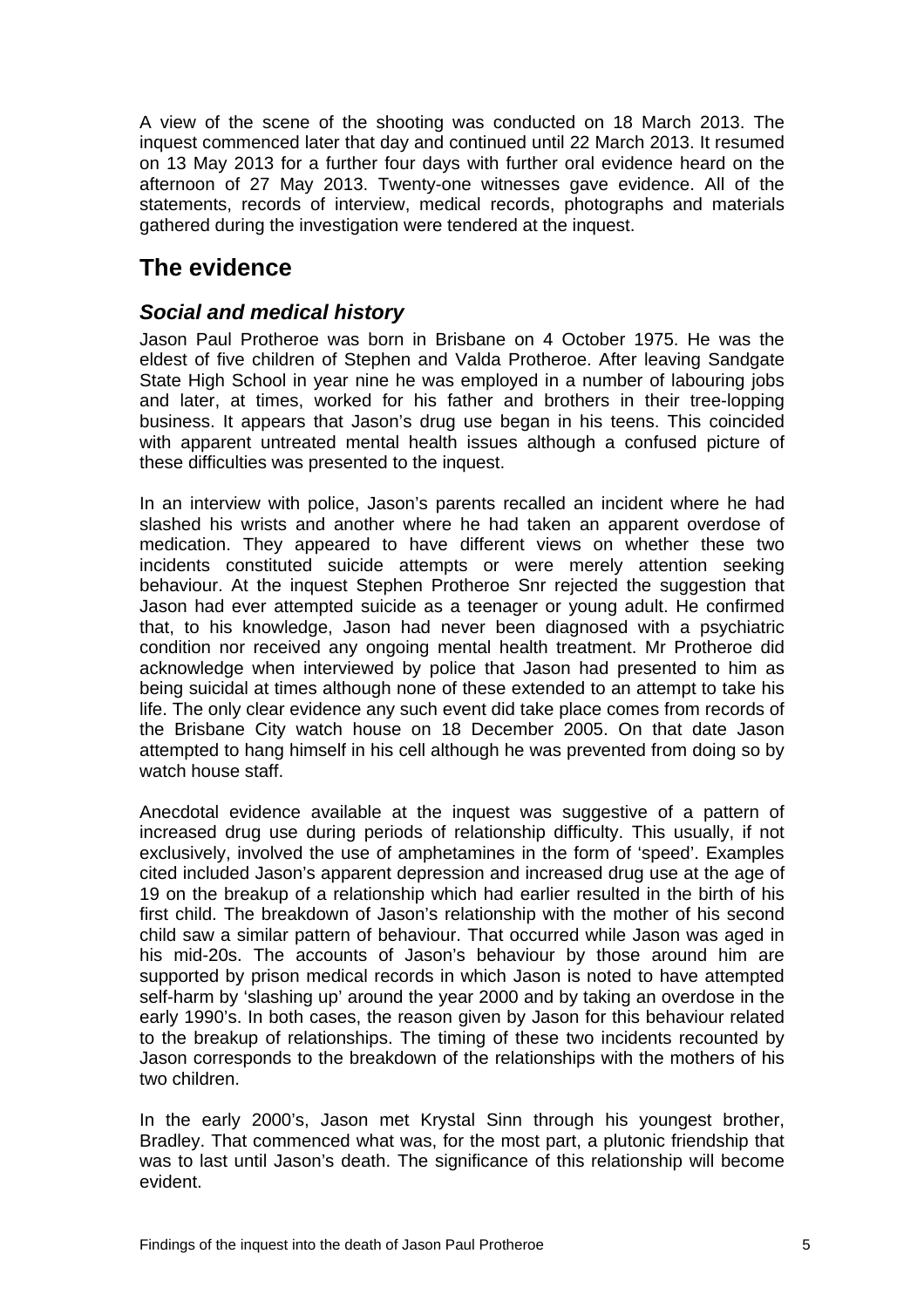A view of the scene of the shooting was conducted on 18 March 2013. The inquest commenced later that day and continued until 22 March 2013. It resumed on 13 May 2013 for a further four days with further oral evidence heard on the afternoon of 27 May 2013. Twenty-one witnesses gave evidence. All of the statements, records of interview, medical records, photographs and materials gathered during the investigation were tendered at the inquest.

## The evidence

### *Social and medical history*

Jason Paul Protheroe was born in Brisbane on 4 October 1975. He was the eldest of five children of Stephen and Valda Protheroe. After leaving Sandgate State High School in year nine he was employed in a number of labouring jobs and later, at times, worked for his father and brothers in their tree-lopping business. It appears that Jason's drug use began in his teens. This coincided with apparent untreated mental health issues although a confused picture of these difficulties was presented to the inquest.

In an interview with police, Jason's parents recalled an incident where he had slashed his wrists and another where he had taken an apparent overdose of medication. They appeared to have different views on whether these two incidents constituted suicide attempts or were merely attention seeking behaviour. At the inquest Stephen Protheroe Snr rejected the suggestion that Jason had ever attempted suicide as a teenager or young adult. He confirmed that, to his knowledge, Jason had never been diagnosed with a psychiatric condition nor received any ongoing mental health treatment. Mr Protheroe did acknowledge when interviewed by police that Jason had presented to him as being suicidal at times although none of these extended to an attempt to take his life. The only clear evidence any such event did take place comes from records of the Brisbane City watch house on 18 December 2005. On that date Jason attempted to hang himself in his cell although he was prevented from doing so by watch house staff.

Anecdotal evidence available at the inquest was suggestive of a pattern of increased drug use during periods of relationship difficulty. This usually, if not exclusively, involved the use of amphetamines in the form of 'speed'. Examples cited included Jason's apparent depression and increased drug use at the age of 19 on the breakup of a relationship which had earlier resulted in the birth of his first child. The breakdown of Jason's relationship with the mother of his second child saw a similar pattern of behaviour. That occurred while Jason was aged in his mid-20s. The accounts of Jason's behaviour by those around him are supported by prison medical records in which Jason is noted to have attempted self-harm by 'slashing up' around the year 2000 and by taking an overdose in the early 1990's. In both cases, the reason given by Jason for this behaviour related to the breakup of relationships. The timing of these two incidents recounted by Jason corresponds to the breakdown of the relationships with the mothers of his two children.

In the early 2000's, Jason met Krystal Sinn through his youngest brother, Bradley. That commenced what was, for the most part, a plutonic friendship that was to last until Jason's death. The significance of this relationship will become evident.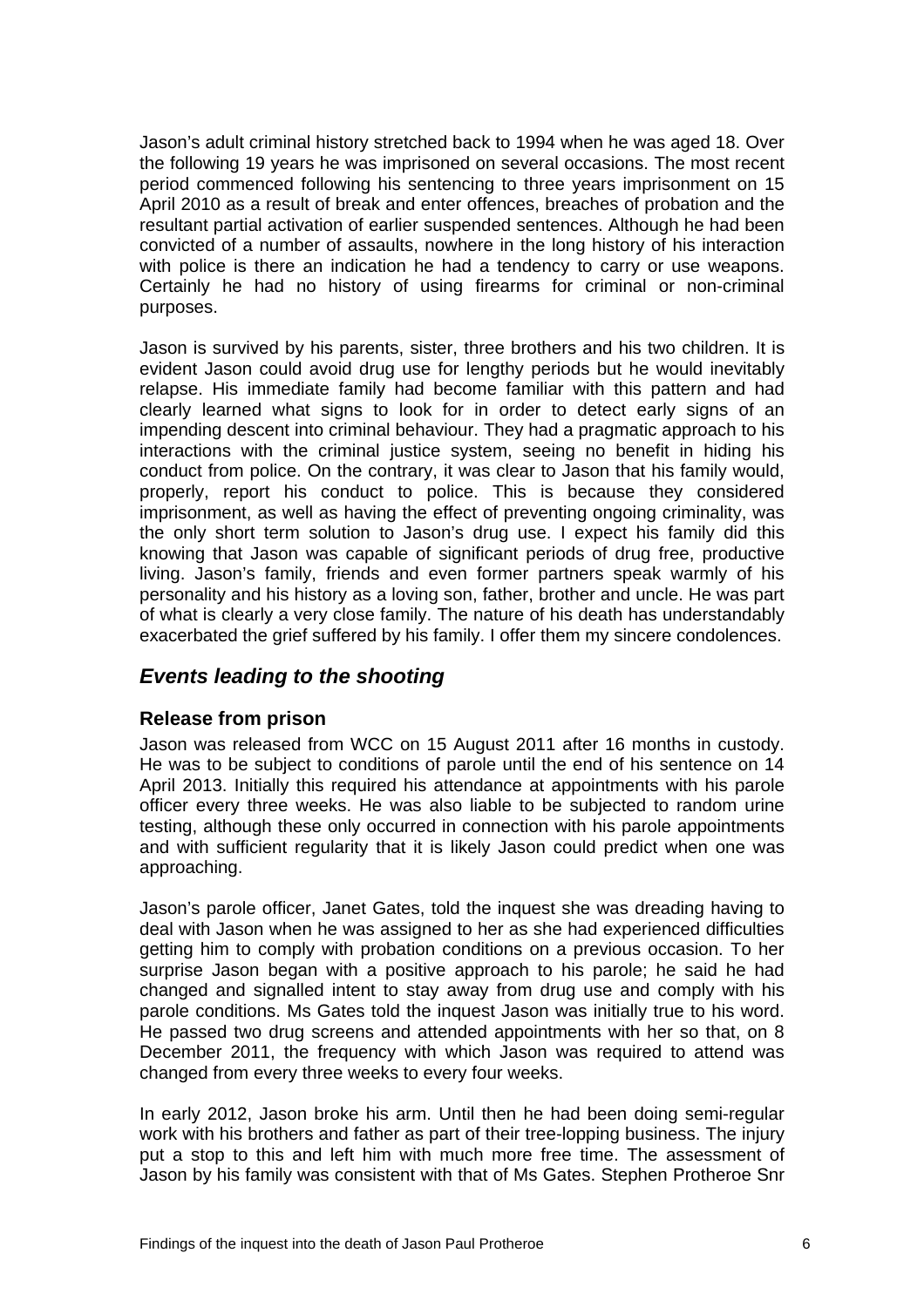Jason's adult criminal history stretched back to 1994 when he was aged 18. Over the following 19 years he was imprisoned on several occasions. The most recent period commenced following his sentencing to three years imprisonment on 15 April 2010 as a result of break and enter offences, breaches of probation and the resultant partial activation of earlier suspended sentences. Although he had been convicted of a number of assaults, nowhere in the long history of his interaction with police is there an indication he had a tendency to carry or use weapons. Certainly he had no history of using firearms for criminal or non-criminal purposes.

Jason is survived by his parents, sister, three brothers and his two children. It is evident Jason could avoid drug use for lengthy periods but he would inevitably relapse. His immediate family had become familiar with this pattern and had clearly learned what signs to look for in order to detect early signs of an impending descent into criminal behaviour. They had a pragmatic approach to his interactions with the criminal justice system, seeing no benefit in hiding his conduct from police. On the contrary, it was clear to Jason that his family would, properly, report his conduct to police. This is because they considered imprisonment, as well as having the effect of preventing ongoing criminality, was the only short term solution to Jason's drug use. I expect his family did this knowing that Jason was capable of significant periods of drug free, productive living. Jason's family, friends and even former partners speak warmly of his personality and his history as a loving son, father, brother and uncle. He was part of what is clearly a very close family. The nature of his death has understandably exacerbated the grief suffered by his family. I offer them my sincere condolences.

## *Events leading to the shooting*

### Release from prison

Jason was released from WCC on 15 August 2011 after 16 months in custody. He was to be subject to conditions of parole until the end of his sentence on 14 April 2013. Initially this required his attendance at appointments with his parole officer every three weeks. He was also liable to be subjected to random urine testing, although these only occurred in connection with his parole appointments and with sufficient regularity that it is likely Jason could predict when one was approaching.

Jason's parole officer, Janet Gates, told the inquest she was dreading having to deal with Jason when he was assigned to her as she had experienced difficulties getting him to comply with probation conditions on a previous occasion. To her surprise Jason began with a positive approach to his parole; he said he had changed and signalled intent to stay away from drug use and comply with his parole conditions. Ms Gates told the inquest Jason was initially true to his word. He passed two drug screens and attended appointments with her so that, on 8 December 2011, the frequency with which Jason was required to attend was changed from every three weeks to every four weeks.

In early 2012, Jason broke his arm. Until then he had been doing semi-regular work with his brothers and father as part of their tree-lopping business. The injury put a stop to this and left him with much more free time. The assessment of Jason by his family was consistent with that of Ms Gates. Stephen Protheroe Snr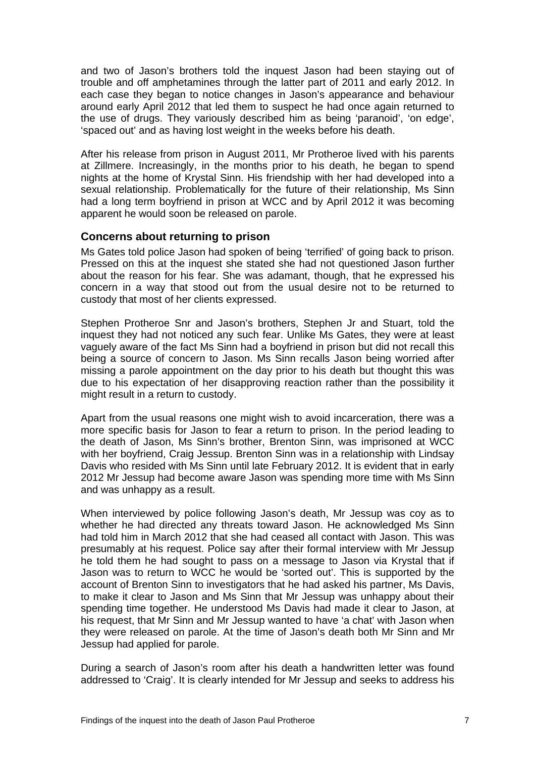and two of Jason's brothers told the inquest Jason had been staying out of trouble and off amphetamines through the latter part of 2011 and early 2012. In each case they began to notice changes in Jason's appearance and behaviour around early April 2012 that led them to suspect he had once again returned to the use of drugs. They variously described him as being 'paranoid', 'on edge', 'spaced out' and as having lost weight in the weeks before his death.

After his release from prison in August 2011, Mr Protheroe lived with his parents at Zillmere. Increasingly, in the months prior to his death, he began to spend nights at the home of Krystal Sinn. His friendship with her had developed into a sexual relationship. Problematically for the future of their relationship, Ms Sinn had a long term boyfriend in prison at WCC and by April 2012 it was becoming apparent he would soon be released on parole.

### Concerns about returning to prison

Ms Gates told police Jason had spoken of being 'terrified' of going back to prison. Pressed on this at the inquest she stated she had not questioned Jason further about the reason for his fear. She was adamant, though, that he expressed his concern in a way that stood out from the usual desire not to be returned to custody that most of her clients expressed.

Stephen Protheroe Snr and Jason's brothers, Stephen Jr and Stuart, told the inquest they had not noticed any such fear. Unlike Ms Gates, they were at least vaguely aware of the fact Ms Sinn had a boyfriend in prison but did not recall this being a source of concern to Jason. Ms Sinn recalls Jason being worried after missing a parole appointment on the day prior to his death but thought this was due to his expectation of her disapproving reaction rather than the possibility it might result in a return to custody.

Apart from the usual reasons one might wish to avoid incarceration, there was a more specific basis for Jason to fear a return to prison. In the period leading to the death of Jason, Ms Sinn's brother, Brenton Sinn, was imprisoned at WCC with her boyfriend, Craig Jessup. Brenton Sinn was in a relationship with Lindsay Davis who resided with Ms Sinn until late February 2012. It is evident that in early 2012 Mr Jessup had become aware Jason was spending more time with Ms Sinn and was unhappy as a result.

When interviewed by police following Jason's death, Mr Jessup was coy as to whether he had directed any threats toward Jason. He acknowledged Ms Sinn had told him in March 2012 that she had ceased all contact with Jason. This was presumably at his request. Police say after their formal interview with Mr Jessup he told them he had sought to pass on a message to Jason via Krystal that if Jason was to return to WCC he would be 'sorted out'. This is supported by the account of Brenton Sinn to investigators that he had asked his partner, Ms Davis, to make it clear to Jason and Ms Sinn that Mr Jessup was unhappy about their spending time together. He understood Ms Davis had made it clear to Jason, at his request, that Mr Sinn and Mr Jessup wanted to have 'a chat' with Jason when they were released on parole. At the time of Jason's death both Mr Sinn and Mr Jessup had applied for parole.

During a search of Jason's room after his death a handwritten letter was found addressed to 'Craig'. It is clearly intended for Mr Jessup and seeks to address his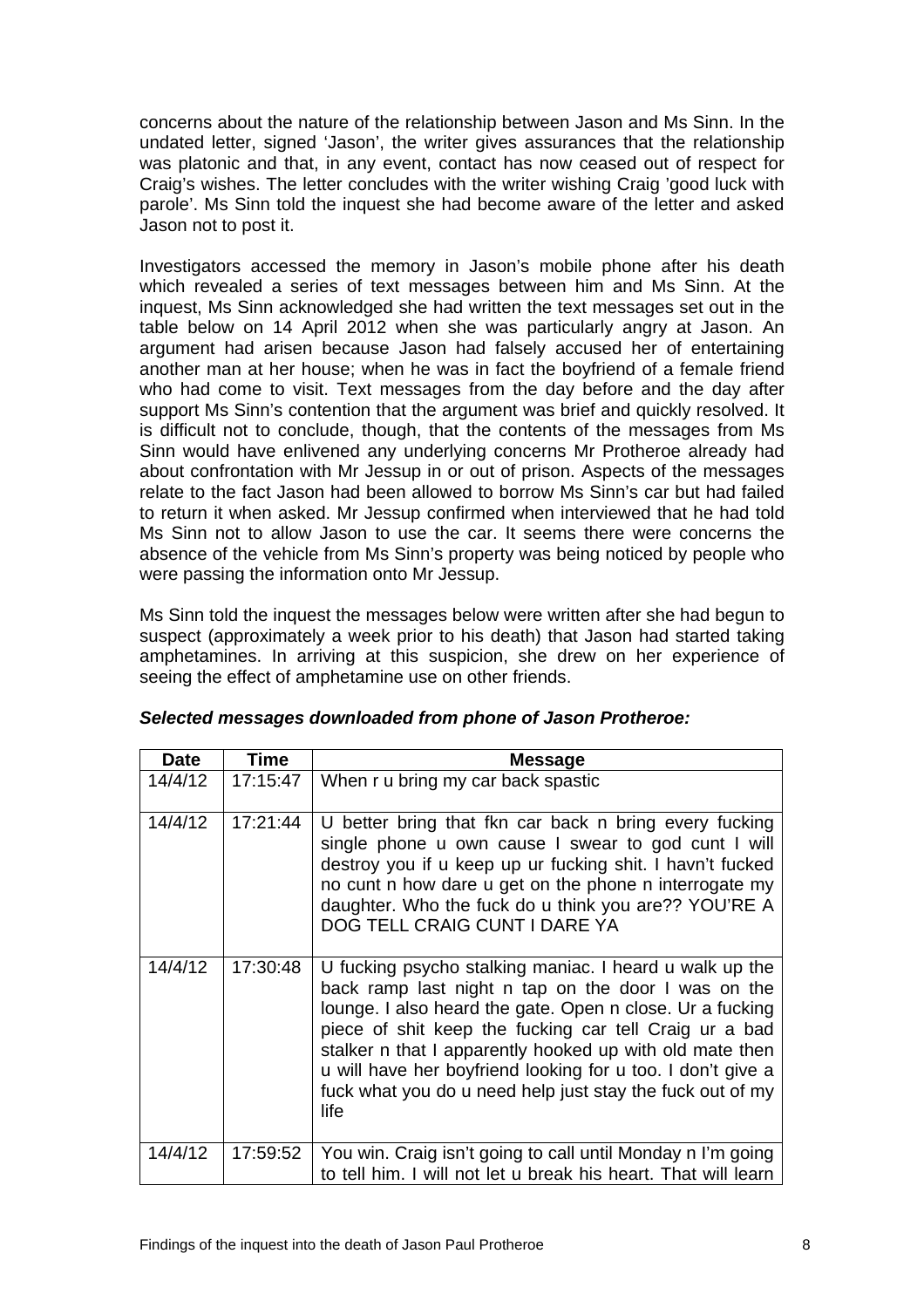concerns about the nature of the relationship between Jason and Ms Sinn. In the undated letter, signed 'Jason', the writer gives assurances that the relationship was platonic and that, in any event, contact has now ceased out of respect for Craig's wishes. The letter concludes with the writer wishing Craig 'good luck with parole'. Ms Sinn told the inquest she had become aware of the letter and asked Jason not to post it.

Investigators accessed the memory in Jason's mobile phone after his death which revealed a series of text messages between him and Ms Sinn. At the inquest, Ms Sinn acknowledged she had written the text messages set out in the table below on 14 April 2012 when she was particularly angry at Jason. An argument had arisen because Jason had falsely accused her of entertaining another man at her house; when he was in fact the boyfriend of a female friend who had come to visit. Text messages from the day before and the day after support Ms Sinn's contention that the argument was brief and quickly resolved. It is difficult not to conclude, though, that the contents of the messages from Ms Sinn would have enlivened any underlying concerns Mr Protheroe already had about confrontation with Mr Jessup in or out of prison. Aspects of the messages relate to the fact Jason had been allowed to borrow Ms Sinn's car but had failed to return it when asked. Mr Jessup confirmed when interviewed that he had told Ms Sinn not to allow Jason to use the car. It seems there were concerns the absence of the vehicle from Ms Sinn's property was being noticed by people who were passing the information onto Mr Jessup.

Ms Sinn told the inquest the messages below were written after she had begun to suspect (approximately a week prior to his death) that Jason had started taking amphetamines. In arriving at this suspicion, she drew on her experience of seeing the effect of amphetamine use on other friends.

***Selected messages downloaded from phone of Jason Protheroe:***

| Date | Time | Message |
|---|---|---|
| 14/4/12 | 17:15:47 | When r u bring my car back spastic |
| 14/4/12 | 17:21:44 | U better bring that fkn car back n bring every fucking single phone u own cause I swear to god cunt I will destroy you if u keep up ur fucking shit. I havn't fucked no cunt n how dare u get on the phone n interrogate my daughter. Who the fuck do u think you are?? YOU'RE A DOG TELL CRAIG CUNT I DARE YA |
| 14/4/12 | 17:30:48 | U fucking psycho stalking maniac. I heard u walk up the back ramp last night n tap on the door I was on the lounge. I also heard the gate. Open n close. Ur a fucking piece of shit keep the fucking car tell Craig ur a bad stalker n that I apparently hooked up with old mate then u will have her boyfriend looking for u too. I don't give a fuck what you do u need help just stay the fuck out of my life |
| 14/4/12 | 17:59:52 | You win. Craig isn't going to call until Monday n I'm going to tell him. I will not let u break his heart. That will learn |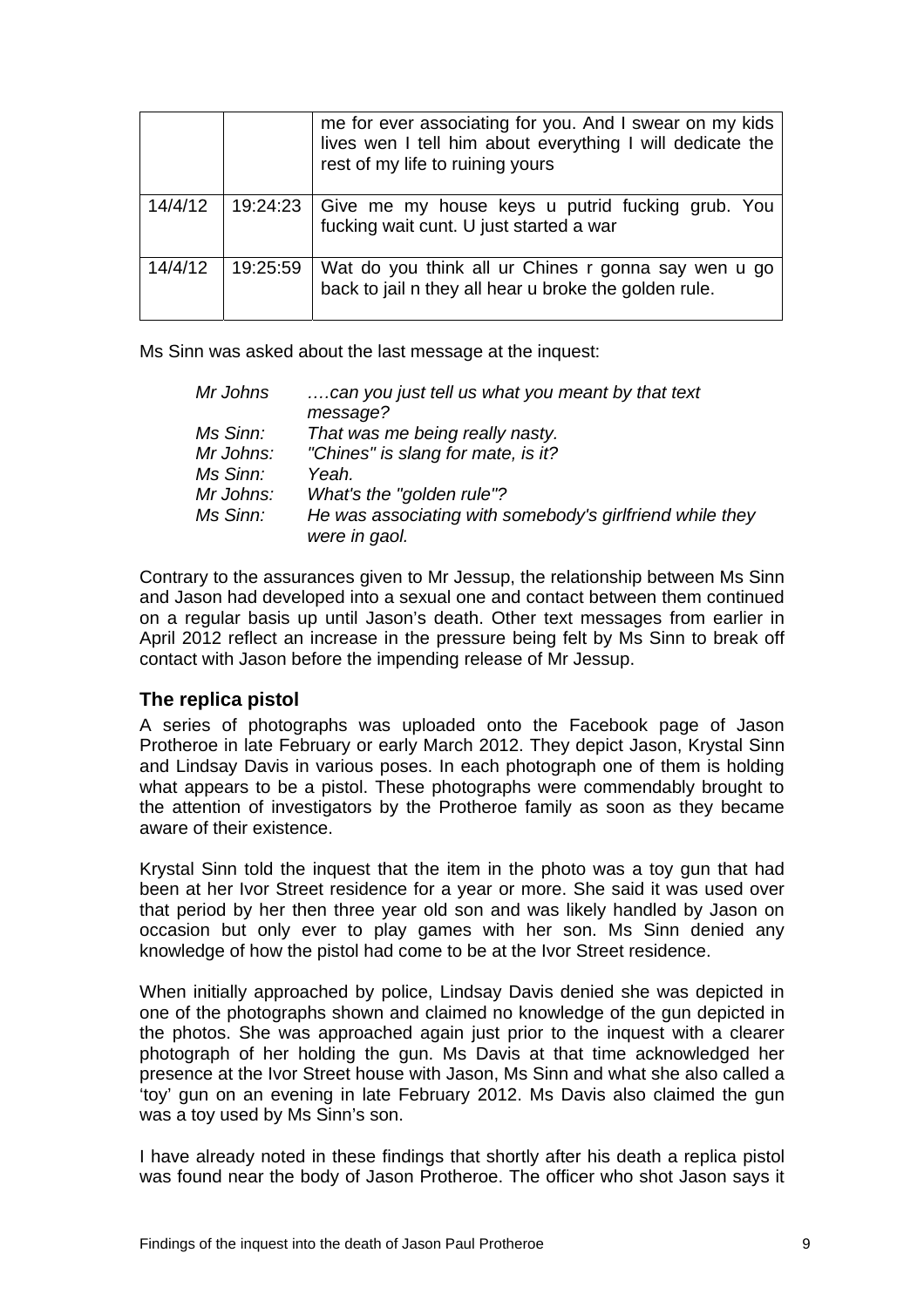| | | |
|---|---|---|
| | | me for ever associating for you. And I swear on my kids lives wen I tell him about everything I will dedicate the rest of my life to ruining yours |
| 14/4/12 | 19:24:23 | Give me my house keys u putrid fucking grub. You fucking wait cunt. U just started a war |
| 14/4/12 | 19:25:59 | Wat do you think all ur Chines r gonna say wen u go back to jail n they all hear u broke the golden rule. |

Ms Sinn was asked about the last message at the inquest:

| | |
|---|---|
| *Mr Johns* | *….can you just tell us what you meant by that text message?* |
| *Ms Sinn:* | *That was me being really nasty.* |
| *Mr Johns:* | *"Chines" is slang for mate, is it?* |
| *Ms Sinn:* | *Yeah.* |
| *Mr Johns:* | *What's the "golden rule"?* |
| *Ms Sinn:* | *He was associating with somebody's girlfriend while they were in gaol.* |

Contrary to the assurances given to Mr Jessup, the relationship between Ms Sinn and Jason had developed into a sexual one and contact between them continued on a regular basis up until Jason's death. Other text messages from earlier in April 2012 reflect an increase in the pressure being felt by Ms Sinn to break off contact with Jason before the impending release of Mr Jessup.

## The replica pistol

A series of photographs was uploaded onto the Facebook page of Jason Protheroe in late February or early March 2012. They depict Jason, Krystal Sinn and Lindsay Davis in various poses. In each photograph one of them is holding what appears to be a pistol. These photographs were commendably brought to the attention of investigators by the Protheroe family as soon as they became aware of their existence.

Krystal Sinn told the inquest that the item in the photo was a toy gun that had been at her Ivor Street residence for a year or more. She said it was used over that period by her then three year old son and was likely handled by Jason on occasion but only ever to play games with her son. Ms Sinn denied any knowledge of how the pistol had come to be at the Ivor Street residence.

When initially approached by police, Lindsay Davis denied she was depicted in one of the photographs shown and claimed no knowledge of the gun depicted in the photos. She was approached again just prior to the inquest with a clearer photograph of her holding the gun. Ms Davis at that time acknowledged her presence at the Ivor Street house with Jason, Ms Sinn and what she also called a 'toy' gun on an evening in late February 2012. Ms Davis also claimed the gun was a toy used by Ms Sinn's son.

I have already noted in these findings that shortly after his death a replica pistol was found near the body of Jason Protheroe. The officer who shot Jason says it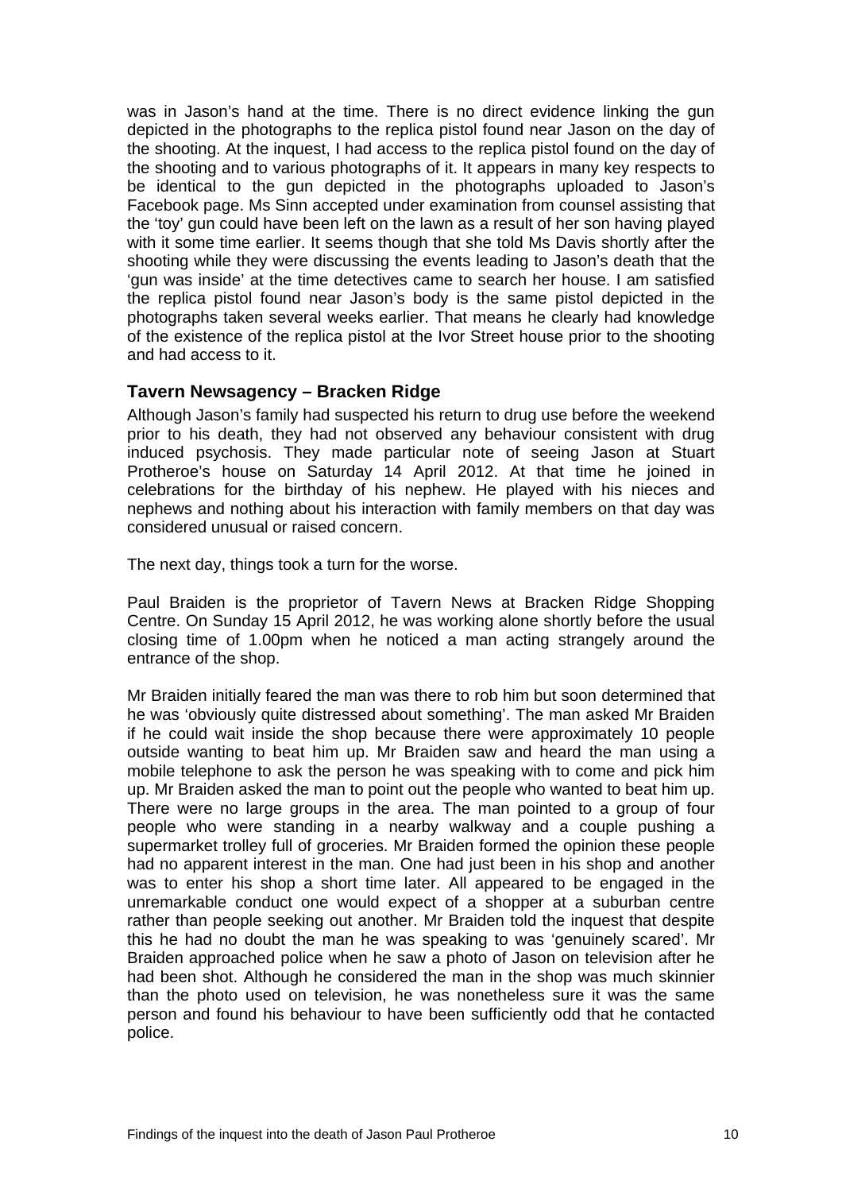was in Jason's hand at the time. There is no direct evidence linking the gun depicted in the photographs to the replica pistol found near Jason on the day of the shooting. At the inquest, I had access to the replica pistol found on the day of the shooting and to various photographs of it. It appears in many key respects to be identical to the gun depicted in the photographs uploaded to Jason's Facebook page. Ms Sinn accepted under examination from counsel assisting that the 'toy' gun could have been left on the lawn as a result of her son having played with it some time earlier. It seems though that she told Ms Davis shortly after the shooting while they were discussing the events leading to Jason's death that the 'gun was inside' at the time detectives came to search her house. I am satisfied the replica pistol found near Jason's body is the same pistol depicted in the photographs taken several weeks earlier. That means he clearly had knowledge of the existence of the replica pistol at the Ivor Street house prior to the shooting and had access to it.

## Tavern Newsagency – Bracken Ridge

Although Jason's family had suspected his return to drug use before the weekend prior to his death, they had not observed any behaviour consistent with drug induced psychosis. They made particular note of seeing Jason at Stuart Protheroe's house on Saturday 14 April 2012. At that time he joined in celebrations for the birthday of his nephew. He played with his nieces and nephews and nothing about his interaction with family members on that day was considered unusual or raised concern.

The next day, things took a turn for the worse.

Paul Braiden is the proprietor of Tavern News at Bracken Ridge Shopping Centre. On Sunday 15 April 2012, he was working alone shortly before the usual closing time of 1.00pm when he noticed a man acting strangely around the entrance of the shop.

Mr Braiden initially feared the man was there to rob him but soon determined that he was 'obviously quite distressed about something'. The man asked Mr Braiden if he could wait inside the shop because there were approximately 10 people outside wanting to beat him up. Mr Braiden saw and heard the man using a mobile telephone to ask the person he was speaking with to come and pick him up. Mr Braiden asked the man to point out the people who wanted to beat him up. There were no large groups in the area. The man pointed to a group of four people who were standing in a nearby walkway and a couple pushing a supermarket trolley full of groceries. Mr Braiden formed the opinion these people had no apparent interest in the man. One had just been in his shop and another was to enter his shop a short time later. All appeared to be engaged in the unremarkable conduct one would expect of a shopper at a suburban centre rather than people seeking out another. Mr Braiden told the inquest that despite this he had no doubt the man he was speaking to was 'genuinely scared'. Mr Braiden approached police when he saw a photo of Jason on television after he had been shot. Although he considered the man in the shop was much skinnier than the photo used on television, he was nonetheless sure it was the same person and found his behaviour to have been sufficiently odd that he contacted police.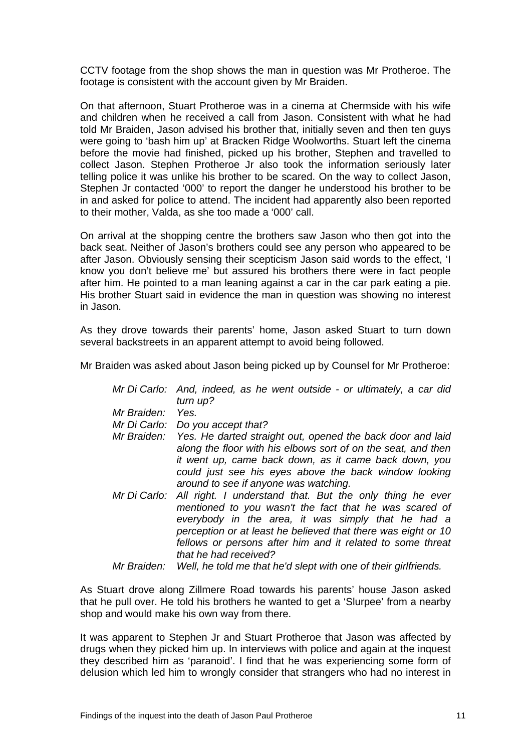CCTV footage from the shop shows the man in question was Mr Protheroe. The footage is consistent with the account given by Mr Braiden.

On that afternoon, Stuart Protheroe was in a cinema at Chermside with his wife and children when he received a call from Jason. Consistent with what he had told Mr Braiden, Jason advised his brother that, initially seven and then ten guys were going to 'bash him up' at Bracken Ridge Woolworths. Stuart left the cinema before the movie had finished, picked up his brother, Stephen and travelled to collect Jason. Stephen Protheroe Jr also took the information seriously later telling police it was unlike his brother to be scared. On the way to collect Jason, Stephen Jr contacted '000' to report the danger he understood his brother to be in and asked for police to attend. The incident had apparently also been reported to their mother, Valda, as she too made a '000' call.

On arrival at the shopping centre the brothers saw Jason who then got into the back seat. Neither of Jason's brothers could see any person who appeared to be after Jason. Obviously sensing their scepticism Jason said words to the effect, 'I know you don't believe me' but assured his brothers there were in fact people after him. He pointed to a man leaning against a car in the car park eating a pie. His brother Stuart said in evidence the man in question was showing no interest in Jason.

As they drove towards their parents' home, Jason asked Stuart to turn down several backstreets in an apparent attempt to avoid being followed.

Mr Braiden was asked about Jason being picked up by Counsel for Mr Protheroe:

> *Mr Di Carlo:* *And, indeed, as he went outside - or ultimately, a car did turn up?*
>
> *Mr Braiden:* *Yes.*
>
> *Mr Di Carlo:* *Do you accept that?*
>
> *Mr Braiden:* *Yes. He darted straight out, opened the back door and laid along the floor with his elbows sort of on the seat, and then it went up, came back down, as it came back down, you could just see his eyes above the back window looking around to see if anyone was watching.*
>
> *Mr Di Carlo:* *All right. I understand that. But the only thing he ever mentioned to you wasn't the fact that he was scared of everybody in the area, it was simply that he had a perception or at least he believed that there was eight or 10 fellows or persons after him and it related to some threat that he had received?*
>
> *Mr Braiden:* *Well, he told me that he'd slept with one of their girlfriends.*

As Stuart drove along Zillmere Road towards his parents' house Jason asked that he pull over. He told his brothers he wanted to get a 'Slurpee' from a nearby shop and would make his own way from there.

It was apparent to Stephen Jr and Stuart Protheroe that Jason was affected by drugs when they picked him up. In interviews with police and again at the inquest they described him as 'paranoid'. I find that he was experiencing some form of delusion which led him to wrongly consider that strangers who had no interest in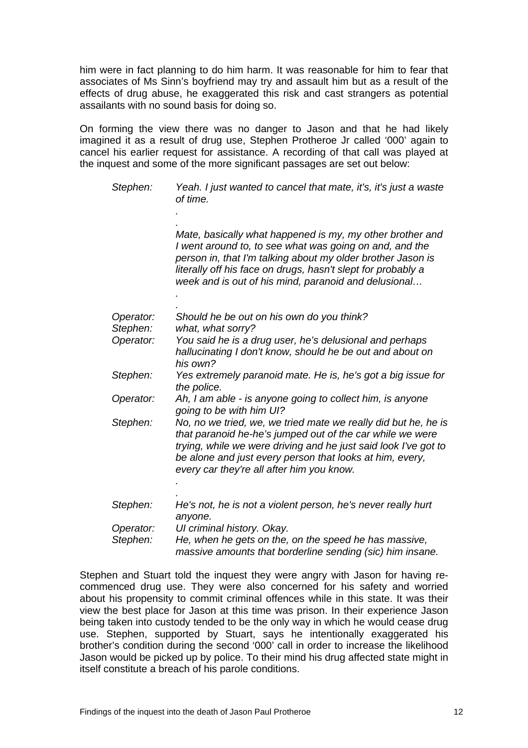him were in fact planning to do him harm. It was reasonable for him to fear that associates of Ms Sinn's boyfriend may try and assault him but as a result of the effects of drug abuse, he exaggerated this risk and cast strangers as potential assailants with no sound basis for doing so.

On forming the view there was no danger to Jason and that he had likely imagined it as a result of drug use, Stephen Protheroe Jr called '000' again to cancel his earlier request for assistance. A recording of that call was played at the inquest and some of the more significant passages are set out below:

| | |
|---|---|
| *Stephen:* | *Yeah. I just wanted to cancel that mate, it's, it's just a waste of time.* |
| | *.* |
| | *.* |
| | *Mate, basically what happened is my, my other brother and I went around to, to see what was going on and, and the person in, that I'm talking about my older brother Jason is literally off his face on drugs, hasn't slept for probably a week and is out of his mind, paranoid and delusional…* |
| | *.* |
| | *.* |
| *Operator:* | *Should he be out on his own do you think?* |
| *Stephen:* | *what, what sorry?* |
| *Operator:* | *You said he is a drug user, he's delusional and perhaps hallucinating I don't know, should he be out and about on his own?* |
| *Stephen:* | *Yes extremely paranoid mate. He is, he's got a big issue for the police.* |
| *Operator:* | *Ah, I am able - is anyone going to collect him, is anyone going to be with him UI?* |
| *Stephen:* | *No, no we tried, we, we tried mate we really did but he, he is that paranoid he-he's jumped out of the car while we were trying, while we were driving and he just said look I've got to be alone and just every person that looks at him, every, every car they're all after him you know.* |
| | *.* |
| | *.* |
| *Stephen:* | *He's not, he is not a violent person, he's never really hurt anyone.* |
| *Operator:* | *UI criminal history. Okay.* |
| *Stephen:* | *He, when he gets on the, on the speed he has massive, massive amounts that borderline sending (sic) him insane.* |

Stephen and Stuart told the inquest they were angry with Jason for having re-commenced drug use. They were also concerned for his safety and worried about his propensity to commit criminal offences while in this state. It was their view the best place for Jason at this time was prison. In their experience Jason being taken into custody tended to be the only way in which he would cease drug use. Stephen, supported by Stuart, says he intentionally exaggerated his brother's condition during the second '000' call in order to increase the likelihood Jason would be picked up by police. To their mind his drug affected state might in itself constitute a breach of his parole conditions.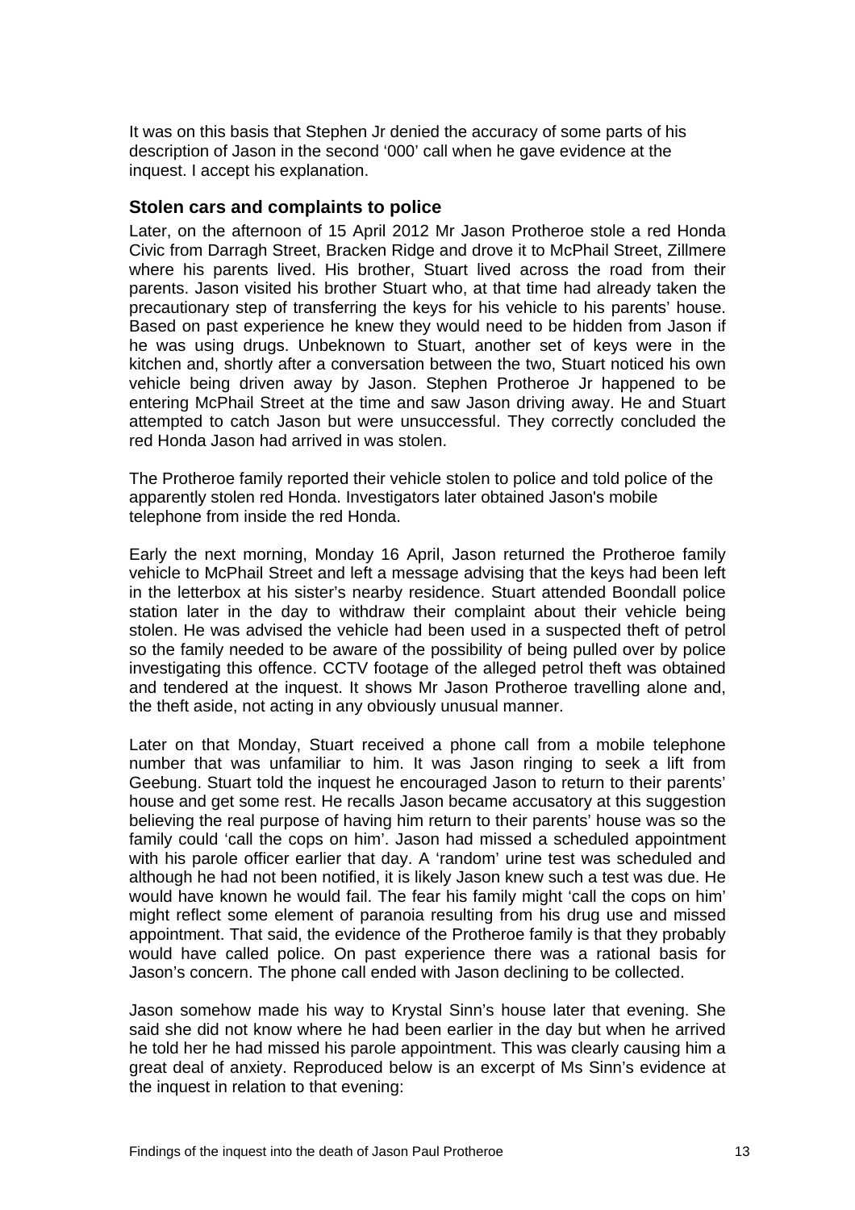It was on this basis that Stephen Jr denied the accuracy of some parts of his description of Jason in the second '000' call when he gave evidence at the inquest. I accept his explanation.

### Stolen cars and complaints to police

Later, on the afternoon of 15 April 2012 Mr Jason Protheroe stole a red Honda Civic from Darragh Street, Bracken Ridge and drove it to McPhail Street, Zillmere where his parents lived. His brother, Stuart lived across the road from their parents. Jason visited his brother Stuart who, at that time had already taken the precautionary step of transferring the keys for his vehicle to his parents' house. Based on past experience he knew they would need to be hidden from Jason if he was using drugs. Unbeknown to Stuart, another set of keys were in the kitchen and, shortly after a conversation between the two, Stuart noticed his own vehicle being driven away by Jason. Stephen Protheroe Jr happened to be entering McPhail Street at the time and saw Jason driving away. He and Stuart attempted to catch Jason but were unsuccessful. They correctly concluded the red Honda Jason had arrived in was stolen.

The Protheroe family reported their vehicle stolen to police and told police of the apparently stolen red Honda. Investigators later obtained Jason's mobile telephone from inside the red Honda.

Early the next morning, Monday 16 April, Jason returned the Protheroe family vehicle to McPhail Street and left a message advising that the keys had been left in the letterbox at his sister's nearby residence. Stuart attended Boondall police station later in the day to withdraw their complaint about their vehicle being stolen. He was advised the vehicle had been used in a suspected theft of petrol so the family needed to be aware of the possibility of being pulled over by police investigating this offence. CCTV footage of the alleged petrol theft was obtained and tendered at the inquest. It shows Mr Jason Protheroe travelling alone and, the theft aside, not acting in any obviously unusual manner.

Later on that Monday, Stuart received a phone call from a mobile telephone number that was unfamiliar to him. It was Jason ringing to seek a lift from Geebung. Stuart told the inquest he encouraged Jason to return to their parents' house and get some rest. He recalls Jason became accusatory at this suggestion believing the real purpose of having him return to their parents' house was so the family could 'call the cops on him'. Jason had missed a scheduled appointment with his parole officer earlier that day. A 'random' urine test was scheduled and although he had not been notified, it is likely Jason knew such a test was due. He would have known he would fail. The fear his family might 'call the cops on him' might reflect some element of paranoia resulting from his drug use and missed appointment. That said, the evidence of the Protheroe family is that they probably would have called police. On past experience there was a rational basis for Jason's concern. The phone call ended with Jason declining to be collected.

Jason somehow made his way to Krystal Sinn's house later that evening. She said she did not know where he had been earlier in the day but when he arrived he told her he had missed his parole appointment. This was clearly causing him a great deal of anxiety. Reproduced below is an excerpt of Ms Sinn's evidence at the inquest in relation to that evening: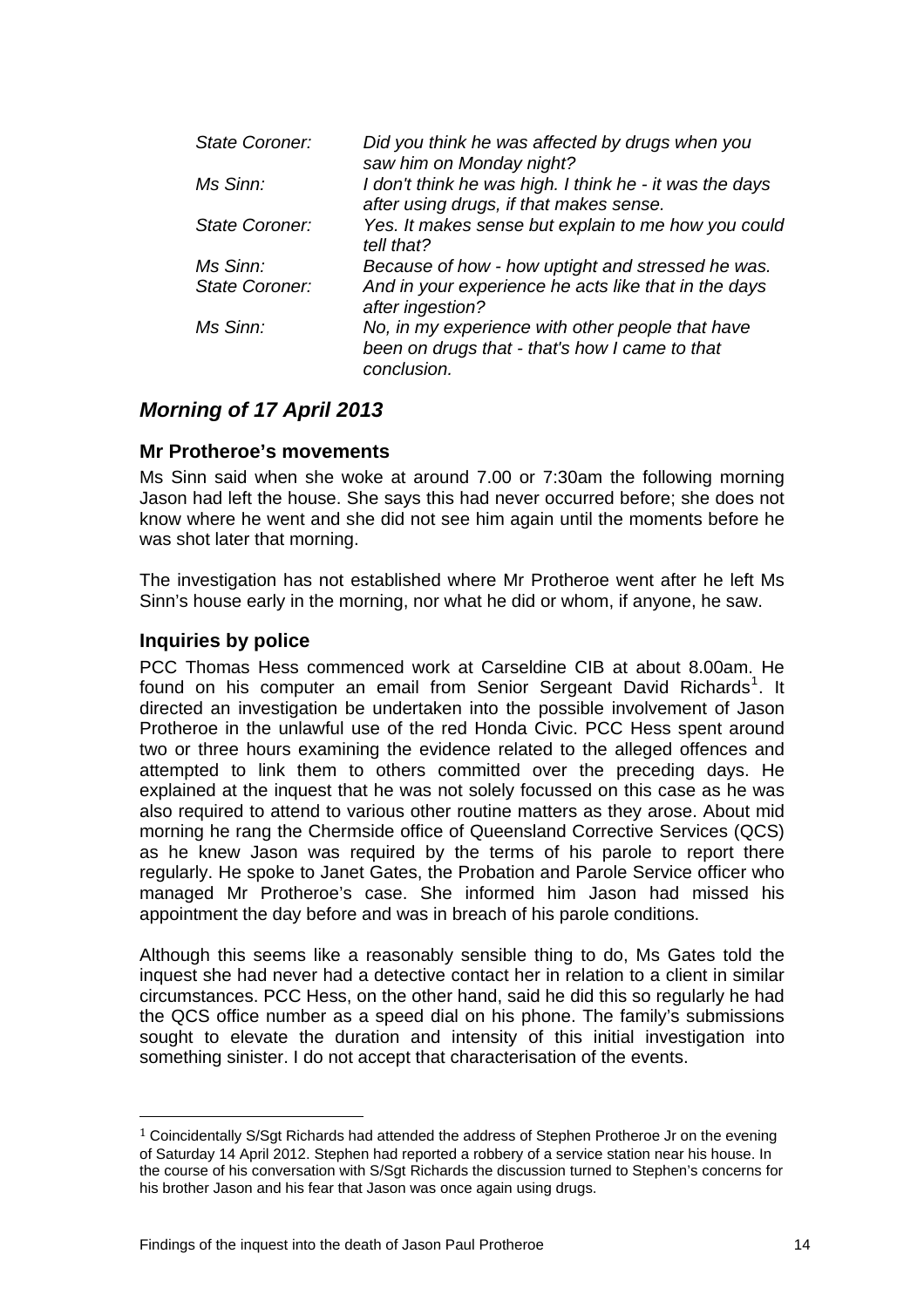| | |
|---|---|
| *State Coroner:* | *Did you think he was affected by drugs when you saw him on Monday night?* |
| *Ms Sinn:* | *I don't think he was high. I think he - it was the days after using drugs, if that makes sense.* |
| *State Coroner:* | *Yes. It makes sense but explain to me how you could tell that?* |
| *Ms Sinn:* | *Because of how - how uptight and stressed he was.* |
| *State Coroner:* | *And in your experience he acts like that in the days after ingestion?* |
| *Ms Sinn:* | *No, in my experience with other people that have been on drugs that - that's how I came to that conclusion.* |

## *Morning of 17 April 2013*

### Mr Protheroe's movements

Ms Sinn said when she woke at around 7.00 or 7:30am the following morning Jason had left the house. She says this had never occurred before; she does not know where he went and she did not see him again until the moments before he was shot later that morning.

The investigation has not established where Mr Protheroe went after he left Ms Sinn's house early in the morning, nor what he did or whom, if anyone, he saw.

### Inquiries by police

PCC Thomas Hess commenced work at Carseldine CIB at about 8.00am. He found on his computer an email from Senior Sergeant David Richards[1]. It directed an investigation be undertaken into the possible involvement of Jason Protheroe in the unlawful use of the red Honda Civic. PCC Hess spent around two or three hours examining the evidence related to the alleged offences and attempted to link them to others committed over the preceding days. He explained at the inquest that he was not solely focussed on this case as he was also required to attend to various other routine matters as they arose. About mid morning he rang the Chermside office of Queensland Corrective Services (QCS) as he knew Jason was required by the terms of his parole to report there regularly. He spoke to Janet Gates, the Probation and Parole Service officer who managed Mr Protheroe's case. She informed him Jason had missed his appointment the day before and was in breach of his parole conditions.

Although this seems like a reasonably sensible thing to do, Ms Gates told the inquest she had never had a detective contact her in relation to a client in similar circumstances. PCC Hess, on the other hand, said he did this so regularly he had the QCS office number as a speed dial on his phone. The family's submissions sought to elevate the duration and intensity of this initial investigation into something sinister. I do not accept that characterisation of the events.

---

[1] Coincidentally S/Sgt Richards had attended the address of Stephen Protheroe Jr on the evening of Saturday 14 April 2012. Stephen had reported a robbery of a service station near his house. In the course of his conversation with S/Sgt Richards the discussion turned to Stephen's concerns for his brother Jason and his fear that Jason was once again using drugs.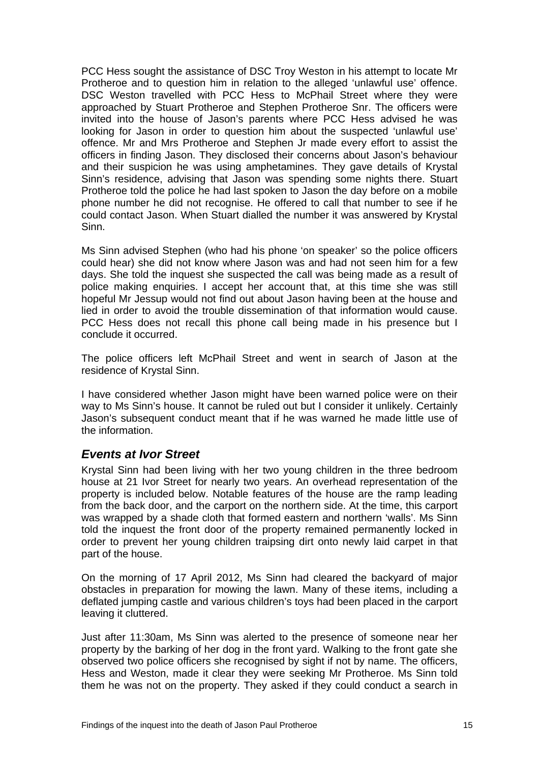PCC Hess sought the assistance of DSC Troy Weston in his attempt to locate Mr Protheroe and to question him in relation to the alleged 'unlawful use' offence. DSC Weston travelled with PCC Hess to McPhail Street where they were approached by Stuart Protheroe and Stephen Protheroe Snr. The officers were invited into the house of Jason's parents where PCC Hess advised he was looking for Jason in order to question him about the suspected 'unlawful use' offence. Mr and Mrs Protheroe and Stephen Jr made every effort to assist the officers in finding Jason. They disclosed their concerns about Jason's behaviour and their suspicion he was using amphetamines. They gave details of Krystal Sinn's residence, advising that Jason was spending some nights there. Stuart Protheroe told the police he had last spoken to Jason the day before on a mobile phone number he did not recognise. He offered to call that number to see if he could contact Jason. When Stuart dialled the number it was answered by Krystal Sinn.

Ms Sinn advised Stephen (who had his phone 'on speaker' so the police officers could hear) she did not know where Jason was and had not seen him for a few days. She told the inquest she suspected the call was being made as a result of police making enquiries. I accept her account that, at this time she was still hopeful Mr Jessup would not find out about Jason having been at the house and lied in order to avoid the trouble dissemination of that information would cause. PCC Hess does not recall this phone call being made in his presence but I conclude it occurred.

The police officers left McPhail Street and went in search of Jason at the residence of Krystal Sinn.

I have considered whether Jason might have been warned police were on their way to Ms Sinn's house. It cannot be ruled out but I consider it unlikely. Certainly Jason's subsequent conduct meant that if he was warned he made little use of the information.

## *Events at Ivor Street*

Krystal Sinn had been living with her two young children in the three bedroom house at 21 Ivor Street for nearly two years. An overhead representation of the property is included below. Notable features of the house are the ramp leading from the back door, and the carport on the northern side. At the time, this carport was wrapped by a shade cloth that formed eastern and northern 'walls'. Ms Sinn told the inquest the front door of the property remained permanently locked in order to prevent her young children traipsing dirt onto newly laid carpet in that part of the house.

On the morning of 17 April 2012, Ms Sinn had cleared the backyard of major obstacles in preparation for mowing the lawn. Many of these items, including a deflated jumping castle and various children's toys had been placed in the carport leaving it cluttered.

Just after 11:30am, Ms Sinn was alerted to the presence of someone near her property by the barking of her dog in the front yard. Walking to the front gate she observed two police officers she recognised by sight if not by name. The officers, Hess and Weston, made it clear they were seeking Mr Protheroe. Ms Sinn told them he was not on the property. They asked if they could conduct a search in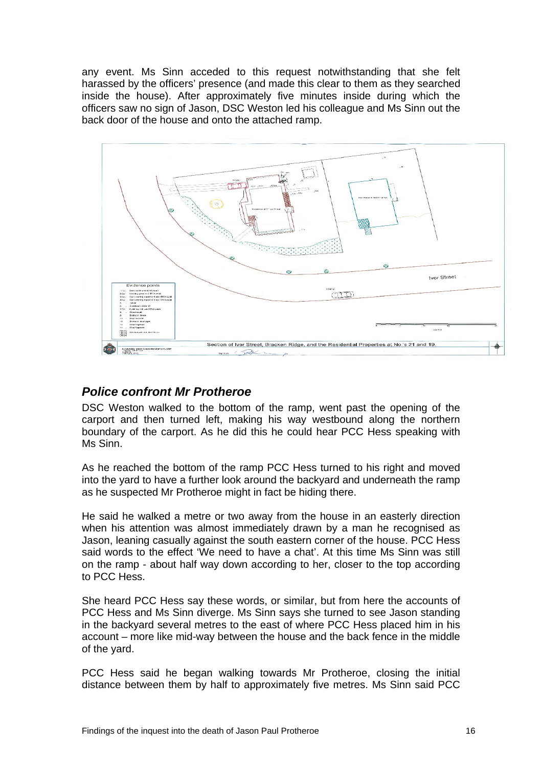any event. Ms Sinn acceded to this request notwithstanding that she felt harassed by the officers' presence (and made this clear to them as they searched inside the house). After approximately five minutes inside during which the officers saw no sign of Jason, DSC Weston led his colleague and Ms Sinn out the back door of the house and onto the attached ramp.

### *Police confront Mr Protheroe*

DSC Weston walked to the bottom of the ramp, went past the opening of the carport and then turned left, making his way westbound along the northern boundary of the carport. As he did this he could hear PCC Hess speaking with Ms Sinn.

As he reached the bottom of the ramp PCC Hess turned to his right and moved into the yard to have a further look around the backyard and underneath the ramp as he suspected Mr Protheroe might in fact be hiding there.

He said he walked a metre or two away from the house in an easterly direction when his attention was almost immediately drawn by a man he recognised as Jason, leaning casually against the south eastern corner of the house. PCC Hess said words to the effect 'We need to have a chat'. At this time Ms Sinn was still on the ramp - about half way down according to her, closer to the top according to PCC Hess.

She heard PCC Hess say these words, or similar, but from here the accounts of PCC Hess and Ms Sinn diverge. Ms Sinn says she turned to see Jason standing in the backyard several metres to the east of where PCC Hess placed him in his account – more like mid-way between the house and the back fence in the middle of the yard.

PCC Hess said he began walking towards Mr Protheroe, closing the initial distance between them by half to approximately five metres. Ms Sinn said PCC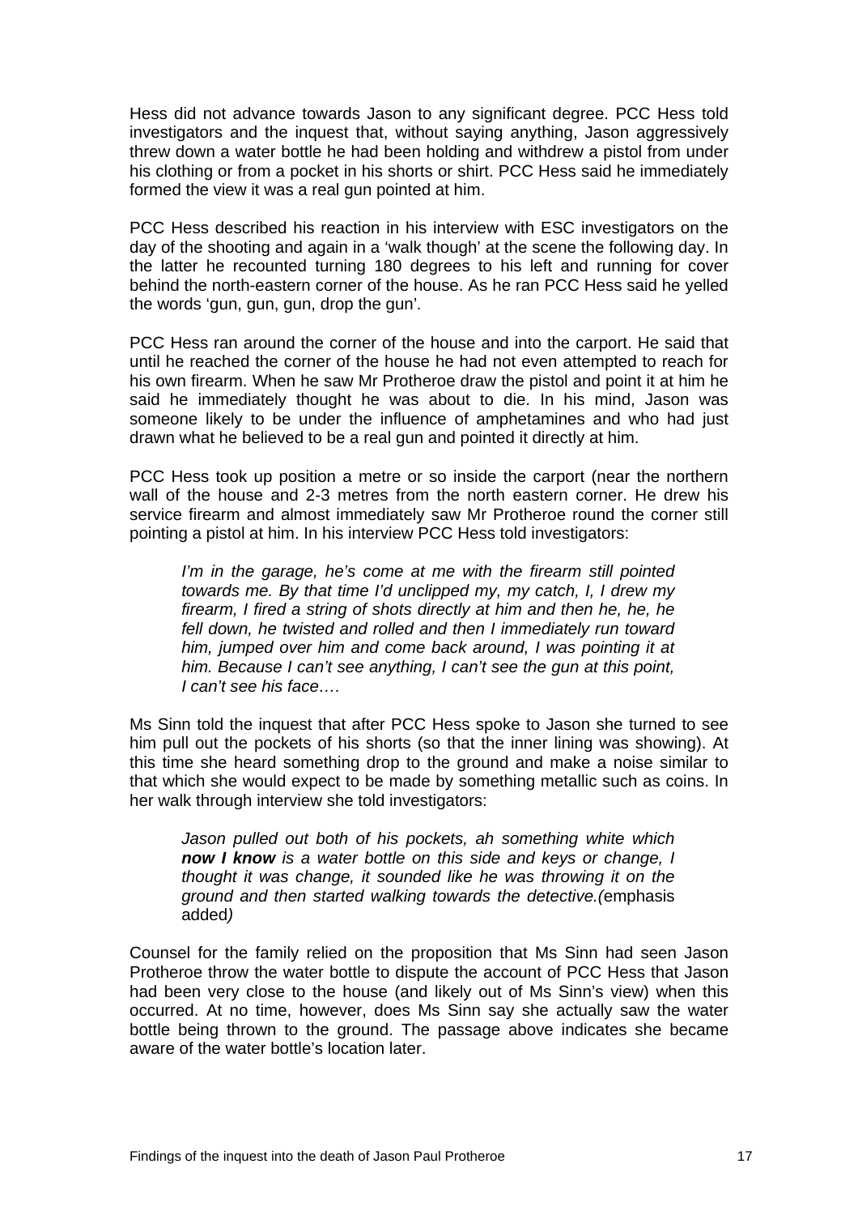Hess did not advance towards Jason to any significant degree. PCC Hess told investigators and the inquest that, without saying anything, Jason aggressively threw down a water bottle he had been holding and withdrew a pistol from under his clothing or from a pocket in his shorts or shirt. PCC Hess said he immediately formed the view it was a real gun pointed at him.

PCC Hess described his reaction in his interview with ESC investigators on the day of the shooting and again in a 'walk though' at the scene the following day. In the latter he recounted turning 180 degrees to his left and running for cover behind the north-eastern corner of the house. As he ran PCC Hess said he yelled the words 'gun, gun, gun, drop the gun'.

PCC Hess ran around the corner of the house and into the carport. He said that until he reached the corner of the house he had not even attempted to reach for his own firearm. When he saw Mr Protheroe draw the pistol and point it at him he said he immediately thought he was about to die. In his mind, Jason was someone likely to be under the influence of amphetamines and who had just drawn what he believed to be a real gun and pointed it directly at him.

PCC Hess took up position a metre or so inside the carport (near the northern wall of the house and 2-3 metres from the north eastern corner. He drew his service firearm and almost immediately saw Mr Protheroe round the corner still pointing a pistol at him. In his interview PCC Hess told investigators:

> *I'm in the garage, he's come at me with the firearm still pointed towards me. By that time I'd unclipped my, my catch, I, I drew my firearm, I fired a string of shots directly at him and then he, he, he fell down, he twisted and rolled and then I immediately run toward him, jumped over him and come back around, I was pointing it at him. Because I can't see anything, I can't see the gun at this point, I can't see his face….*

Ms Sinn told the inquest that after PCC Hess spoke to Jason she turned to see him pull out the pockets of his shorts (so that the inner lining was showing). At this time she heard something drop to the ground and make a noise similar to that which she would expect to be made by something metallic such as coins. In her walk through interview she told investigators:

> *Jason pulled out both of his pockets, ah something white which **now I know** is a water bottle on this side and keys or change, I thought it was change, it sounded like he was throwing it on the ground and then started walking towards the detective.(*emphasis added*)*

Counsel for the family relied on the proposition that Ms Sinn had seen Jason Protheroe throw the water bottle to dispute the account of PCC Hess that Jason had been very close to the house (and likely out of Ms Sinn's view) when this occurred. At no time, however, does Ms Sinn say she actually saw the water bottle being thrown to the ground. The passage above indicates she became aware of the water bottle's location later.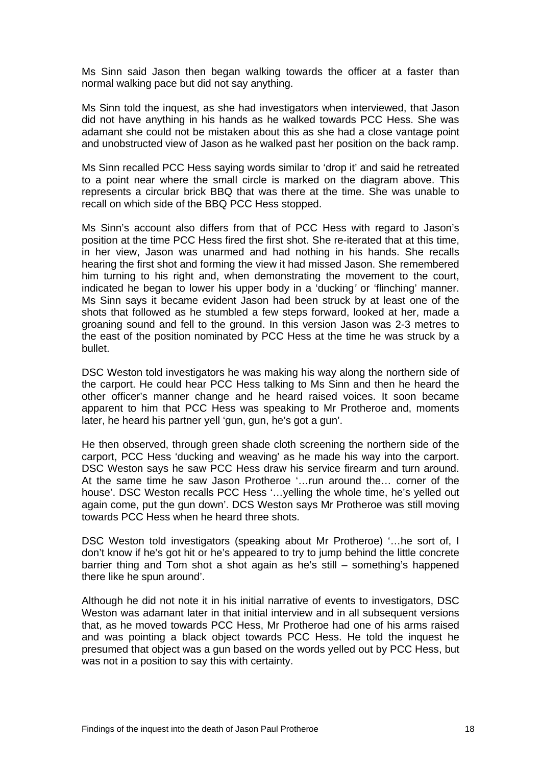Ms Sinn said Jason then began walking towards the officer at a faster than normal walking pace but did not say anything.

Ms Sinn told the inquest, as she had investigators when interviewed, that Jason did not have anything in his hands as he walked towards PCC Hess. She was adamant she could not be mistaken about this as she had a close vantage point and unobstructed view of Jason as he walked past her position on the back ramp.

Ms Sinn recalled PCC Hess saying words similar to 'drop it' and said he retreated to a point near where the small circle is marked on the diagram above. This represents a circular brick BBQ that was there at the time. She was unable to recall on which side of the BBQ PCC Hess stopped.

Ms Sinn's account also differs from that of PCC Hess with regard to Jason's position at the time PCC Hess fired the first shot. She re-iterated that at this time, in her view, Jason was unarmed and had nothing in his hands. She recalls hearing the first shot and forming the view it had missed Jason. She remembered him turning to his right and, when demonstrating the movement to the court, indicated he began to lower his upper body in a 'ducking' or 'flinching' manner. Ms Sinn says it became evident Jason had been struck by at least one of the shots that followed as he stumbled a few steps forward, looked at her, made a groaning sound and fell to the ground. In this version Jason was 2-3 metres to the east of the position nominated by PCC Hess at the time he was struck by a bullet.

DSC Weston told investigators he was making his way along the northern side of the carport. He could hear PCC Hess talking to Ms Sinn and then he heard the other officer's manner change and he heard raised voices. It soon became apparent to him that PCC Hess was speaking to Mr Protheroe and, moments later, he heard his partner yell 'gun, gun, he's got a gun'.

He then observed, through green shade cloth screening the northern side of the carport, PCC Hess 'ducking and weaving' as he made his way into the carport. DSC Weston says he saw PCC Hess draw his service firearm and turn around. At the same time he saw Jason Protheroe '…run around the… corner of the house'. DSC Weston recalls PCC Hess '…yelling the whole time, he's yelled out again come, put the gun down'. DCS Weston says Mr Protheroe was still moving towards PCC Hess when he heard three shots.

DSC Weston told investigators (speaking about Mr Protheroe) '…he sort of, I don't know if he's got hit or he's appeared to try to jump behind the little concrete barrier thing and Tom shot a shot again as he's still – something's happened there like he spun around'.

Although he did not note it in his initial narrative of events to investigators, DSC Weston was adamant later in that initial interview and in all subsequent versions that, as he moved towards PCC Hess, Mr Protheroe had one of his arms raised and was pointing a black object towards PCC Hess. He told the inquest he presumed that object was a gun based on the words yelled out by PCC Hess, but was not in a position to say this with certainty.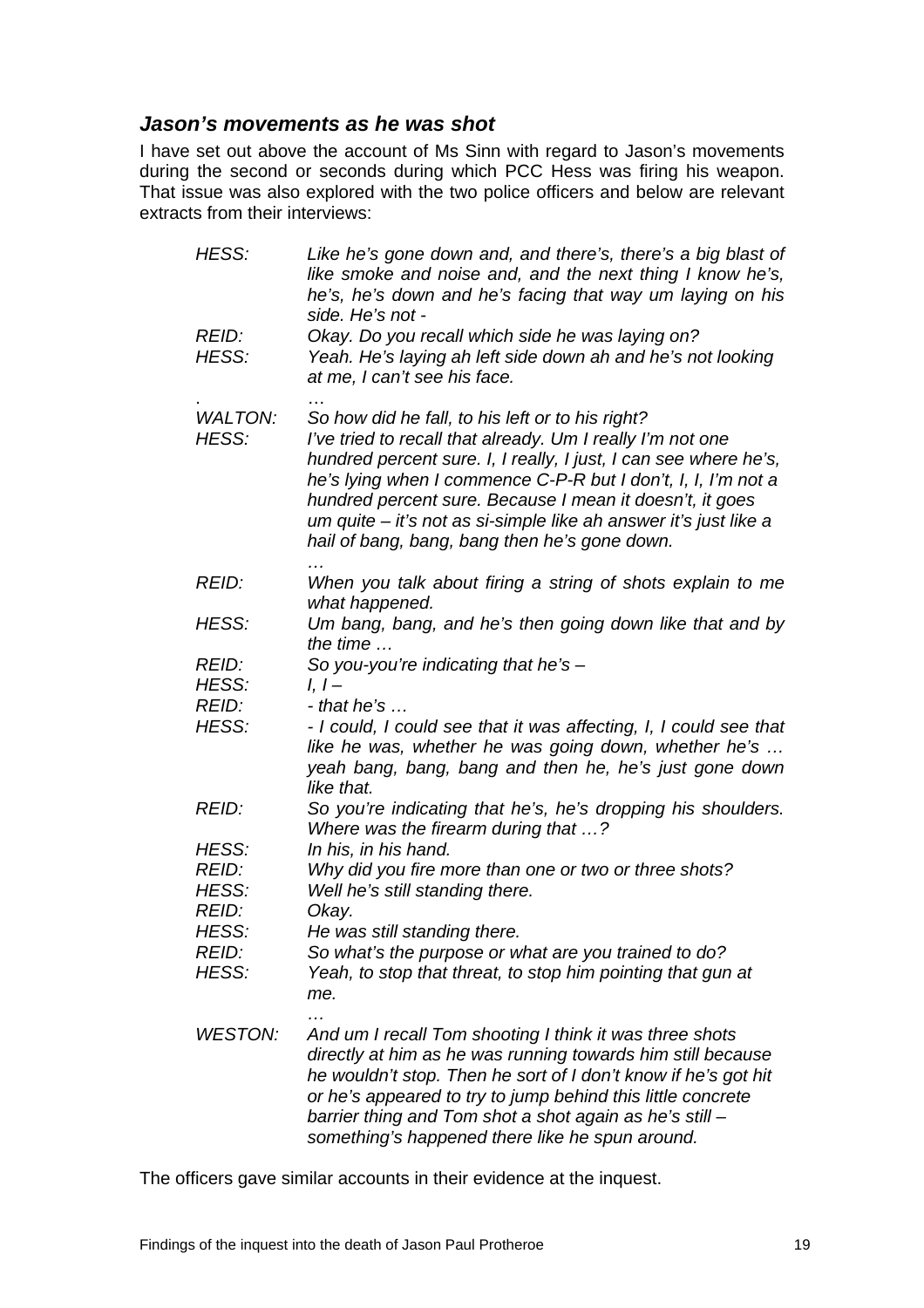### *Jason's movements as he was shot*

I have set out above the account of Ms Sinn with regard to Jason's movements during the second or seconds during which PCC Hess was firing his weapon. That issue was also explored with the two police officers and below are relevant extracts from their interviews:

| | |
|---|---|
| *HESS:* | *Like he's gone down and, and there's, there's a big blast of like smoke and noise and, and the next thing I know he's, he's, he's down and he's facing that way um laying on his side. He's not -* |
| *REID:* | *Okay. Do you recall which side he was laying on?* |
| *HESS:* | *Yeah. He's laying ah left side down ah and he's not looking at me, I can't see his face.* |
| . | *…* |
| *WALTON:* | *So how did he fall, to his left or to his right?* |
| *HESS:* | *I've tried to recall that already. Um I really I'm not one hundred percent sure. I, I really, I just, I can see where he's, he's lying when I commence C-P-R but I don't, I, I, I'm not a hundred percent sure. Because I mean it doesn't, it goes um quite – it's not as si-simple like ah answer it's just like a hail of bang, bang, bang then he's gone down.* |
| | *…* |
| *REID:* | *When you talk about firing a string of shots explain to me what happened.* |
| *HESS:* | *Um bang, bang, and he's then going down like that and by the time …* |
| *REID:* | *So you-you're indicating that he's –* |
| *HESS:* | *I, I –* |
| *REID:* | *- that he's …* |
| *HESS:* | *- I could, I could see that it was affecting, I, I could see that like he was, whether he was going down, whether he's … yeah bang, bang, bang and then he, he's just gone down like that.* |
| *REID:* | *So you're indicating that he's, he's dropping his shoulders. Where was the firearm during that …?* |
| *HESS:* | *In his, in his hand.* |
| *REID:* | *Why did you fire more than one or two or three shots?* |
| *HESS:* | *Well he's still standing there.* |
| *REID:* | *Okay.* |
| *HESS:* | *He was still standing there.* |
| *REID:* | *So what's the purpose or what are you trained to do?* |
| *HESS:* | *Yeah, to stop that threat, to stop him pointing that gun at me.* |
| | *…* |
| *WESTON:* | *And um I recall Tom shooting I think it was three shots directly at him as he was running towards him still because he wouldn't stop. Then he sort of I don't know if he's got hit or he's appeared to try to jump behind this little concrete barrier thing and Tom shot a shot again as he's still – something's happened there like he spun around.* |

The officers gave similar accounts in their evidence at the inquest.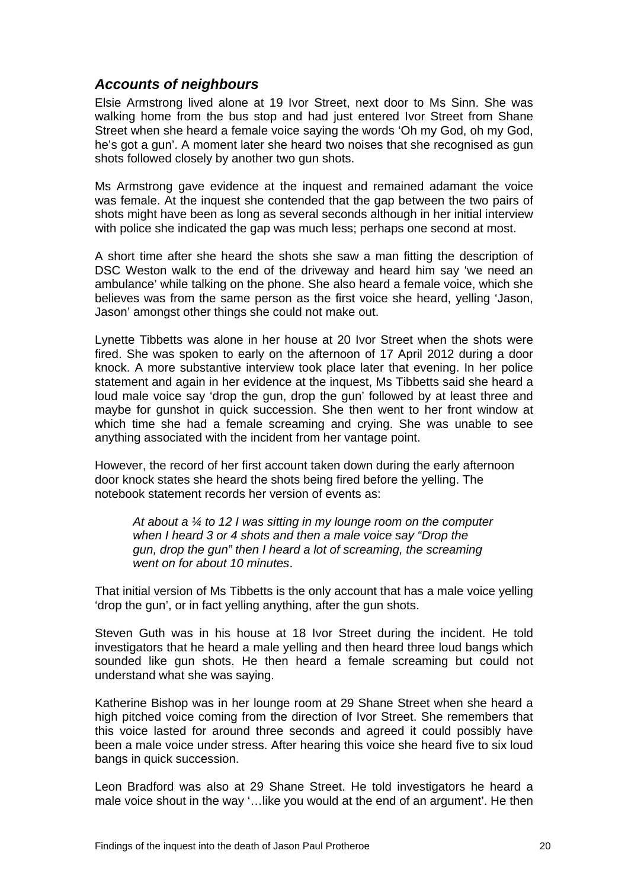### *Accounts of neighbours*

Elsie Armstrong lived alone at 19 Ivor Street, next door to Ms Sinn. She was walking home from the bus stop and had just entered Ivor Street from Shane Street when she heard a female voice saying the words 'Oh my God, oh my God, he's got a gun'. A moment later she heard two noises that she recognised as gun shots followed closely by another two gun shots.

Ms Armstrong gave evidence at the inquest and remained adamant the voice was female. At the inquest she contended that the gap between the two pairs of shots might have been as long as several seconds although in her initial interview with police she indicated the gap was much less; perhaps one second at most.

A short time after she heard the shots she saw a man fitting the description of DSC Weston walk to the end of the driveway and heard him say 'we need an ambulance' while talking on the phone. She also heard a female voice, which she believes was from the same person as the first voice she heard, yelling 'Jason, Jason' amongst other things she could not make out.

Lynette Tibbetts was alone in her house at 20 Ivor Street when the shots were fired. She was spoken to early on the afternoon of 17 April 2012 during a door knock. A more substantive interview took place later that evening. In her police statement and again in her evidence at the inquest, Ms Tibbetts said she heard a loud male voice say 'drop the gun, drop the gun' followed by at least three and maybe for gunshot in quick succession. She then went to her front window at which time she had a female screaming and crying. She was unable to see anything associated with the incident from her vantage point.

However, the record of her first account taken down during the early afternoon door knock states she heard the shots being fired before the yelling. The notebook statement records her version of events as:

> *At about a ¼ to 12 I was sitting in my lounge room on the computer when I heard 3 or 4 shots and then a male voice say "Drop the gun, drop the gun" then I heard a lot of screaming, the screaming went on for about 10 minutes*.

That initial version of Ms Tibbetts is the only account that has a male voice yelling 'drop the gun', or in fact yelling anything, after the gun shots.

Steven Guth was in his house at 18 Ivor Street during the incident. He told investigators that he heard a male yelling and then heard three loud bangs which sounded like gun shots. He then heard a female screaming but could not understand what she was saying.

Katherine Bishop was in her lounge room at 29 Shane Street when she heard a high pitched voice coming from the direction of Ivor Street. She remembers that this voice lasted for around three seconds and agreed it could possibly have been a male voice under stress. After hearing this voice she heard five to six loud bangs in quick succession.

Leon Bradford was also at 29 Shane Street. He told investigators he heard a male voice shout in the way '…like you would at the end of an argument'. He then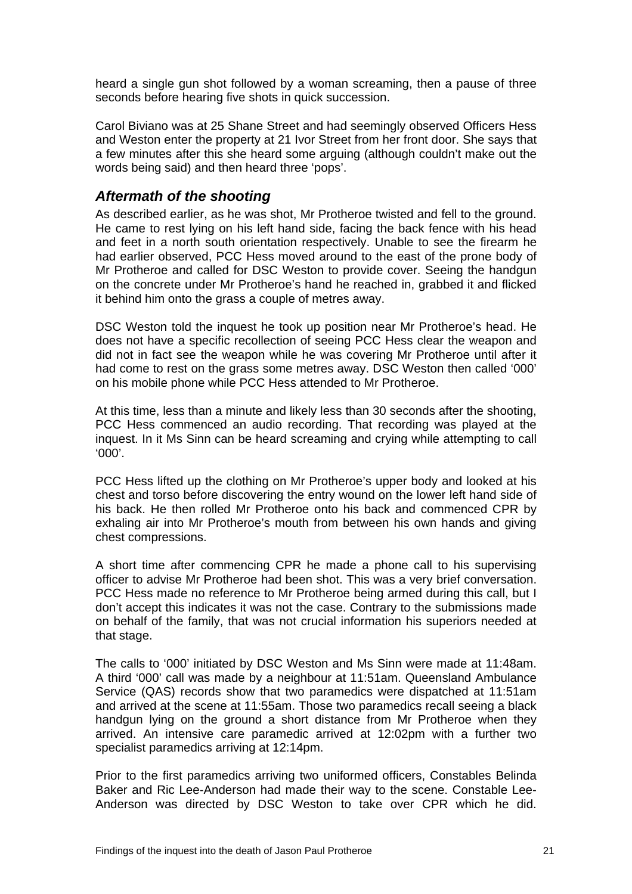heard a single gun shot followed by a woman screaming, then a pause of three seconds before hearing five shots in quick succession.

Carol Biviano was at 25 Shane Street and had seemingly observed Officers Hess and Weston enter the property at 21 Ivor Street from her front door. She says that a few minutes after this she heard some arguing (although couldn't make out the words being said) and then heard three 'pops'.

### *Aftermath of the shooting*

As described earlier, as he was shot, Mr Protheroe twisted and fell to the ground. He came to rest lying on his left hand side, facing the back fence with his head and feet in a north south orientation respectively. Unable to see the firearm he had earlier observed, PCC Hess moved around to the east of the prone body of Mr Protheroe and called for DSC Weston to provide cover. Seeing the handgun on the concrete under Mr Protheroe's hand he reached in, grabbed it and flicked it behind him onto the grass a couple of metres away.

DSC Weston told the inquest he took up position near Mr Protheroe's head. He does not have a specific recollection of seeing PCC Hess clear the weapon and did not in fact see the weapon while he was covering Mr Protheroe until after it had come to rest on the grass some metres away. DSC Weston then called '000' on his mobile phone while PCC Hess attended to Mr Protheroe.

At this time, less than a minute and likely less than 30 seconds after the shooting, PCC Hess commenced an audio recording. That recording was played at the inquest. In it Ms Sinn can be heard screaming and crying while attempting to call '000'.

PCC Hess lifted up the clothing on Mr Protheroe's upper body and looked at his chest and torso before discovering the entry wound on the lower left hand side of his back. He then rolled Mr Protheroe onto his back and commenced CPR by exhaling air into Mr Protheroe's mouth from between his own hands and giving chest compressions.

A short time after commencing CPR he made a phone call to his supervising officer to advise Mr Protheroe had been shot. This was a very brief conversation. PCC Hess made no reference to Mr Protheroe being armed during this call, but I don't accept this indicates it was not the case. Contrary to the submissions made on behalf of the family, that was not crucial information his superiors needed at that stage.

The calls to '000' initiated by DSC Weston and Ms Sinn were made at 11:48am. A third '000' call was made by a neighbour at 11:51am. Queensland Ambulance Service (QAS) records show that two paramedics were dispatched at 11:51am and arrived at the scene at 11:55am. Those two paramedics recall seeing a black handgun lying on the ground a short distance from Mr Protheroe when they arrived. An intensive care paramedic arrived at 12:02pm with a further two specialist paramedics arriving at 12:14pm.

Prior to the first paramedics arriving two uniformed officers, Constables Belinda Baker and Ric Lee-Anderson had made their way to the scene. Constable Lee-Anderson was directed by DSC Weston to take over CPR which he did.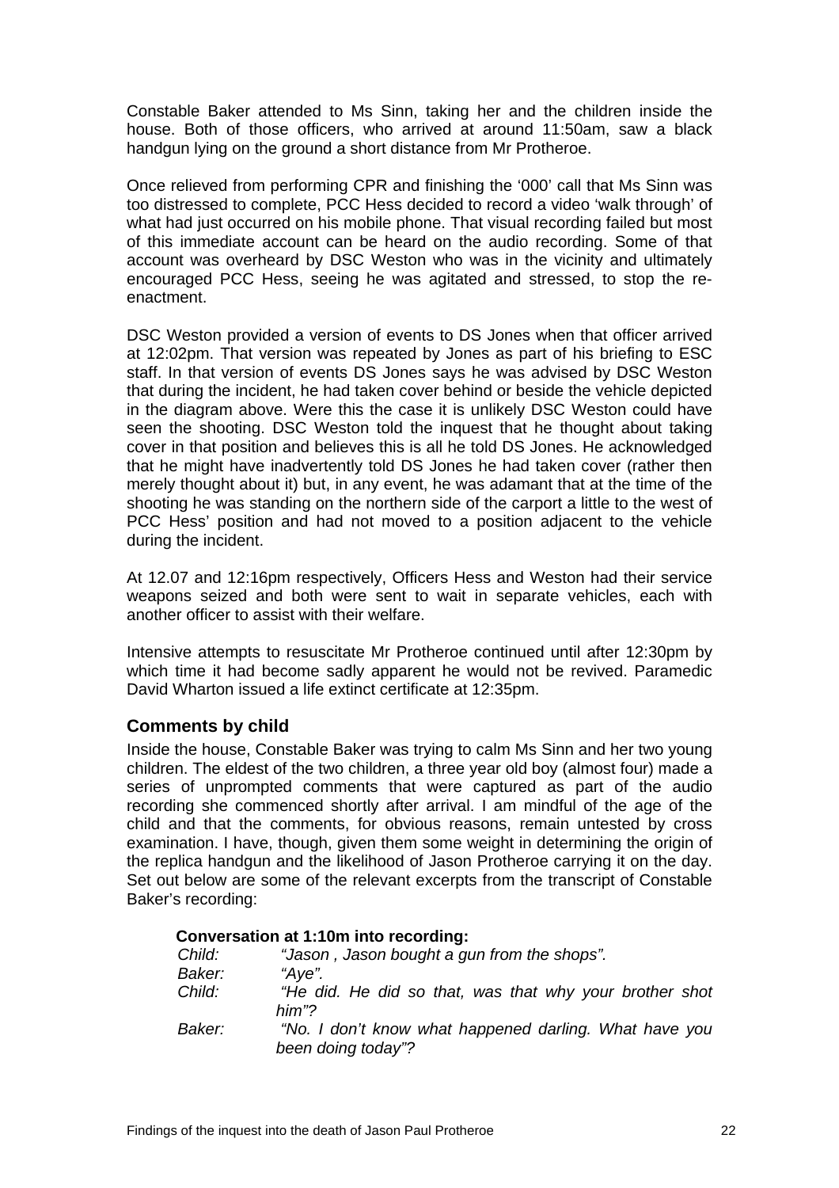Constable Baker attended to Ms Sinn, taking her and the children inside the house. Both of those officers, who arrived at around 11:50am, saw a black handgun lying on the ground a short distance from Mr Protheroe.

Once relieved from performing CPR and finishing the '000' call that Ms Sinn was too distressed to complete, PCC Hess decided to record a video 'walk through' of what had just occurred on his mobile phone. That visual recording failed but most of this immediate account can be heard on the audio recording. Some of that account was overheard by DSC Weston who was in the vicinity and ultimately encouraged PCC Hess, seeing he was agitated and stressed, to stop the re-enactment.

DSC Weston provided a version of events to DS Jones when that officer arrived at 12:02pm. That version was repeated by Jones as part of his briefing to ESC staff. In that version of events DS Jones says he was advised by DSC Weston that during the incident, he had taken cover behind or beside the vehicle depicted in the diagram above. Were this the case it is unlikely DSC Weston could have seen the shooting. DSC Weston told the inquest that he thought about taking cover in that position and believes this is all he told DS Jones. He acknowledged that he might have inadvertently told DS Jones he had taken cover (rather then merely thought about it) but, in any event, he was adamant that at the time of the shooting he was standing on the northern side of the carport a little to the west of PCC Hess' position and had not moved to a position adjacent to the vehicle during the incident.

At 12.07 and 12:16pm respectively, Officers Hess and Weston had their service weapons seized and both were sent to wait in separate vehicles, each with another officer to assist with their welfare.

Intensive attempts to resuscitate Mr Protheroe continued until after 12:30pm by which time it had become sadly apparent he would not be revived. Paramedic David Wharton issued a life extinct certificate at 12:35pm.

### Comments by child

Inside the house, Constable Baker was trying to calm Ms Sinn and her two young children. The eldest of the two children, a three year old boy (almost four) made a series of unprompted comments that were captured as part of the audio recording she commenced shortly after arrival. I am mindful of the age of the child and that the comments, for obvious reasons, remain untested by cross examination. I have, though, given them some weight in determining the origin of the replica handgun and the likelihood of Jason Protheroe carrying it on the day. Set out below are some of the relevant excerpts from the transcript of Constable Baker's recording:

**Conversation at 1:10m into recording:**

*Child:* *"Jason , Jason bought a gun from the shops".*
*Baker:* *"Aye".*
*Child:* *"He did. He did so that, was that why your brother shot him"?*
*Baker:* *"No. I don't know what happened darling. What have you been doing today"?*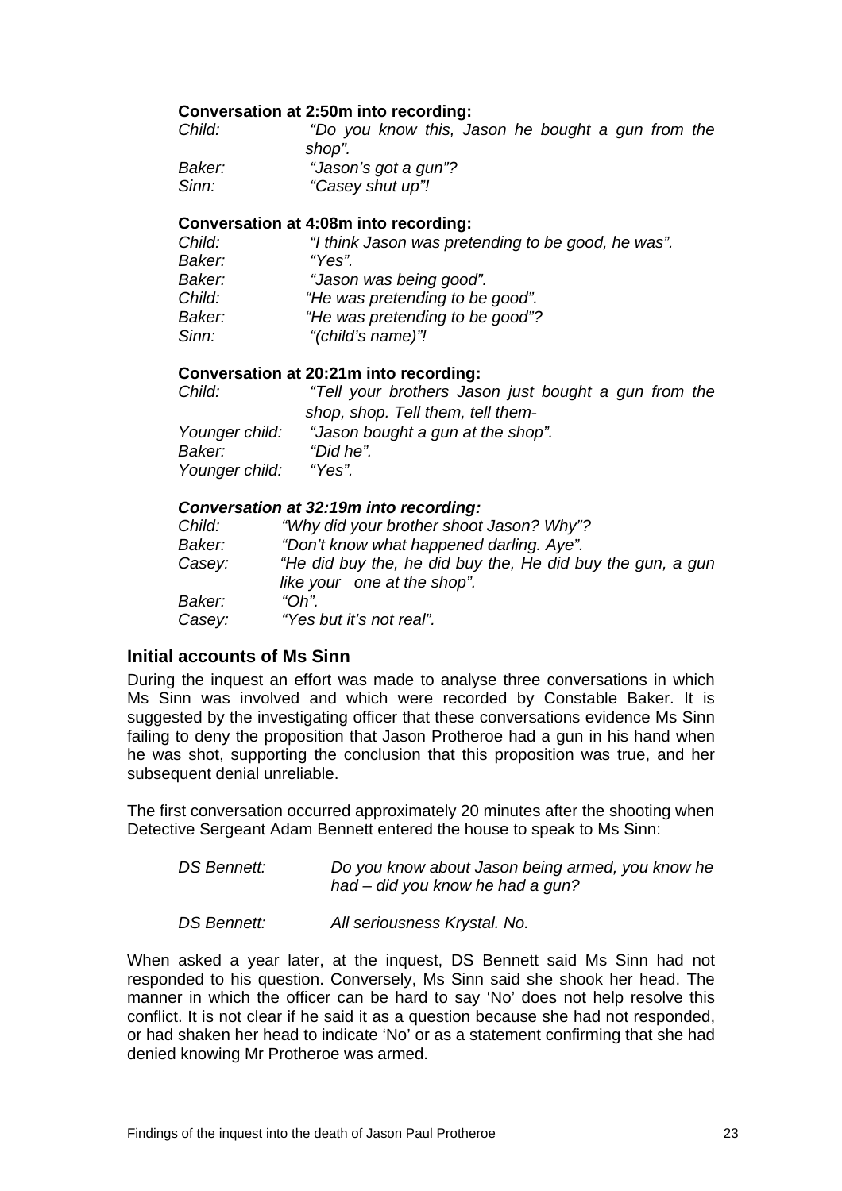**Conversation at 2:50m into recording:**

| | |
|---|---|
| *Child:* | *"Do you know this, Jason he bought a gun from the shop".* |
| *Baker:* | *"Jason's got a gun"?* |
| *Sinn:* | *"Casey shut up"!* |

**Conversation at 4:08m into recording:**

| | |
|---|---|
| *Child:* | *"I think Jason was pretending to be good, he was".* |
| *Baker:* | *"Yes".* |
| *Baker:* | *"Jason was being good".* |
| *Child:* | *"He was pretending to be good".* |
| *Baker:* | *"He was pretending to be good"?* |
| *Sinn:* | *"(child's name)"!* |

**Conversation at 20:21m into recording:**

| | |
|---|---|
| *Child:* | *"Tell your brothers Jason just bought a gun from the shop, shop. Tell them, tell them-* |
| *Younger child:* | *"Jason bought a gun at the shop".* |
| *Baker:* | *"Did he".* |
| *Younger child:* | *"Yes".* |

***Conversation at 32:19m into recording:***

| | |
|---|---|
| *Child:* | *"Why did your brother shoot Jason? Why"?* |
| *Baker:* | *"Don't know what happened darling. Aye".* |
| *Casey:* | *"He did buy the, he did buy the, He did buy the gun, a gun like your one at the shop".* |
| *Baker:* | *"Oh".* |
| *Casey:* | *"Yes but it's not real".* |

## Initial accounts of Ms Sinn

During the inquest an effort was made to analyse three conversations in which Ms Sinn was involved and which were recorded by Constable Baker. It is suggested by the investigating officer that these conversations evidence Ms Sinn failing to deny the proposition that Jason Protheroe had a gun in his hand when he was shot, supporting the conclusion that this proposition was true, and her subsequent denial unreliable.

The first conversation occurred approximately 20 minutes after the shooting when Detective Sergeant Adam Bennett entered the house to speak to Ms Sinn:

| | |
|---|---|
| *DS Bennett:* | *Do you know about Jason being armed, you know he had – did you know he had a gun?* |
| *DS Bennett:* | *All seriousness Krystal. No.* |

When asked a year later, at the inquest, DS Bennett said Ms Sinn had not responded to his question. Conversely, Ms Sinn said she shook her head. The manner in which the officer can be hard to say 'No' does not help resolve this conflict. It is not clear if he said it as a question because she had not responded, or had shaken her head to indicate 'No' or as a statement confirming that she had denied knowing Mr Protheroe was armed.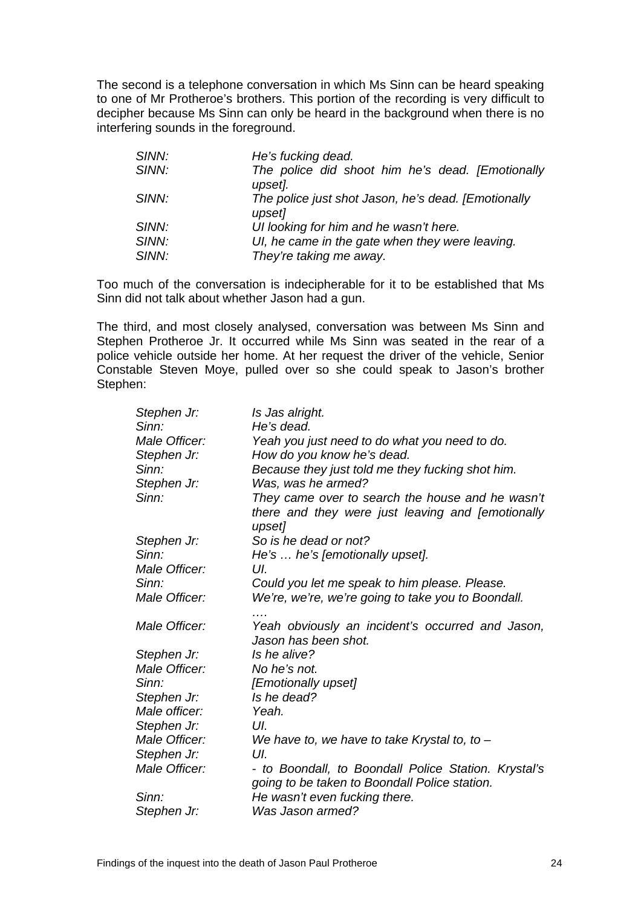The second is a telephone conversation in which Ms Sinn can be heard speaking to one of Mr Protheroe's brothers. This portion of the recording is very difficult to decipher because Ms Sinn can only be heard in the background when there is no interfering sounds in the foreground.

| | |
|---|---|
| *SINN:* | *He's fucking dead.* |
| *SINN:* | *The police did shoot him he's dead. [Emotionally upset].* |
| *SINN:* | *The police just shot Jason, he's dead. [Emotionally upset]* |
| *SINN:* | *UI looking for him and he wasn't here.* |
| *SINN:* | *UI, he came in the gate when they were leaving.* |
| *SINN:* | *They're taking me away.* |

Too much of the conversation is indecipherable for it to be established that Ms Sinn did not talk about whether Jason had a gun.

The third, and most closely analysed, conversation was between Ms Sinn and Stephen Protheroe Jr. It occurred while Ms Sinn was seated in the rear of a police vehicle outside her home. At her request the driver of the vehicle, Senior Constable Steven Moye, pulled over so she could speak to Jason's brother Stephen:

| | |
|---|---|
| *Stephen Jr:* | *Is Jas alright.* |
| *Sinn:* | *He's dead.* |
| *Male Officer:* | *Yeah you just need to do what you need to do.* |
| *Stephen Jr:* | *How do you know he's dead.* |
| *Sinn:* | *Because they just told me they fucking shot him.* |
| *Stephen Jr:* | *Was, was he armed?* |
| *Sinn:* | *They came over to search the house and he wasn't there and they were just leaving and [emotionally upset]* |
| *Stephen Jr:* | *So is he dead or not?* |
| *Sinn:* | *He's … he's [emotionally upset].* |
| *Male Officer:* | *UI.* |
| *Sinn:* | *Could you let me speak to him please. Please.* |
| *Male Officer:* | *We're, we're, we're going to take you to Boondall.* |
| | *….* |
| *Male Officer:* | *Yeah obviously an incident's occurred and Jason, Jason has been shot.* |
| *Stephen Jr:* | *Is he alive?* |
| *Male Officer:* | *No he's not.* |
| *Sinn:* | *[Emotionally upset]* |
| *Stephen Jr:* | *Is he dead?* |
| *Male officer:* | *Yeah.* |
| *Stephen Jr:* | *UI.* |
| *Male Officer:* | *We have to, we have to take Krystal to, to –* |
| *Stephen Jr:* | *UI.* |
| *Male Officer:* | *- to Boondall, to Boondall Police Station. Krystal's going to be taken to Boondall Police station.* |
| *Sinn:* | *He wasn't even fucking there.* |
| *Stephen Jr:* | *Was Jason armed?* |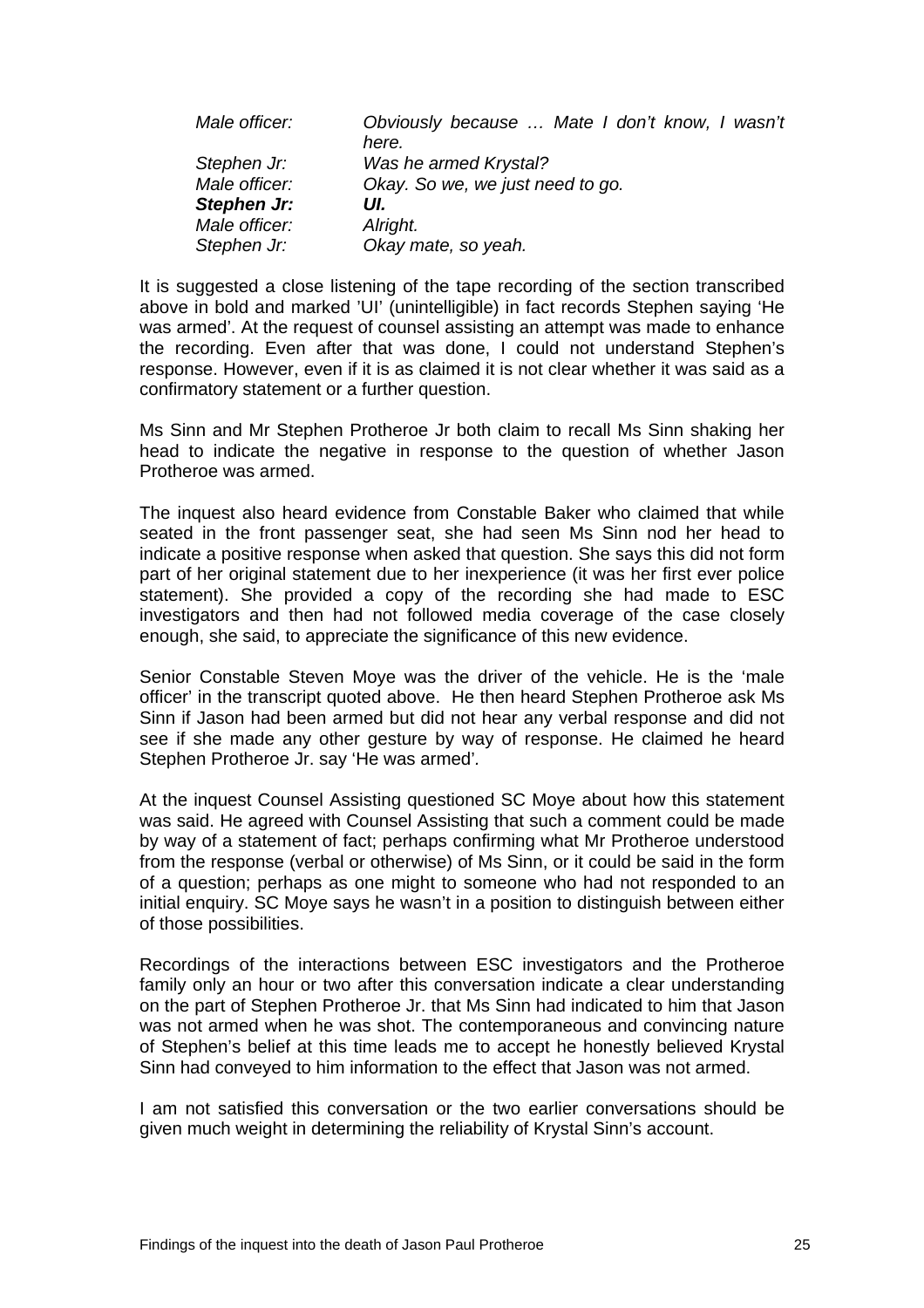| | |
|---|---|
| *Male officer:* | *Obviously because … Mate I don't know, I wasn't here.* |
| *Stephen Jr:* | *Was he armed Krystal?* |
| *Male officer:* | *Okay. So we, we just need to go.* |
| ***Stephen Jr:*** | ***UI.*** |
| *Male officer:* | *Alright.* |
| *Stephen Jr:* | *Okay mate, so yeah.* |

It is suggested a close listening of the tape recording of the section transcribed above in bold and marked 'UI' (unintelligible) in fact records Stephen saying 'He was armed'. At the request of counsel assisting an attempt was made to enhance the recording. Even after that was done, I could not understand Stephen's response. However, even if it is as claimed it is not clear whether it was said as a confirmatory statement or a further question.

Ms Sinn and Mr Stephen Protheroe Jr both claim to recall Ms Sinn shaking her head to indicate the negative in response to the question of whether Jason Protheroe was armed.

The inquest also heard evidence from Constable Baker who claimed that while seated in the front passenger seat, she had seen Ms Sinn nod her head to indicate a positive response when asked that question. She says this did not form part of her original statement due to her inexperience (it was her first ever police statement). She provided a copy of the recording she had made to ESC investigators and then had not followed media coverage of the case closely enough, she said, to appreciate the significance of this new evidence.

Senior Constable Steven Moye was the driver of the vehicle. He is the 'male officer' in the transcript quoted above. He then heard Stephen Protheroe ask Ms Sinn if Jason had been armed but did not hear any verbal response and did not see if she made any other gesture by way of response. He claimed he heard Stephen Protheroe Jr. say 'He was armed'.

At the inquest Counsel Assisting questioned SC Moye about how this statement was said. He agreed with Counsel Assisting that such a comment could be made by way of a statement of fact; perhaps confirming what Mr Protheroe understood from the response (verbal or otherwise) of Ms Sinn, or it could be said in the form of a question; perhaps as one might to someone who had not responded to an initial enquiry. SC Moye says he wasn't in a position to distinguish between either of those possibilities.

Recordings of the interactions between ESC investigators and the Protheroe family only an hour or two after this conversation indicate a clear understanding on the part of Stephen Protheroe Jr. that Ms Sinn had indicated to him that Jason was not armed when he was shot. The contemporaneous and convincing nature of Stephen's belief at this time leads me to accept he honestly believed Krystal Sinn had conveyed to him information to the effect that Jason was not armed.

I am not satisfied this conversation or the two earlier conversations should be given much weight in determining the reliability of Krystal Sinn's account.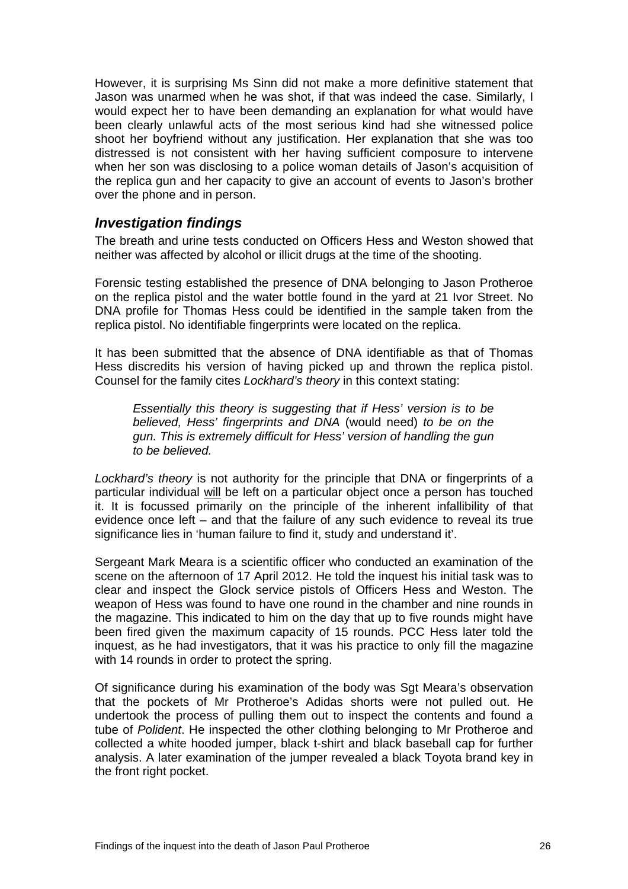However, it is surprising Ms Sinn did not make a more definitive statement that Jason was unarmed when he was shot, if that was indeed the case. Similarly, I would expect her to have been demanding an explanation for what would have been clearly unlawful acts of the most serious kind had she witnessed police shoot her boyfriend without any justification. Her explanation that she was too distressed is not consistent with her having sufficient composure to intervene when her son was disclosing to a police woman details of Jason's acquisition of the replica gun and her capacity to give an account of events to Jason's brother over the phone and in person.

## *Investigation findings*

The breath and urine tests conducted on Officers Hess and Weston showed that neither was affected by alcohol or illicit drugs at the time of the shooting.

Forensic testing established the presence of DNA belonging to Jason Protheroe on the replica pistol and the water bottle found in the yard at 21 Ivor Street. No DNA profile for Thomas Hess could be identified in the sample taken from the replica pistol. No identifiable fingerprints were located on the replica.

It has been submitted that the absence of DNA identifiable as that of Thomas Hess discredits his version of having picked up and thrown the replica pistol. Counsel for the family cites *Lockhard's theory* in this context stating:

> *Essentially this theory is suggesting that if Hess' version is to be believed, Hess' fingerprints and DNA* (would need) *to be on the gun. This is extremely difficult for Hess' version of handling the gun to be believed.*

*Lockhard's theory* is not authority for the principle that DNA or fingerprints of a particular individual <u>will</u> be left on a particular object once a person has touched it. It is focussed primarily on the principle of the inherent infallibility of that evidence once left – and that the failure of any such evidence to reveal its true significance lies in 'human failure to find it, study and understand it'.

Sergeant Mark Meara is a scientific officer who conducted an examination of the scene on the afternoon of 17 April 2012. He told the inquest his initial task was to clear and inspect the Glock service pistols of Officers Hess and Weston. The weapon of Hess was found to have one round in the chamber and nine rounds in the magazine. This indicated to him on the day that up to five rounds might have been fired given the maximum capacity of 15 rounds. PCC Hess later told the inquest, as he had investigators, that it was his practice to only fill the magazine with 14 rounds in order to protect the spring.

Of significance during his examination of the body was Sgt Meara's observation that the pockets of Mr Protheroe's Adidas shorts were not pulled out. He undertook the process of pulling them out to inspect the contents and found a tube of *Polident*. He inspected the other clothing belonging to Mr Protheroe and collected a white hooded jumper, black t-shirt and black baseball cap for further analysis. A later examination of the jumper revealed a black Toyota brand key in the front right pocket.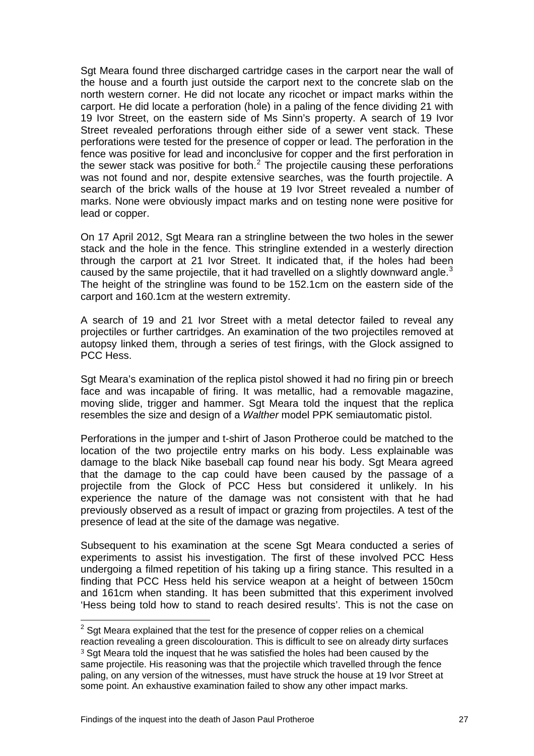Sgt Meara found three discharged cartridge cases in the carport near the wall of the house and a fourth just outside the carport next to the concrete slab on the north western corner. He did not locate any ricochet or impact marks within the carport. He did locate a perforation (hole) in a paling of the fence dividing 21 with 19 Ivor Street, on the eastern side of Ms Sinn's property. A search of 19 Ivor Street revealed perforations through either side of a sewer vent stack. These perforations were tested for the presence of copper or lead. The perforation in the fence was positive for lead and inconclusive for copper and the first perforation in the sewer stack was positive for both.[2] The projectile causing these perforations was not found and nor, despite extensive searches, was the fourth projectile. A search of the brick walls of the house at 19 Ivor Street revealed a number of marks. None were obviously impact marks and on testing none were positive for lead or copper.

On 17 April 2012, Sgt Meara ran a stringline between the two holes in the sewer stack and the hole in the fence. This stringline extended in a westerly direction through the carport at 21 Ivor Street. It indicated that, if the holes had been caused by the same projectile, that it had travelled on a slightly downward angle.[3] The height of the stringline was found to be 152.1cm on the eastern side of the carport and 160.1cm at the western extremity.

A search of 19 and 21 Ivor Street with a metal detector failed to reveal any projectiles or further cartridges. An examination of the two projectiles removed at autopsy linked them, through a series of test firings, with the Glock assigned to PCC Hess.

Sgt Meara's examination of the replica pistol showed it had no firing pin or breech face and was incapable of firing. It was metallic, had a removable magazine, moving slide, trigger and hammer. Sgt Meara told the inquest that the replica resembles the size and design of a *Walther* model PPK semiautomatic pistol.

Perforations in the jumper and t-shirt of Jason Protheroe could be matched to the location of the two projectile entry marks on his body. Less explainable was damage to the black Nike baseball cap found near his body. Sgt Meara agreed that the damage to the cap could have been caused by the passage of a projectile from the Glock of PCC Hess but considered it unlikely. In his experience the nature of the damage was not consistent with that he had previously observed as a result of impact or grazing from projectiles. A test of the presence of lead at the site of the damage was negative.

Subsequent to his examination at the scene Sgt Meara conducted a series of experiments to assist his investigation. The first of these involved PCC Hess undergoing a filmed repetition of his taking up a firing stance. This resulted in a finding that PCC Hess held his service weapon at a height of between 150cm and 161cm when standing. It has been submitted that this experiment involved 'Hess being told how to stand to reach desired results'. This is not the case on

---

[2] Sgt Meara explained that the test for the presence of copper relies on a chemical reaction revealing a green discolouration. This is difficult to see on already dirty surfaces

[3] Sgt Meara told the inquest that he was satisfied the holes had been caused by the same projectile. His reasoning was that the projectile which travelled through the fence paling, on any version of the witnesses, must have struck the house at 19 Ivor Street at some point. An exhaustive examination failed to show any other impact marks.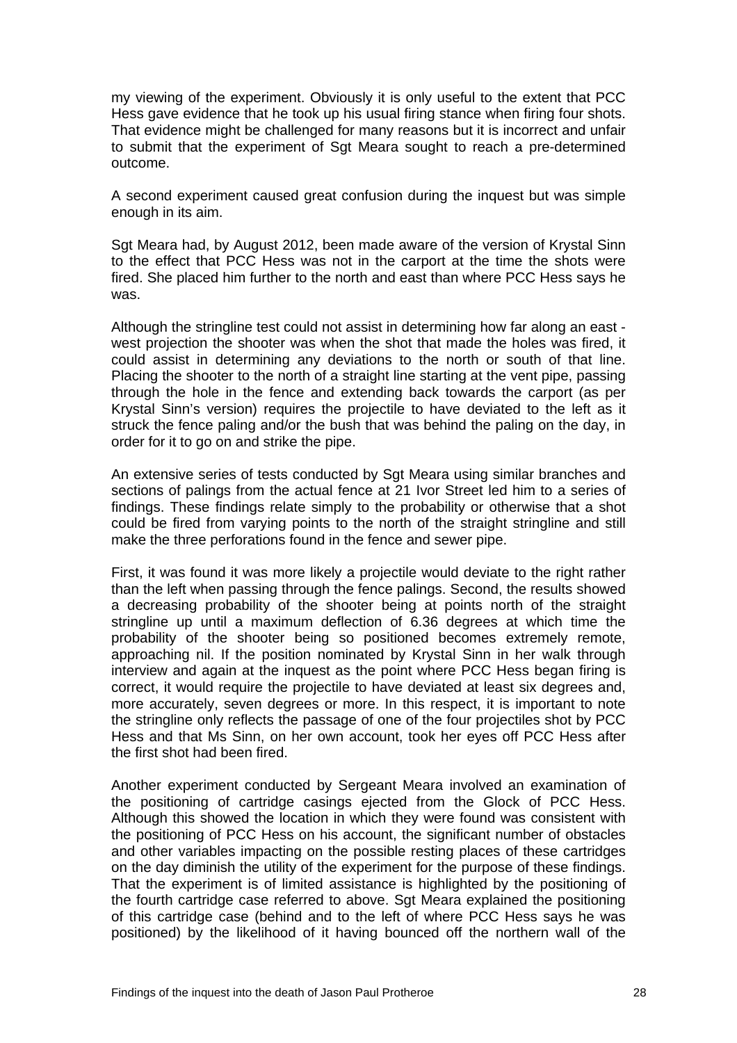my viewing of the experiment. Obviously it is only useful to the extent that PCC Hess gave evidence that he took up his usual firing stance when firing four shots. That evidence might be challenged for many reasons but it is incorrect and unfair to submit that the experiment of Sgt Meara sought to reach a pre-determined outcome.

A second experiment caused great confusion during the inquest but was simple enough in its aim.

Sgt Meara had, by August 2012, been made aware of the version of Krystal Sinn to the effect that PCC Hess was not in the carport at the time the shots were fired. She placed him further to the north and east than where PCC Hess says he was.

Although the stringline test could not assist in determining how far along an east - west projection the shooter was when the shot that made the holes was fired, it could assist in determining any deviations to the north or south of that line. Placing the shooter to the north of a straight line starting at the vent pipe, passing through the hole in the fence and extending back towards the carport (as per Krystal Sinn's version) requires the projectile to have deviated to the left as it struck the fence paling and/or the bush that was behind the paling on the day, in order for it to go on and strike the pipe.

An extensive series of tests conducted by Sgt Meara using similar branches and sections of palings from the actual fence at 21 Ivor Street led him to a series of findings. These findings relate simply to the probability or otherwise that a shot could be fired from varying points to the north of the straight stringline and still make the three perforations found in the fence and sewer pipe.

First, it was found it was more likely a projectile would deviate to the right rather than the left when passing through the fence palings. Second, the results showed a decreasing probability of the shooter being at points north of the straight stringline up until a maximum deflection of 6.36 degrees at which time the probability of the shooter being so positioned becomes extremely remote, approaching nil. If the position nominated by Krystal Sinn in her walk through interview and again at the inquest as the point where PCC Hess began firing is correct, it would require the projectile to have deviated at least six degrees and, more accurately, seven degrees or more. In this respect, it is important to note the stringline only reflects the passage of one of the four projectiles shot by PCC Hess and that Ms Sinn, on her own account, took her eyes off PCC Hess after the first shot had been fired.

Another experiment conducted by Sergeant Meara involved an examination of the positioning of cartridge casings ejected from the Glock of PCC Hess. Although this showed the location in which they were found was consistent with the positioning of PCC Hess on his account, the significant number of obstacles and other variables impacting on the possible resting places of these cartridges on the day diminish the utility of the experiment for the purpose of these findings. That the experiment is of limited assistance is highlighted by the positioning of the fourth cartridge case referred to above. Sgt Meara explained the positioning of this cartridge case (behind and to the left of where PCC Hess says he was positioned) by the likelihood of it having bounced off the northern wall of the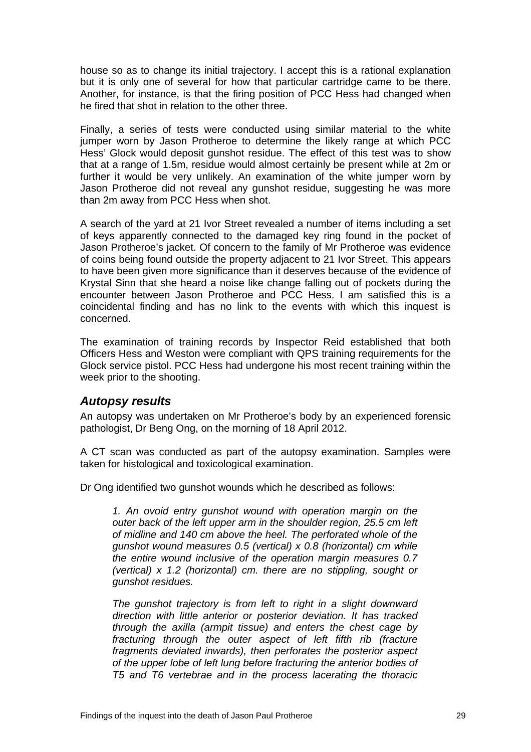house so as to change its initial trajectory. I accept this is a rational explanation but it is only one of several for how that particular cartridge came to be there. Another, for instance, is that the firing position of PCC Hess had changed when he fired that shot in relation to the other three.

Finally, a series of tests were conducted using similar material to the white jumper worn by Jason Protheroe to determine the likely range at which PCC Hess' Glock would deposit gunshot residue. The effect of this test was to show that at a range of 1.5m, residue would almost certainly be present while at 2m or further it would be very unlikely. An examination of the white jumper worn by Jason Protheroe did not reveal any gunshot residue, suggesting he was more than 2m away from PCC Hess when shot.

A search of the yard at 21 Ivor Street revealed a number of items including a set of keys apparently connected to the damaged key ring found in the pocket of Jason Protheroe's jacket. Of concern to the family of Mr Protheroe was evidence of coins being found outside the property adjacent to 21 Ivor Street. This appears to have been given more significance than it deserves because of the evidence of Krystal Sinn that she heard a noise like change falling out of pockets during the encounter between Jason Protheroe and PCC Hess. I am satisfied this is a coincidental finding and has no link to the events with which this inquest is concerned.

The examination of training records by Inspector Reid established that both Officers Hess and Weston were compliant with QPS training requirements for the Glock service pistol. PCC Hess had undergone his most recent training within the week prior to the shooting.

## *Autopsy results*

An autopsy was undertaken on Mr Protheroe's body by an experienced forensic pathologist, Dr Beng Ong, on the morning of 18 April 2012.

A CT scan was conducted as part of the autopsy examination. Samples were taken for histological and toxicological examination.

Dr Ong identified two gunshot wounds which he described as follows:

> *1. An ovoid entry gunshot wound with operation margin on the outer back of the left upper arm in the shoulder region, 25.5 cm left of midline and 140 cm above the heel. The perforated whole of the gunshot wound measures 0.5 (vertical) x 0.8 (horizontal) cm while the entire wound inclusive of the operation margin measures 0.7 (vertical) x 1.2 (horizontal) cm. there are no stippling, sought or gunshot residues.*
>
> *The gunshot trajectory is from left to right in a slight downward direction with little anterior or posterior deviation. It has tracked through the axilla (armpit tissue) and enters the chest cage by fracturing through the outer aspect of left fifth rib (fracture fragments deviated inwards), then perforates the posterior aspect of the upper lobe of left lung before fracturing the anterior bodies of T5 and T6 vertebrae and in the process lacerating the thoracic*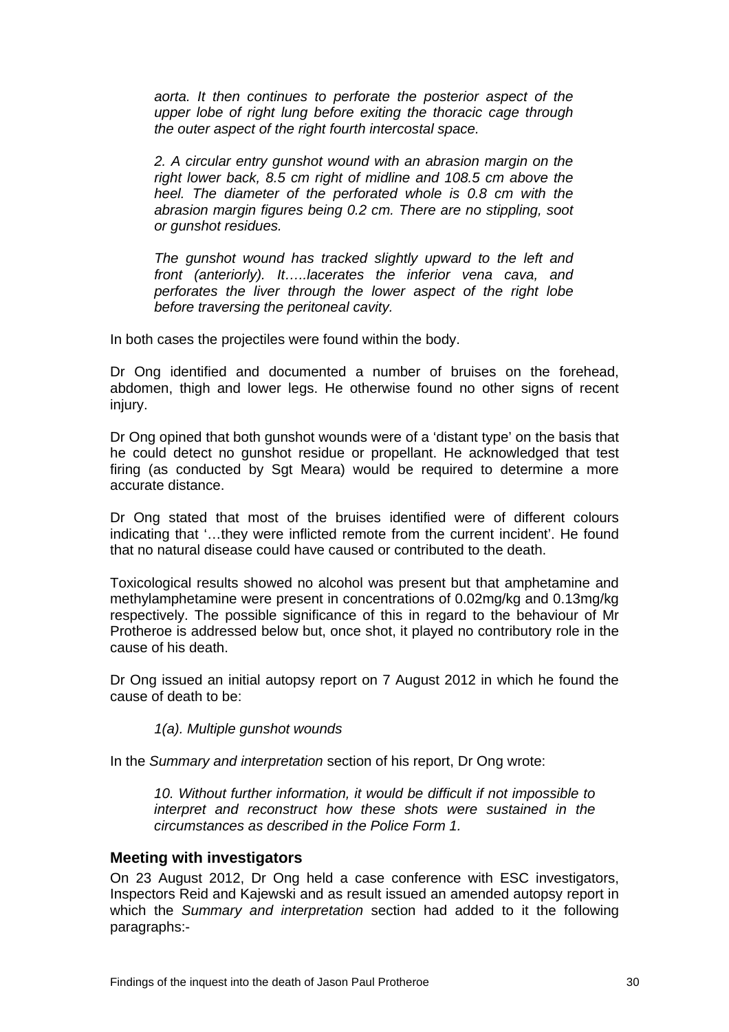*aorta. It then continues to perforate the posterior aspect of the upper lobe of right lung before exiting the thoracic cage through the outer aspect of the right fourth intercostal space.*

*2. A circular entry gunshot wound with an abrasion margin on the right lower back, 8.5 cm right of midline and 108.5 cm above the heel. The diameter of the perforated whole is 0.8 cm with the abrasion margin figures being 0.2 cm. There are no stippling, soot or gunshot residues.*

*The gunshot wound has tracked slightly upward to the left and front (anteriorly). It…..lacerates the inferior vena cava, and perforates the liver through the lower aspect of the right lobe before traversing the peritoneal cavity.*

In both cases the projectiles were found within the body.

Dr Ong identified and documented a number of bruises on the forehead, abdomen, thigh and lower legs. He otherwise found no other signs of recent injury.

Dr Ong opined that both gunshot wounds were of a 'distant type' on the basis that he could detect no gunshot residue or propellant. He acknowledged that test firing (as conducted by Sgt Meara) would be required to determine a more accurate distance.

Dr Ong stated that most of the bruises identified were of different colours indicating that '…they were inflicted remote from the current incident'. He found that no natural disease could have caused or contributed to the death.

Toxicological results showed no alcohol was present but that amphetamine and methylamphetamine were present in concentrations of 0.02mg/kg and 0.13mg/kg respectively. The possible significance of this in regard to the behaviour of Mr Protheroe is addressed below but, once shot, it played no contributory role in the cause of his death.

Dr Ong issued an initial autopsy report on 7 August 2012 in which he found the cause of death to be:

*1(a). Multiple gunshot wounds*

In the *Summary and interpretation* section of his report, Dr Ong wrote:

*10. Without further information, it would be difficult if not impossible to interpret and reconstruct how these shots were sustained in the circumstances as described in the Police Form 1.*

### Meeting with investigators

On 23 August 2012, Dr Ong held a case conference with ESC investigators, Inspectors Reid and Kajewski and as result issued an amended autopsy report in which the *Summary and interpretation* section had added to it the following paragraphs:-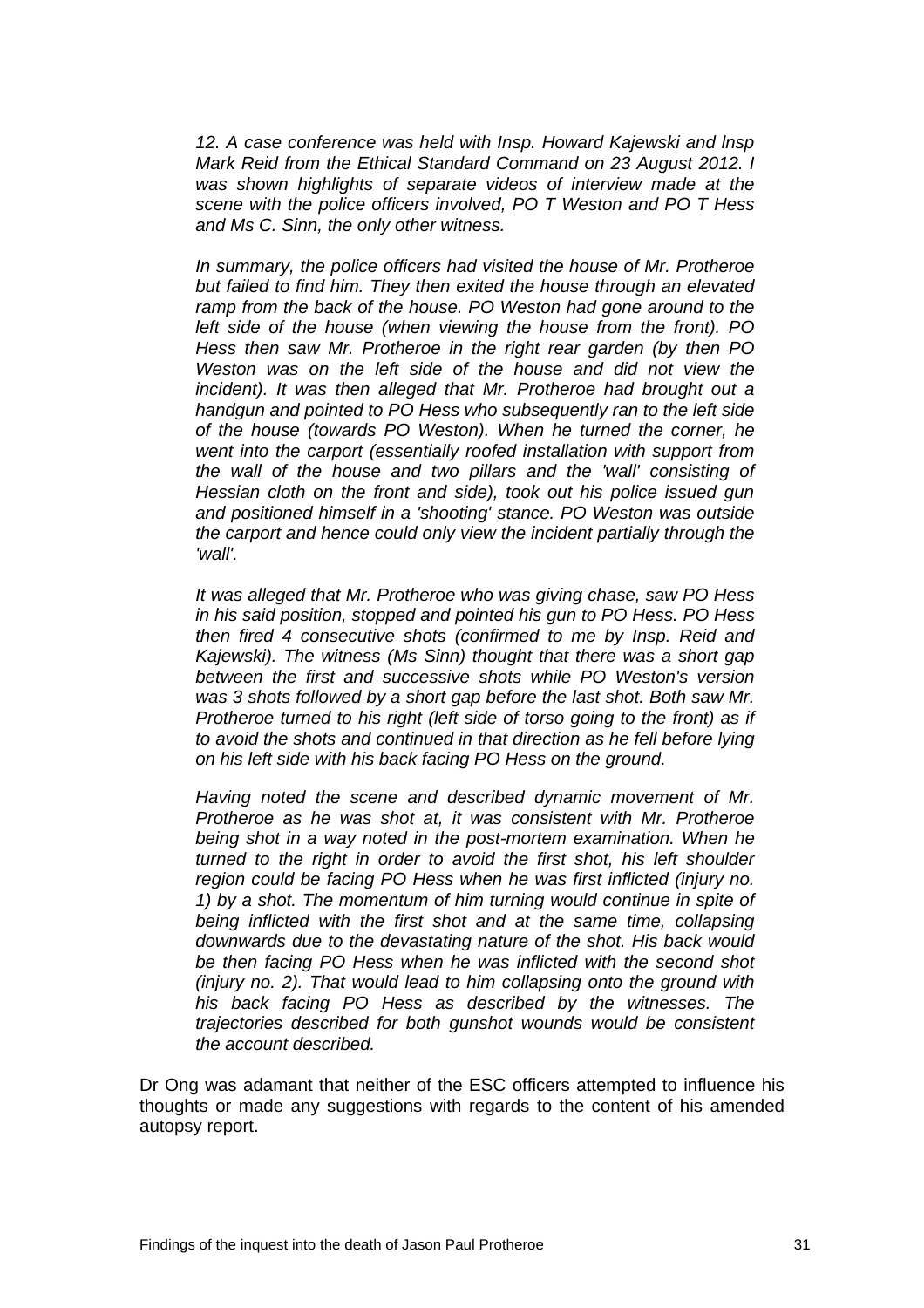*12. A case conference was held with Insp. Howard Kajewski and lnsp Mark Reid from the Ethical Standard Command on 23 August 2012. I was shown highlights of separate videos of interview made at the scene with the police officers involved, PO T Weston and PO T Hess and Ms C. Sinn, the only other witness.*

*In summary, the police officers had visited the house of Mr. Protheroe but failed to find him. They then exited the house through an elevated ramp from the back of the house. PO Weston had gone around to the left side of the house (when viewing the house from the front). PO Hess then saw Mr. Protheroe in the right rear garden (by then PO Weston was on the left side of the house and did not view the incident). It was then alleged that Mr. Protheroe had brought out a handgun and pointed to PO Hess who subsequently ran to the left side of the house (towards PO Weston). When he turned the corner, he went into the carport (essentially roofed installation with support from the wall of the house and two pillars and the 'wall' consisting of Hessian cloth on the front and side), took out his police issued gun and positioned himself in a 'shooting' stance. PO Weston was outside the carport and hence could only view the incident partially through the 'wall'.*

*It was alleged that Mr. Protheroe who was giving chase, saw PO Hess in his said position, stopped and pointed his gun to PO Hess. PO Hess then fired 4 consecutive shots (confirmed to me by Insp. Reid and Kajewski). The witness (Ms Sinn) thought that there was a short gap between the first and successive shots while PO Weston's version was 3 shots followed by a short gap before the last shot. Both saw Mr. Protheroe turned to his right (left side of torso going to the front) as if to avoid the shots and continued in that direction as he fell before lying on his left side with his back facing PO Hess on the ground.*

*Having noted the scene and described dynamic movement of Mr. Protheroe as he was shot at, it was consistent with Mr. Protheroe being shot in a way noted in the post-mortem examination. When he turned to the right in order to avoid the first shot, his left shoulder region could be facing PO Hess when he was first inflicted (injury no. 1) by a shot. The momentum of him turning would continue in spite of being inflicted with the first shot and at the same time, collapsing downwards due to the devastating nature of the shot. His back would be then facing PO Hess when he was inflicted with the second shot (injury no. 2). That would lead to him collapsing onto the ground with his back facing PO Hess as described by the witnesses. The trajectories described for both gunshot wounds would be consistent the account described.*

Dr Ong was adamant that neither of the ESC officers attempted to influence his thoughts or made any suggestions with regards to the content of his amended autopsy report.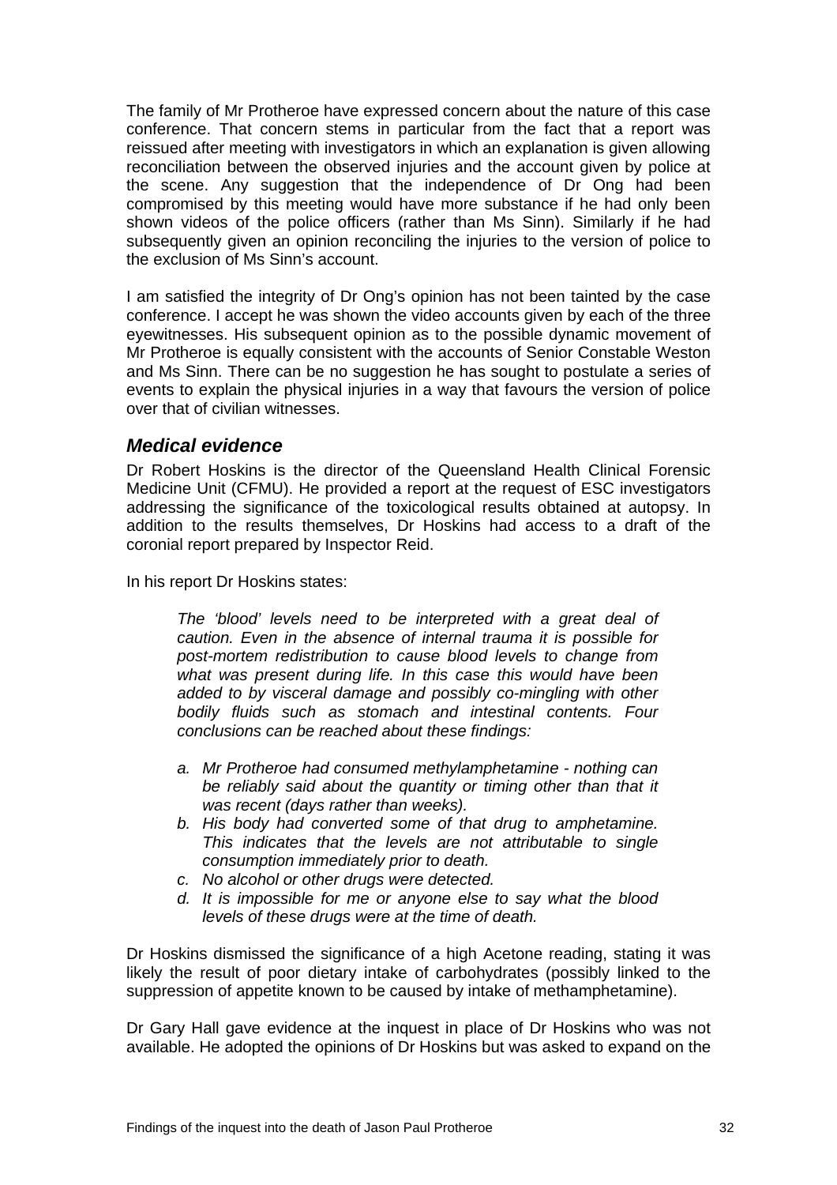The family of Mr Protheroe have expressed concern about the nature of this case conference. That concern stems in particular from the fact that a report was reissued after meeting with investigators in which an explanation is given allowing reconciliation between the observed injuries and the account given by police at the scene. Any suggestion that the independence of Dr Ong had been compromised by this meeting would have more substance if he had only been shown videos of the police officers (rather than Ms Sinn). Similarly if he had subsequently given an opinion reconciling the injuries to the version of police to the exclusion of Ms Sinn's account.

I am satisfied the integrity of Dr Ong's opinion has not been tainted by the case conference. I accept he was shown the video accounts given by each of the three eyewitnesses. His subsequent opinion as to the possible dynamic movement of Mr Protheroe is equally consistent with the accounts of Senior Constable Weston and Ms Sinn. There can be no suggestion he has sought to postulate a series of events to explain the physical injuries in a way that favours the version of police over that of civilian witnesses.

### *Medical evidence*

Dr Robert Hoskins is the director of the Queensland Health Clinical Forensic Medicine Unit (CFMU). He provided a report at the request of ESC investigators addressing the significance of the toxicological results obtained at autopsy. In addition to the results themselves, Dr Hoskins had access to a draft of the coronial report prepared by Inspector Reid.

In his report Dr Hoskins states:

> *The 'blood' levels need to be interpreted with a great deal of caution. Even in the absence of internal trauma it is possible for post-mortem redistribution to cause blood levels to change from what was present during life. In this case this would have been added to by visceral damage and possibly co-mingling with other bodily fluids such as stomach and intestinal contents. Four conclusions can be reached about these findings:*
>
> *a. Mr Protheroe had consumed methylamphetamine - nothing can be reliably said about the quantity or timing other than that it was recent (days rather than weeks).*
> *b. His body had converted some of that drug to amphetamine. This indicates that the levels are not attributable to single consumption immediately prior to death.*
> *c. No alcohol or other drugs were detected.*
> *d. It is impossible for me or anyone else to say what the blood levels of these drugs were at the time of death.*

Dr Hoskins dismissed the significance of a high Acetone reading, stating it was likely the result of poor dietary intake of carbohydrates (possibly linked to the suppression of appetite known to be caused by intake of methamphetamine).

Dr Gary Hall gave evidence at the inquest in place of Dr Hoskins who was not available. He adopted the opinions of Dr Hoskins but was asked to expand on the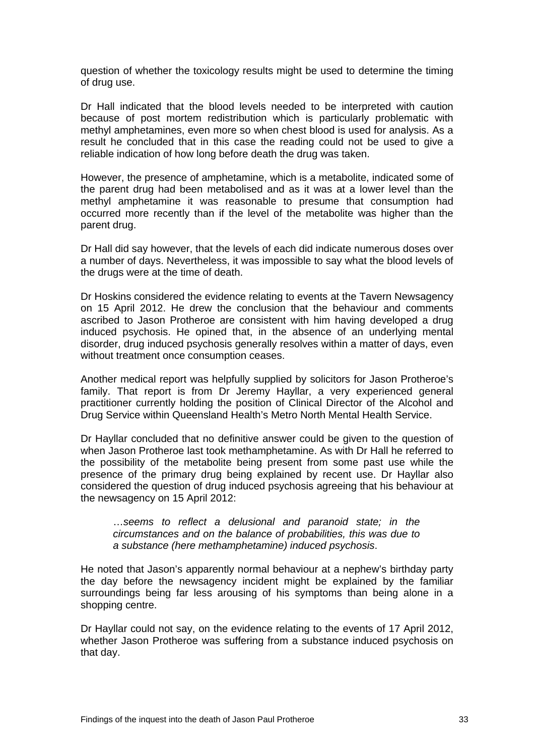question of whether the toxicology results might be used to determine the timing of drug use.

Dr Hall indicated that the blood levels needed to be interpreted with caution because of post mortem redistribution which is particularly problematic with methyl amphetamines, even more so when chest blood is used for analysis. As a result he concluded that in this case the reading could not be used to give a reliable indication of how long before death the drug was taken.

However, the presence of amphetamine, which is a metabolite, indicated some of the parent drug had been metabolised and as it was at a lower level than the methyl amphetamine it was reasonable to presume that consumption had occurred more recently than if the level of the metabolite was higher than the parent drug.

Dr Hall did say however, that the levels of each did indicate numerous doses over a number of days. Nevertheless, it was impossible to say what the blood levels of the drugs were at the time of death.

Dr Hoskins considered the evidence relating to events at the Tavern Newsagency on 15 April 2012. He drew the conclusion that the behaviour and comments ascribed to Jason Protheroe are consistent with him having developed a drug induced psychosis. He opined that, in the absence of an underlying mental disorder, drug induced psychosis generally resolves within a matter of days, even without treatment once consumption ceases.

Another medical report was helpfully supplied by solicitors for Jason Protheroe's family. That report is from Dr Jeremy Hayllar, a very experienced general practitioner currently holding the position of Clinical Director of the Alcohol and Drug Service within Queensland Health's Metro North Mental Health Service.

Dr Hayllar concluded that no definitive answer could be given to the question of when Jason Protheroe last took methamphetamine. As with Dr Hall he referred to the possibility of the metabolite being present from some past use while the presence of the primary drug being explained by recent use. Dr Hayllar also considered the question of drug induced psychosis agreeing that his behaviour at the newsagency on 15 April 2012:

> …*seems to reflect a delusional and paranoid state; in the circumstances and on the balance of probabilities, this was due to a substance (here methamphetamine) induced psychosis*.

He noted that Jason's apparently normal behaviour at a nephew's birthday party the day before the newsagency incident might be explained by the familiar surroundings being far less arousing of his symptoms than being alone in a shopping centre.

Dr Hayllar could not say, on the evidence relating to the events of 17 April 2012, whether Jason Protheroe was suffering from a substance induced psychosis on that day.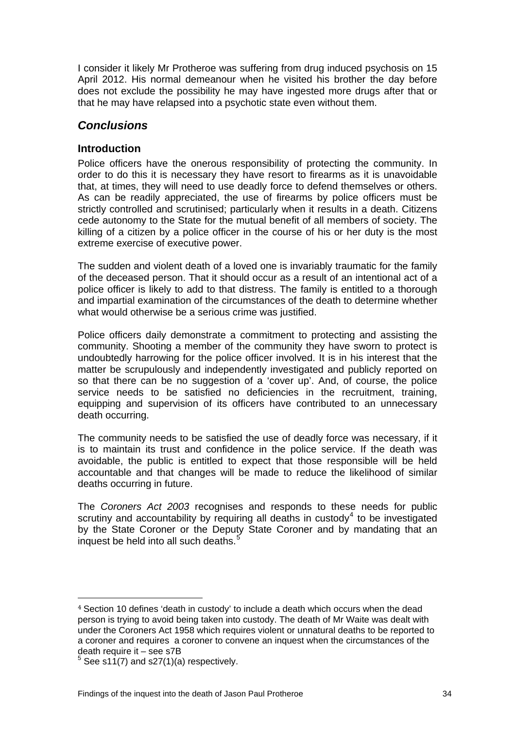I consider it likely Mr Protheroe was suffering from drug induced psychosis on 15 April 2012. His normal demeanour when he visited his brother the day before does not exclude the possibility he may have ingested more drugs after that or that he may have relapsed into a psychotic state even without them.

## *Conclusions*

### Introduction

Police officers have the onerous responsibility of protecting the community. In order to do this it is necessary they have resort to firearms as it is unavoidable that, at times, they will need to use deadly force to defend themselves or others. As can be readily appreciated, the use of firearms by police officers must be strictly controlled and scrutinised; particularly when it results in a death. Citizens cede autonomy to the State for the mutual benefit of all members of society. The killing of a citizen by a police officer in the course of his or her duty is the most extreme exercise of executive power.

The sudden and violent death of a loved one is invariably traumatic for the family of the deceased person. That it should occur as a result of an intentional act of a police officer is likely to add to that distress. The family is entitled to a thorough and impartial examination of the circumstances of the death to determine whether what would otherwise be a serious crime was justified.

Police officers daily demonstrate a commitment to protecting and assisting the community. Shooting a member of the community they have sworn to protect is undoubtedly harrowing for the police officer involved. It is in his interest that the matter be scrupulously and independently investigated and publicly reported on so that there can be no suggestion of a 'cover up'. And, of course, the police service needs to be satisfied no deficiencies in the recruitment, training, equipping and supervision of its officers have contributed to an unnecessary death occurring.

The community needs to be satisfied the use of deadly force was necessary, if it is to maintain its trust and confidence in the police service. If the death was avoidable, the public is entitled to expect that those responsible will be held accountable and that changes will be made to reduce the likelihood of similar deaths occurring in future.

The *Coroners Act 2003* recognises and responds to these needs for public scrutiny and accountability by requiring all deaths in custody[4] to be investigated by the State Coroner or the Deputy State Coroner and by mandating that an inquest be held into all such deaths.[5]

---

[4] Section 10 defines 'death in custody' to include a death which occurs when the dead person is trying to avoid being taken into custody. The death of Mr Waite was dealt with under the Coroners Act 1958 which requires violent or unnatural deaths to be reported to a coroner and requires a coroner to convene an inquest when the circumstances of the death require it – see s7B

[5] See s11(7) and s27(1)(a) respectively.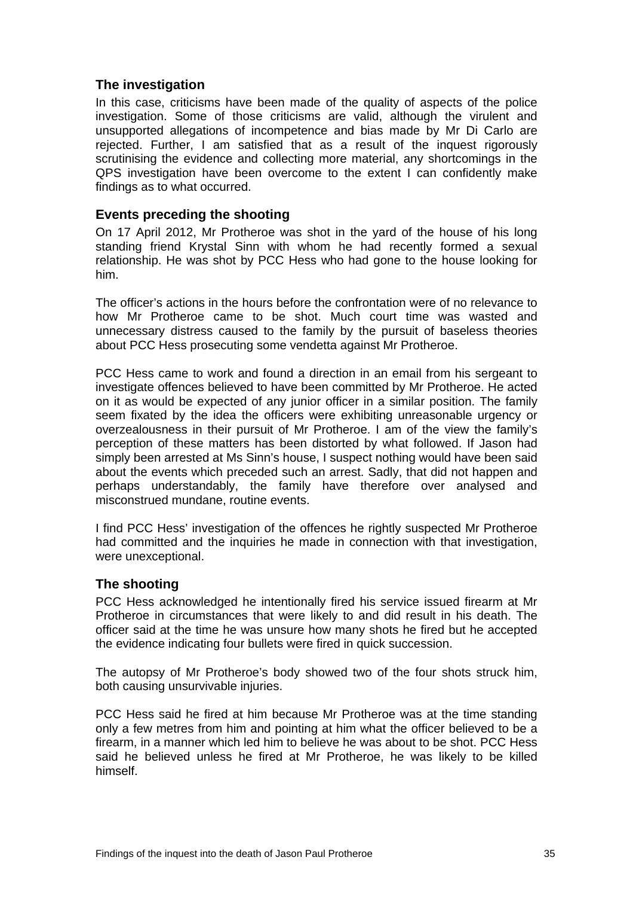## The investigation

In this case, criticisms have been made of the quality of aspects of the police investigation. Some of those criticisms are valid, although the virulent and unsupported allegations of incompetence and bias made by Mr Di Carlo are rejected. Further, I am satisfied that as a result of the inquest rigorously scrutinising the evidence and collecting more material, any shortcomings in the QPS investigation have been overcome to the extent I can confidently make findings as to what occurred.

## Events preceding the shooting

On 17 April 2012, Mr Protheroe was shot in the yard of the house of his long standing friend Krystal Sinn with whom he had recently formed a sexual relationship. He was shot by PCC Hess who had gone to the house looking for him.

The officer's actions in the hours before the confrontation were of no relevance to how Mr Protheroe came to be shot. Much court time was wasted and unnecessary distress caused to the family by the pursuit of baseless theories about PCC Hess prosecuting some vendetta against Mr Protheroe.

PCC Hess came to work and found a direction in an email from his sergeant to investigate offences believed to have been committed by Mr Protheroe. He acted on it as would be expected of any junior officer in a similar position. The family seem fixated by the idea the officers were exhibiting unreasonable urgency or overzealousness in their pursuit of Mr Protheroe. I am of the view the family's perception of these matters has been distorted by what followed. If Jason had simply been arrested at Ms Sinn's house, I suspect nothing would have been said about the events which preceded such an arrest. Sadly, that did not happen and perhaps understandably, the family have therefore over analysed and misconstrued mundane, routine events.

I find PCC Hess' investigation of the offences he rightly suspected Mr Protheroe had committed and the inquiries he made in connection with that investigation, were unexceptional.

## The shooting

PCC Hess acknowledged he intentionally fired his service issued firearm at Mr Protheroe in circumstances that were likely to and did result in his death. The officer said at the time he was unsure how many shots he fired but he accepted the evidence indicating four bullets were fired in quick succession.

The autopsy of Mr Protheroe's body showed two of the four shots struck him, both causing unsurvivable injuries.

PCC Hess said he fired at him because Mr Protheroe was at the time standing only a few metres from him and pointing at him what the officer believed to be a firearm, in a manner which led him to believe he was about to be shot. PCC Hess said he believed unless he fired at Mr Protheroe, he was likely to be killed himself.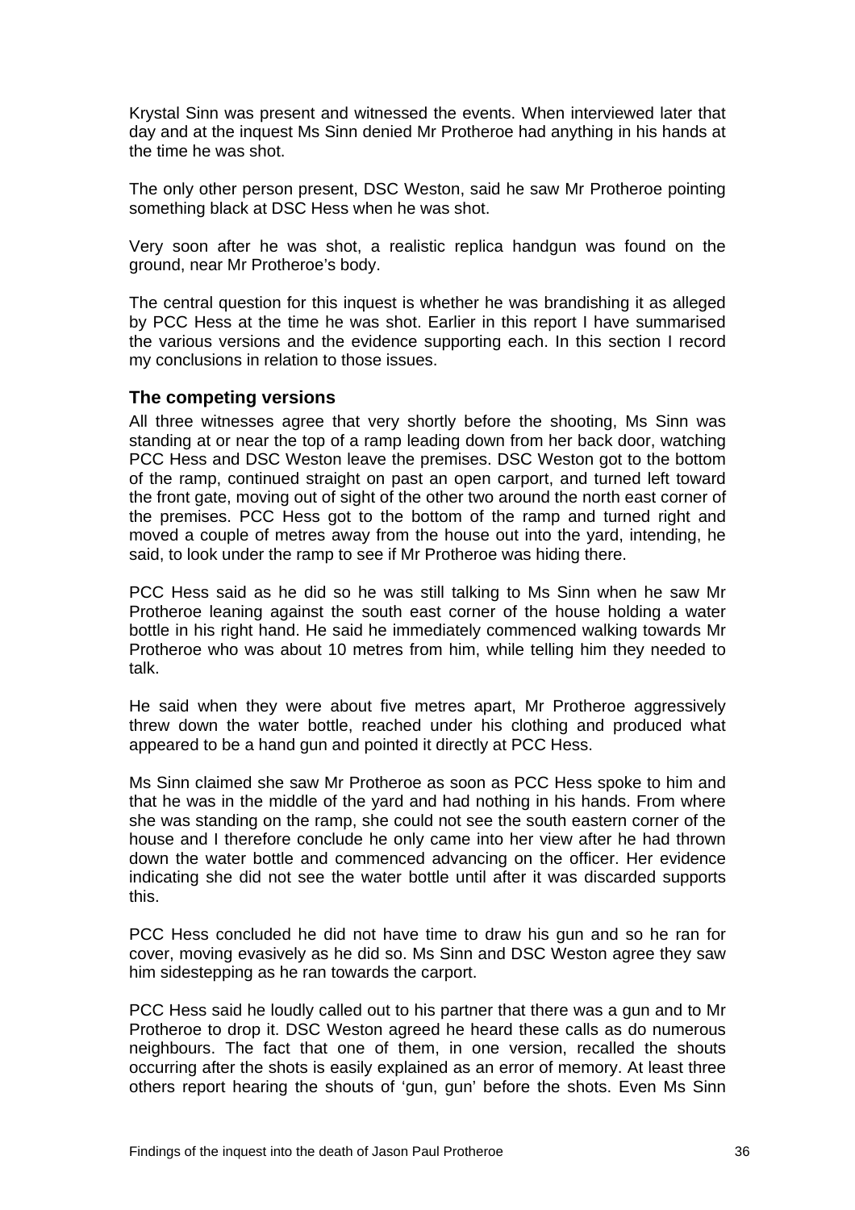Krystal Sinn was present and witnessed the events. When interviewed later that day and at the inquest Ms Sinn denied Mr Protheroe had anything in his hands at the time he was shot.

The only other person present, DSC Weston, said he saw Mr Protheroe pointing something black at DSC Hess when he was shot.

Very soon after he was shot, a realistic replica handgun was found on the ground, near Mr Protheroe's body.

The central question for this inquest is whether he was brandishing it as alleged by PCC Hess at the time he was shot. Earlier in this report I have summarised the various versions and the evidence supporting each. In this section I record my conclusions in relation to those issues.

### The competing versions

All three witnesses agree that very shortly before the shooting, Ms Sinn was standing at or near the top of a ramp leading down from her back door, watching PCC Hess and DSC Weston leave the premises. DSC Weston got to the bottom of the ramp, continued straight on past an open carport, and turned left toward the front gate, moving out of sight of the other two around the north east corner of the premises. PCC Hess got to the bottom of the ramp and turned right and moved a couple of metres away from the house out into the yard, intending, he said, to look under the ramp to see if Mr Protheroe was hiding there.

PCC Hess said as he did so he was still talking to Ms Sinn when he saw Mr Protheroe leaning against the south east corner of the house holding a water bottle in his right hand. He said he immediately commenced walking towards Mr Protheroe who was about 10 metres from him, while telling him they needed to talk.

He said when they were about five metres apart, Mr Protheroe aggressively threw down the water bottle, reached under his clothing and produced what appeared to be a hand gun and pointed it directly at PCC Hess.

Ms Sinn claimed she saw Mr Protheroe as soon as PCC Hess spoke to him and that he was in the middle of the yard and had nothing in his hands. From where she was standing on the ramp, she could not see the south eastern corner of the house and I therefore conclude he only came into her view after he had thrown down the water bottle and commenced advancing on the officer. Her evidence indicating she did not see the water bottle until after it was discarded supports this.

PCC Hess concluded he did not have time to draw his gun and so he ran for cover, moving evasively as he did so. Ms Sinn and DSC Weston agree they saw him sidestepping as he ran towards the carport.

PCC Hess said he loudly called out to his partner that there was a gun and to Mr Protheroe to drop it. DSC Weston agreed he heard these calls as do numerous neighbours. The fact that one of them, in one version, recalled the shouts occurring after the shots is easily explained as an error of memory. At least three others report hearing the shouts of 'gun, gun' before the shots. Even Ms Sinn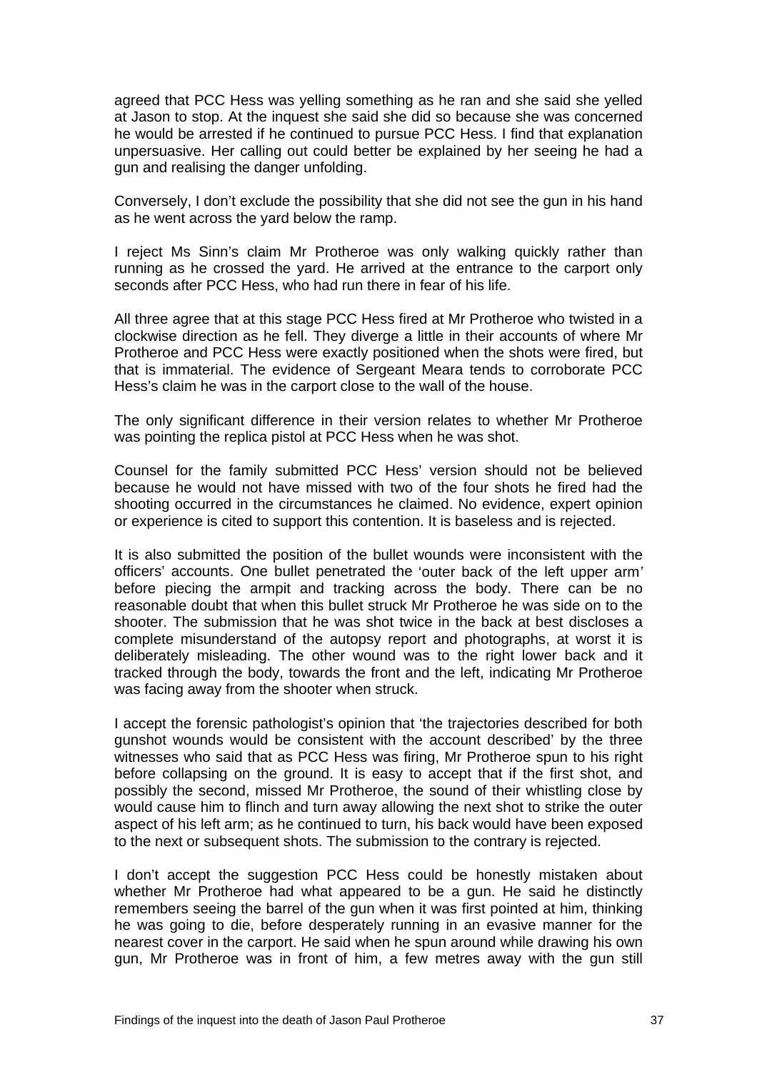agreed that PCC Hess was yelling something as he ran and she said she yelled at Jason to stop. At the inquest she said she did so because she was concerned he would be arrested if he continued to pursue PCC Hess. I find that explanation unpersuasive. Her calling out could better be explained by her seeing he had a gun and realising the danger unfolding.

Conversely, I don't exclude the possibility that she did not see the gun in his hand as he went across the yard below the ramp.

I reject Ms Sinn's claim Mr Protheroe was only walking quickly rather than running as he crossed the yard. He arrived at the entrance to the carport only seconds after PCC Hess, who had run there in fear of his life.

All three agree that at this stage PCC Hess fired at Mr Protheroe who twisted in a clockwise direction as he fell. They diverge a little in their accounts of where Mr Protheroe and PCC Hess were exactly positioned when the shots were fired, but that is immaterial. The evidence of Sergeant Meara tends to corroborate PCC Hess's claim he was in the carport close to the wall of the house.

The only significant difference in their version relates to whether Mr Protheroe was pointing the replica pistol at PCC Hess when he was shot.

Counsel for the family submitted PCC Hess' version should not be believed because he would not have missed with two of the four shots he fired had the shooting occurred in the circumstances he claimed. No evidence, expert opinion or experience is cited to support this contention. It is baseless and is rejected.

It is also submitted the position of the bullet wounds were inconsistent with the officers' accounts. One bullet penetrated the 'outer back of the left upper arm' before piecing the armpit and tracking across the body. There can be no reasonable doubt that when this bullet struck Mr Protheroe he was side on to the shooter. The submission that he was shot twice in the back at best discloses a complete misunderstand of the autopsy report and photographs, at worst it is deliberately misleading. The other wound was to the right lower back and it tracked through the body, towards the front and the left, indicating Mr Protheroe was facing away from the shooter when struck.

I accept the forensic pathologist's opinion that 'the trajectories described for both gunshot wounds would be consistent with the account described' by the three witnesses who said that as PCC Hess was firing, Mr Protheroe spun to his right before collapsing on the ground. It is easy to accept that if the first shot, and possibly the second, missed Mr Protheroe, the sound of their whistling close by would cause him to flinch and turn away allowing the next shot to strike the outer aspect of his left arm; as he continued to turn, his back would have been exposed to the next or subsequent shots. The submission to the contrary is rejected.

I don't accept the suggestion PCC Hess could be honestly mistaken about whether Mr Protheroe had what appeared to be a gun. He said he distinctly remembers seeing the barrel of the gun when it was first pointed at him, thinking he was going to die, before desperately running in an evasive manner for the nearest cover in the carport. He said when he spun around while drawing his own gun, Mr Protheroe was in front of him, a few metres away with the gun still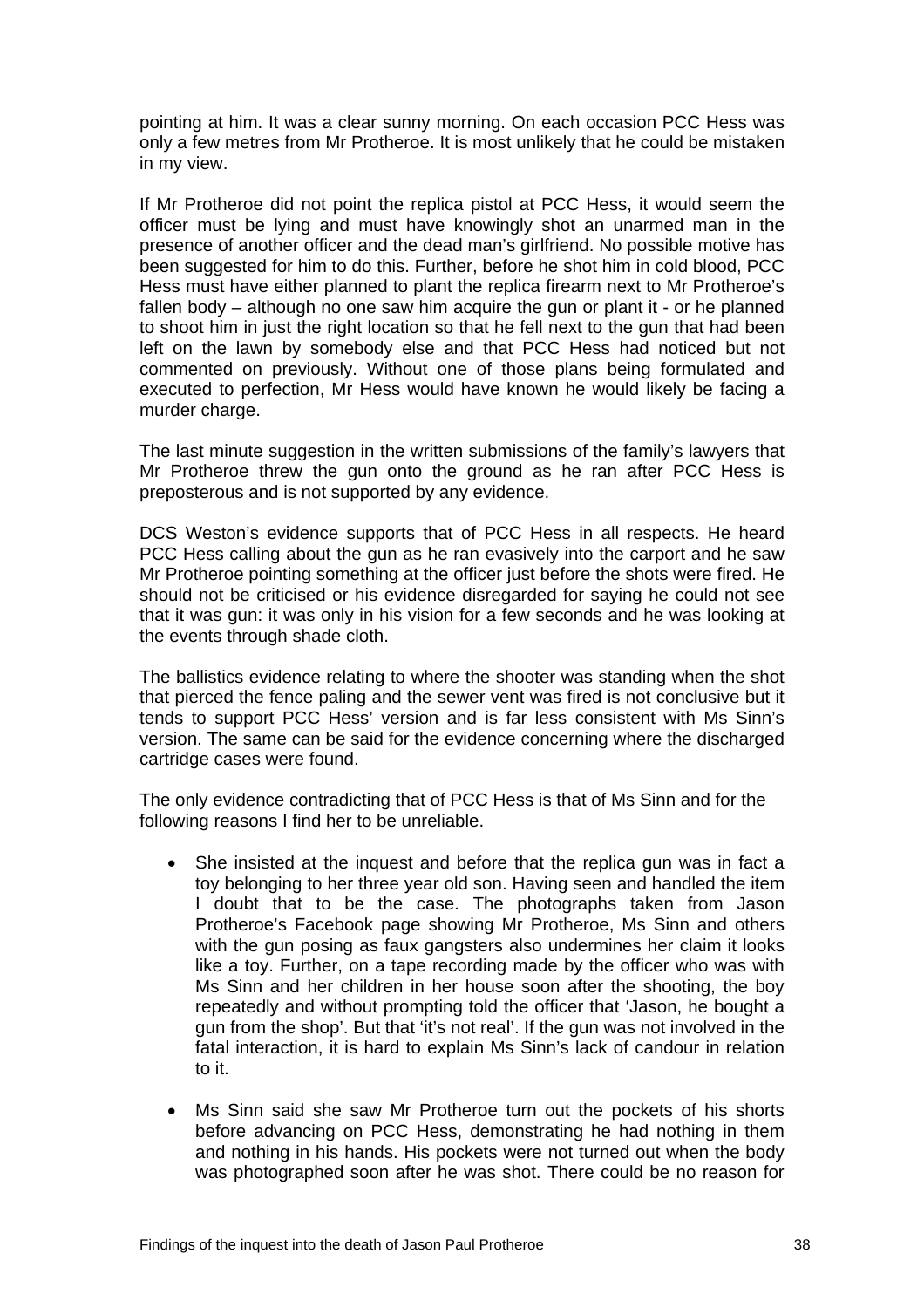pointing at him. It was a clear sunny morning. On each occasion PCC Hess was only a few metres from Mr Protheroe. It is most unlikely that he could be mistaken in my view.

If Mr Protheroe did not point the replica pistol at PCC Hess, it would seem the officer must be lying and must have knowingly shot an unarmed man in the presence of another officer and the dead man's girlfriend. No possible motive has been suggested for him to do this. Further, before he shot him in cold blood, PCC Hess must have either planned to plant the replica firearm next to Mr Protheroe's fallen body – although no one saw him acquire the gun or plant it - or he planned to shoot him in just the right location so that he fell next to the gun that had been left on the lawn by somebody else and that PCC Hess had noticed but not commented on previously. Without one of those plans being formulated and executed to perfection, Mr Hess would have known he would likely be facing a murder charge.

The last minute suggestion in the written submissions of the family's lawyers that Mr Protheroe threw the gun onto the ground as he ran after PCC Hess is preposterous and is not supported by any evidence.

DCS Weston's evidence supports that of PCC Hess in all respects. He heard PCC Hess calling about the gun as he ran evasively into the carport and he saw Mr Protheroe pointing something at the officer just before the shots were fired. He should not be criticised or his evidence disregarded for saying he could not see that it was gun: it was only in his vision for a few seconds and he was looking at the events through shade cloth.

The ballistics evidence relating to where the shooter was standing when the shot that pierced the fence paling and the sewer vent was fired is not conclusive but it tends to support PCC Hess' version and is far less consistent with Ms Sinn's version. The same can be said for the evidence concerning where the discharged cartridge cases were found.

The only evidence contradicting that of PCC Hess is that of Ms Sinn and for the following reasons I find her to be unreliable.

- She insisted at the inquest and before that the replica gun was in fact a toy belonging to her three year old son. Having seen and handled the item I doubt that to be the case. The photographs taken from Jason Protheroe's Facebook page showing Mr Protheroe, Ms Sinn and others with the gun posing as faux gangsters also undermines her claim it looks like a toy. Further, on a tape recording made by the officer who was with Ms Sinn and her children in her house soon after the shooting, the boy repeatedly and without prompting told the officer that 'Jason, he bought a gun from the shop'. But that 'it's not real'. If the gun was not involved in the fatal interaction, it is hard to explain Ms Sinn's lack of candour in relation to it.

- Ms Sinn said she saw Mr Protheroe turn out the pockets of his shorts before advancing on PCC Hess, demonstrating he had nothing in them and nothing in his hands. His pockets were not turned out when the body was photographed soon after he was shot. There could be no reason for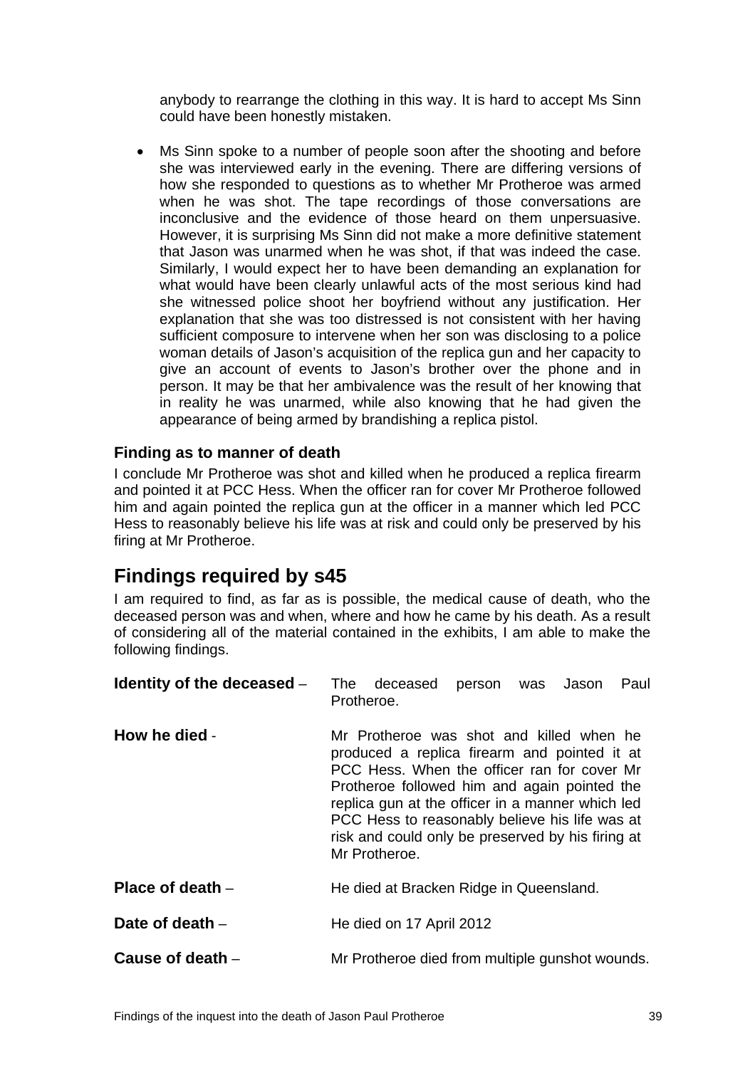anybody to rearrange the clothing in this way. It is hard to accept Ms Sinn could have been honestly mistaken.

- Ms Sinn spoke to a number of people soon after the shooting and before she was interviewed early in the evening. There are differing versions of how she responded to questions as to whether Mr Protheroe was armed when he was shot. The tape recordings of those conversations are inconclusive and the evidence of those heard on them unpersuasive. However, it is surprising Ms Sinn did not make a more definitive statement that Jason was unarmed when he was shot, if that was indeed the case. Similarly, I would expect her to have been demanding an explanation for what would have been clearly unlawful acts of the most serious kind had she witnessed police shoot her boyfriend without any justification. Her explanation that she was too distressed is not consistent with her having sufficient composure to intervene when her son was disclosing to a police woman details of Jason's acquisition of the replica gun and her capacity to give an account of events to Jason's brother over the phone and in person. It may be that her ambivalence was the result of her knowing that in reality he was unarmed, while also knowing that he had given the appearance of being armed by brandishing a replica pistol.

### Finding as to manner of death

I conclude Mr Protheroe was shot and killed when he produced a replica firearm and pointed it at PCC Hess. When the officer ran for cover Mr Protheroe followed him and again pointed the replica gun at the officer in a manner which led PCC Hess to reasonably believe his life was at risk and could only be preserved by his firing at Mr Protheroe.

## Findings required by s45

I am required to find, as far as is possible, the medical cause of death, who the deceased person was and when, where and how he came by his death. As a result of considering all of the material contained in the exhibits, I am able to make the following findings.

**Identity of the deceased** – The deceased person was Jason Paul Protheroe.

**How he died** - Mr Protheroe was shot and killed when he produced a replica firearm and pointed it at PCC Hess. When the officer ran for cover Mr Protheroe followed him and again pointed the replica gun at the officer in a manner which led PCC Hess to reasonably believe his life was at risk and could only be preserved by his firing at Mr Protheroe.

**Place of death** – He died at Bracken Ridge in Queensland.

**Date of death** – He died on 17 April 2012

**Cause of death** – Mr Protheroe died from multiple gunshot wounds.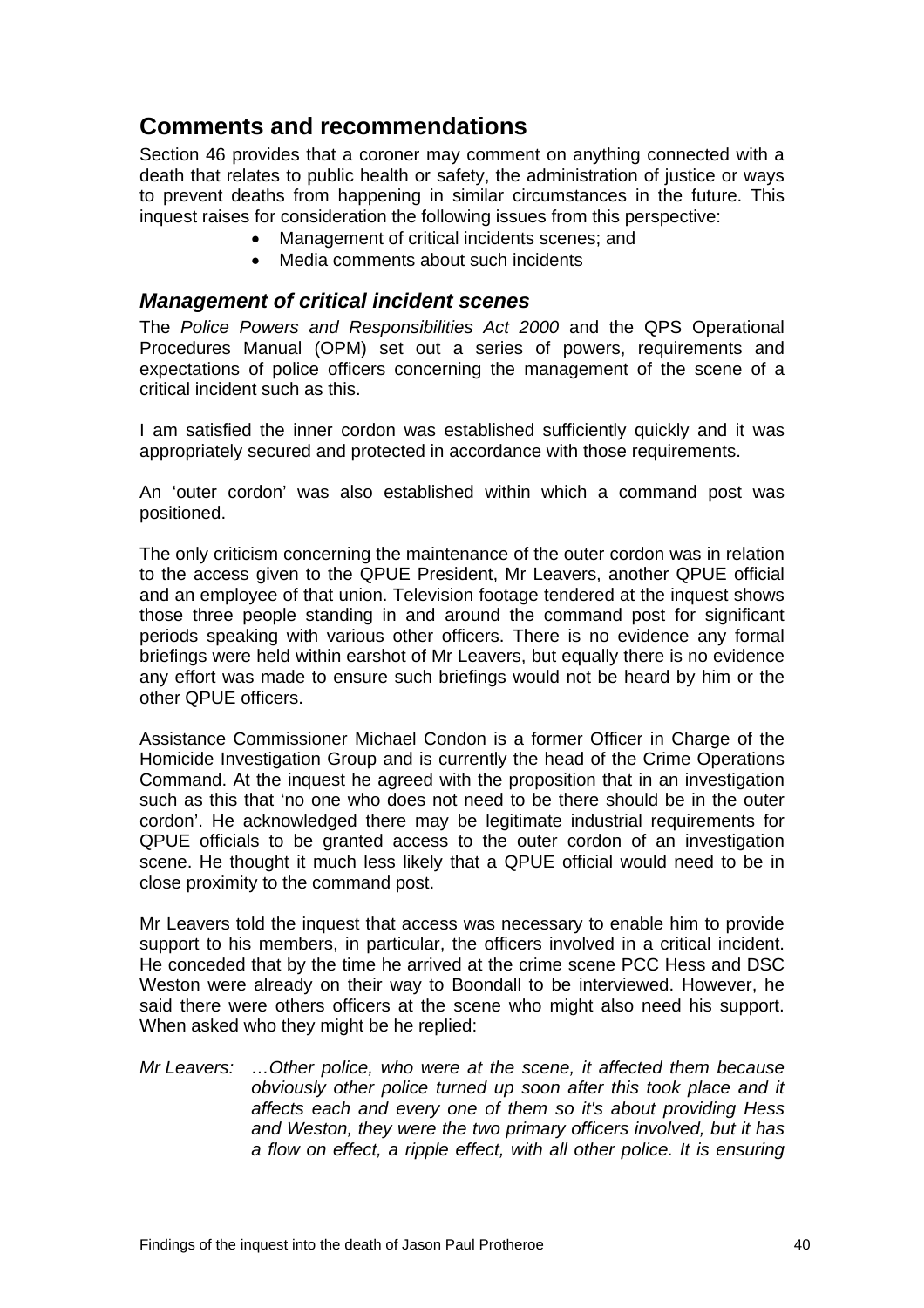## Comments and recommendations

Section 46 provides that a coroner may comment on anything connected with a death that relates to public health or safety, the administration of justice or ways to prevent deaths from happening in similar circumstances in the future. This inquest raises for consideration the following issues from this perspective:

- Management of critical incidents scenes; and
- Media comments about such incidents

### *Management of critical incident scenes*

The *Police Powers and Responsibilities Act 2000* and the QPS Operational Procedures Manual (OPM) set out a series of powers, requirements and expectations of police officers concerning the management of the scene of a critical incident such as this.

I am satisfied the inner cordon was established sufficiently quickly and it was appropriately secured and protected in accordance with those requirements.

An 'outer cordon' was also established within which a command post was positioned.

The only criticism concerning the maintenance of the outer cordon was in relation to the access given to the QPUE President, Mr Leavers, another QPUE official and an employee of that union. Television footage tendered at the inquest shows those three people standing in and around the command post for significant periods speaking with various other officers. There is no evidence any formal briefings were held within earshot of Mr Leavers, but equally there is no evidence any effort was made to ensure such briefings would not be heard by him or the other QPUE officers.

Assistance Commissioner Michael Condon is a former Officer in Charge of the Homicide Investigation Group and is currently the head of the Crime Operations Command. At the inquest he agreed with the proposition that in an investigation such as this that 'no one who does not need to be there should be in the outer cordon'. He acknowledged there may be legitimate industrial requirements for QPUE officials to be granted access to the outer cordon of an investigation scene. He thought it much less likely that a QPUE official would need to be in close proximity to the command post.

Mr Leavers told the inquest that access was necessary to enable him to provide support to his members, in particular, the officers involved in a critical incident. He conceded that by the time he arrived at the crime scene PCC Hess and DSC Weston were already on their way to Boondall to be interviewed. However, he said there were others officers at the scene who might also need his support. When asked who they might be he replied:

*Mr Leavers: …Other police, who were at the scene, it affected them because obviously other police turned up soon after this took place and it affects each and every one of them so it's about providing Hess and Weston, they were the two primary officers involved, but it has a flow on effect, a ripple effect, with all other police. It is ensuring*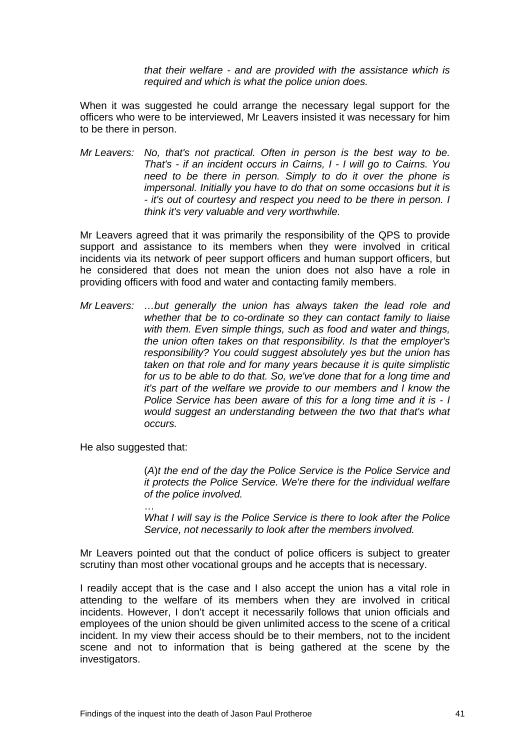*that their welfare - and are provided with the assistance which is required and which is what the police union does.*

When it was suggested he could arrange the necessary legal support for the officers who were to be interviewed, Mr Leavers insisted it was necessary for him to be there in person.

*Mr Leavers: No, that's not practical. Often in person is the best way to be. That's - if an incident occurs in Cairns, I - I will go to Cairns. You need to be there in person. Simply to do it over the phone is impersonal. Initially you have to do that on some occasions but it is - it's out of courtesy and respect you need to be there in person. I think it's very valuable and very worthwhile.*

Mr Leavers agreed that it was primarily the responsibility of the QPS to provide support and assistance to its members when they were involved in critical incidents via its network of peer support officers and human support officers, but he considered that does not mean the union does not also have a role in providing officers with food and water and contacting family members.

*Mr Leavers: …but generally the union has always taken the lead role and whether that be to co-ordinate so they can contact family to liaise with them. Even simple things, such as food and water and things, the union often takes on that responsibility. Is that the employer's responsibility? You could suggest absolutely yes but the union has taken on that role and for many years because it is quite simplistic for us to be able to do that. So, we've done that for a long time and it's part of the welfare we provide to our members and I know the Police Service has been aware of this for a long time and it is - I would suggest an understanding between the two that that's what occurs.*

He also suggested that:

> (*A*)*t the end of the day the Police Service is the Police Service and it protects the Police Service. We're there for the individual welfare of the police involved.*
>
> …
>
> *What I will say is the Police Service is there to look after the Police Service, not necessarily to look after the members involved.*

Mr Leavers pointed out that the conduct of police officers is subject to greater scrutiny than most other vocational groups and he accepts that is necessary.

I readily accept that is the case and I also accept the union has a vital role in attending to the welfare of its members when they are involved in critical incidents. However, I don't accept it necessarily follows that union officials and employees of the union should be given unlimited access to the scene of a critical incident. In my view their access should be to their members, not to the incident scene and not to information that is being gathered at the scene by the investigators.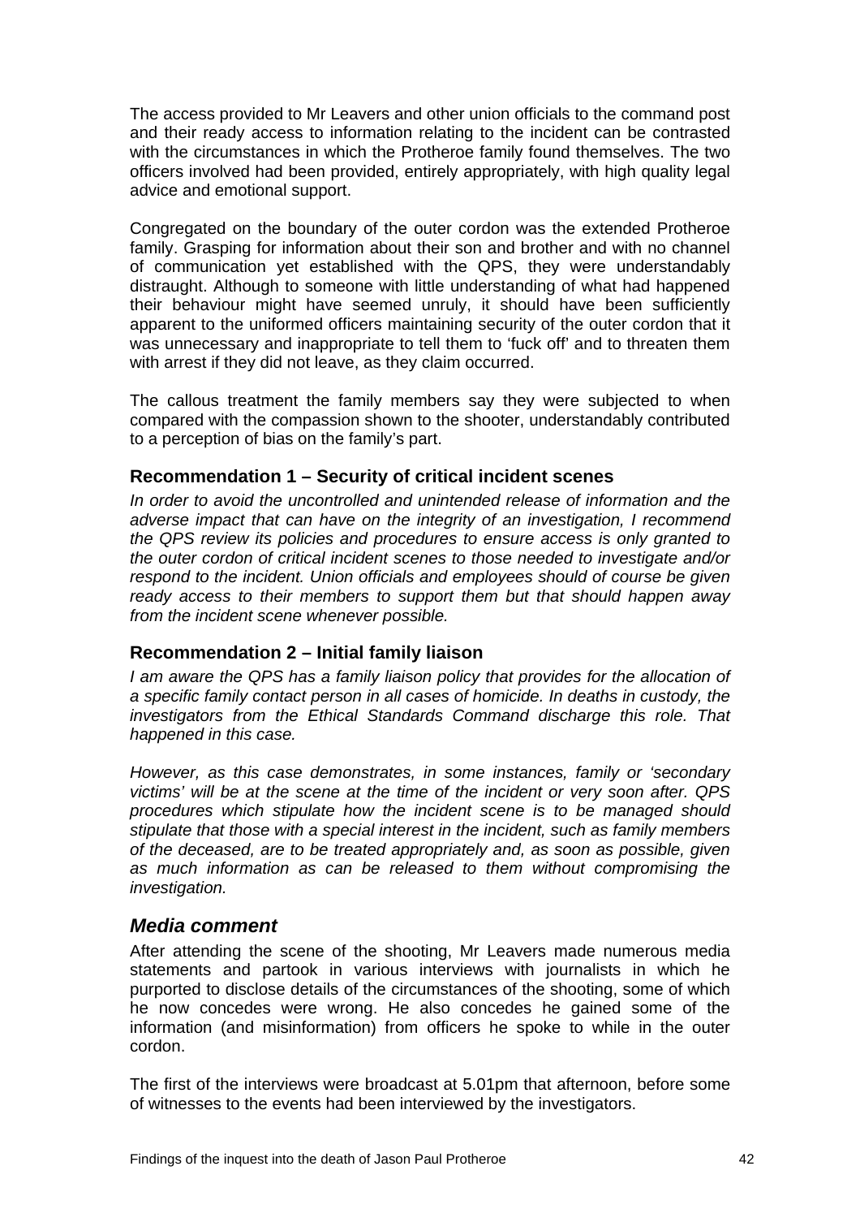The access provided to Mr Leavers and other union officials to the command post and their ready access to information relating to the incident can be contrasted with the circumstances in which the Protheroe family found themselves. The two officers involved had been provided, entirely appropriately, with high quality legal advice and emotional support.

Congregated on the boundary of the outer cordon was the extended Protheroe family. Grasping for information about their son and brother and with no channel of communication yet established with the QPS, they were understandably distraught. Although to someone with little understanding of what had happened their behaviour might have seemed unruly, it should have been sufficiently apparent to the uniformed officers maintaining security of the outer cordon that it was unnecessary and inappropriate to tell them to 'fuck off' and to threaten them with arrest if they did not leave, as they claim occurred.

The callous treatment the family members say they were subjected to when compared with the compassion shown to the shooter, understandably contributed to a perception of bias on the family's part.

### Recommendation 1 – Security of critical incident scenes

*In order to avoid the uncontrolled and unintended release of information and the adverse impact that can have on the integrity of an investigation, I recommend the QPS review its policies and procedures to ensure access is only granted to the outer cordon of critical incident scenes to those needed to investigate and/or respond to the incident. Union officials and employees should of course be given ready access to their members to support them but that should happen away from the incident scene whenever possible.*

### Recommendation 2 – Initial family liaison

*I am aware the QPS has a family liaison policy that provides for the allocation of a specific family contact person in all cases of homicide. In deaths in custody, the investigators from the Ethical Standards Command discharge this role. That happened in this case.*

*However, as this case demonstrates, in some instances, family or 'secondary victims' will be at the scene at the time of the incident or very soon after. QPS procedures which stipulate how the incident scene is to be managed should stipulate that those with a special interest in the incident, such as family members of the deceased, are to be treated appropriately and, as soon as possible, given as much information as can be released to them without compromising the investigation.*

## *Media comment*

After attending the scene of the shooting, Mr Leavers made numerous media statements and partook in various interviews with journalists in which he purported to disclose details of the circumstances of the shooting, some of which he now concedes were wrong. He also concedes he gained some of the information (and misinformation) from officers he spoke to while in the outer cordon.

The first of the interviews were broadcast at 5.01pm that afternoon, before some of witnesses to the events had been interviewed by the investigators.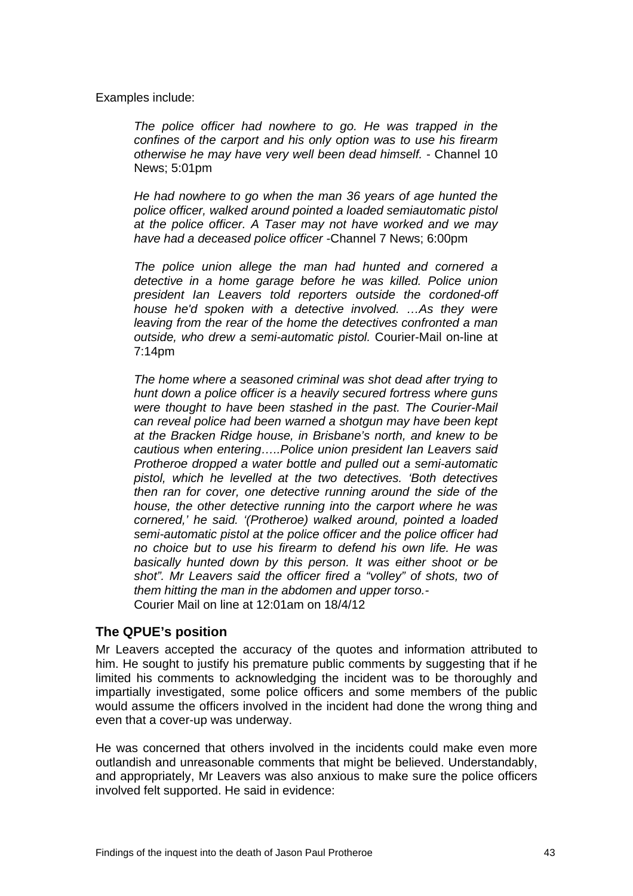Examples include:

> *The police officer had nowhere to go. He was trapped in the confines of the carport and his only option was to use his firearm otherwise he may have very well been dead himself.* - Channel 10 News; 5:01pm

> *He had nowhere to go when the man 36 years of age hunted the police officer, walked around pointed a loaded semiautomatic pistol at the police officer. A Taser may not have worked and we may have had a deceased police officer* -Channel 7 News; 6:00pm

> *The police union allege the man had hunted and cornered a detective in a home garage before he was killed. Police union president Ian Leavers told reporters outside the cordoned-off house he'd spoken with a detective involved. …As they were leaving from the rear of the home the detectives confronted a man outside, who drew a semi-automatic pistol.* Courier-Mail on-line at 7:14pm

> *The home where a seasoned criminal was shot dead after trying to hunt down a police officer is a heavily secured fortress where guns were thought to have been stashed in the past. The Courier-Mail can reveal police had been warned a shotgun may have been kept at the Bracken Ridge house, in Brisbane's north, and knew to be cautious when entering…..Police union president Ian Leavers said Protheroe dropped a water bottle and pulled out a semi-automatic pistol, which he levelled at the two detectives. 'Both detectives then ran for cover, one detective running around the side of the house, the other detective running into the carport where he was cornered,' he said. '(Protheroe) walked around, pointed a loaded semi-automatic pistol at the police officer and the police officer had no choice but to use his firearm to defend his own life. He was basically hunted down by this person. It was either shoot or be shot". Mr Leavers said the officer fired a "volley" of shots, two of them hitting the man in the abdomen and upper torso.*-
> Courier Mail on line at 12:01am on 18/4/12

## The QPUE's position

Mr Leavers accepted the accuracy of the quotes and information attributed to him. He sought to justify his premature public comments by suggesting that if he limited his comments to acknowledging the incident was to be thoroughly and impartially investigated, some police officers and some members of the public would assume the officers involved in the incident had done the wrong thing and even that a cover-up was underway.

He was concerned that others involved in the incidents could make even more outlandish and unreasonable comments that might be believed. Understandably, and appropriately, Mr Leavers was also anxious to make sure the police officers involved felt supported. He said in evidence: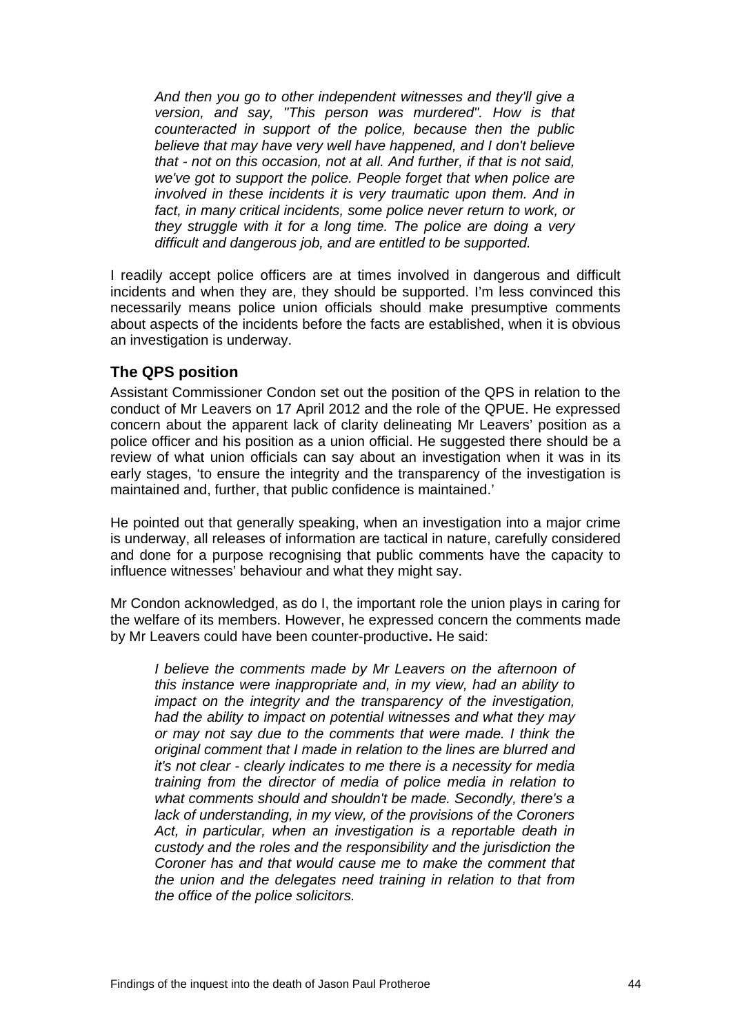> *And then you go to other independent witnesses and they'll give a version, and say, "This person was murdered". How is that counteracted in support of the police, because then the public believe that may have very well have happened, and I don't believe that - not on this occasion, not at all. And further, if that is not said, we've got to support the police. People forget that when police are involved in these incidents it is very traumatic upon them. And in fact, in many critical incidents, some police never return to work, or they struggle with it for a long time. The police are doing a very difficult and dangerous job, and are entitled to be supported.*

I readily accept police officers are at times involved in dangerous and difficult incidents and when they are, they should be supported. I'm less convinced this necessarily means police union officials should make presumptive comments about aspects of the incidents before the facts are established, when it is obvious an investigation is underway.

### The QPS position

Assistant Commissioner Condon set out the position of the QPS in relation to the conduct of Mr Leavers on 17 April 2012 and the role of the QPUE. He expressed concern about the apparent lack of clarity delineating Mr Leavers' position as a police officer and his position as a union official. He suggested there should be a review of what union officials can say about an investigation when it was in its early stages, 'to ensure the integrity and the transparency of the investigation is maintained and, further, that public confidence is maintained.'

He pointed out that generally speaking, when an investigation into a major crime is underway, all releases of information are tactical in nature, carefully considered and done for a purpose recognising that public comments have the capacity to influence witnesses' behaviour and what they might say.

Mr Condon acknowledged, as do I, the important role the union plays in caring for the welfare of its members. However, he expressed concern the comments made by Mr Leavers could have been counter-productive**.** He said:

> *I believe the comments made by Mr Leavers on the afternoon of this instance were inappropriate and, in my view, had an ability to impact on the integrity and the transparency of the investigation, had the ability to impact on potential witnesses and what they may or may not say due to the comments that were made. I think the original comment that I made in relation to the lines are blurred and it's not clear - clearly indicates to me there is a necessity for media training from the director of media of police media in relation to what comments should and shouldn't be made. Secondly, there's a lack of understanding, in my view, of the provisions of the Coroners Act, in particular, when an investigation is a reportable death in custody and the roles and the responsibility and the jurisdiction the Coroner has and that would cause me to make the comment that the union and the delegates need training in relation to that from the office of the police solicitors.*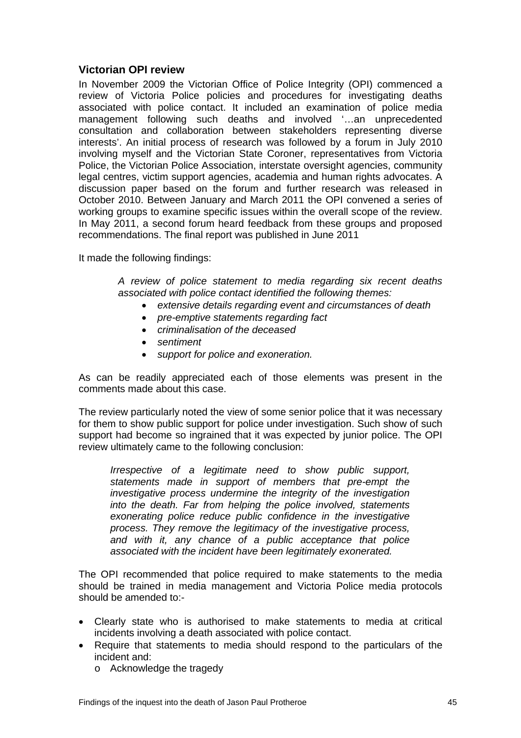### Victorian OPI review

In November 2009 the Victorian Office of Police Integrity (OPI) commenced a review of Victoria Police policies and procedures for investigating deaths associated with police contact. It included an examination of police media management following such deaths and involved '…an unprecedented consultation and collaboration between stakeholders representing diverse interests'. An initial process of research was followed by a forum in July 2010 involving myself and the Victorian State Coroner, representatives from Victoria Police, the Victorian Police Association, interstate oversight agencies, community legal centres, victim support agencies, academia and human rights advocates. A discussion paper based on the forum and further research was released in October 2010. Between January and March 2011 the OPI convened a series of working groups to examine specific issues within the overall scope of the review. In May 2011, a second forum heard feedback from these groups and proposed recommendations. The final report was published in June 2011

It made the following findings:

> *A review of police statement to media regarding six recent deaths associated with police contact identified the following themes:*
>
> - *extensive details regarding event and circumstances of death*
> - *pre-emptive statements regarding fact*
> - *criminalisation of the deceased*
> - *sentiment*
> - *support for police and exoneration.*

As can be readily appreciated each of those elements was present in the comments made about this case.

The review particularly noted the view of some senior police that it was necessary for them to show public support for police under investigation. Such show of such support had become so ingrained that it was expected by junior police. The OPI review ultimately came to the following conclusion:

> *Irrespective of a legitimate need to show public support, statements made in support of members that pre-empt the investigative process undermine the integrity of the investigation into the death. Far from helping the police involved, statements exonerating police reduce public confidence in the investigative process. They remove the legitimacy of the investigative process, and with it, any chance of a public acceptance that police associated with the incident have been legitimately exonerated.*

The OPI recommended that police required to make statements to the media should be trained in media management and Victoria Police media protocols should be amended to:-

- Clearly state who is authorised to make statements to media at critical incidents involving a death associated with police contact.
- Require that statements to media should respond to the particulars of the incident and:
  - Acknowledge the tragedy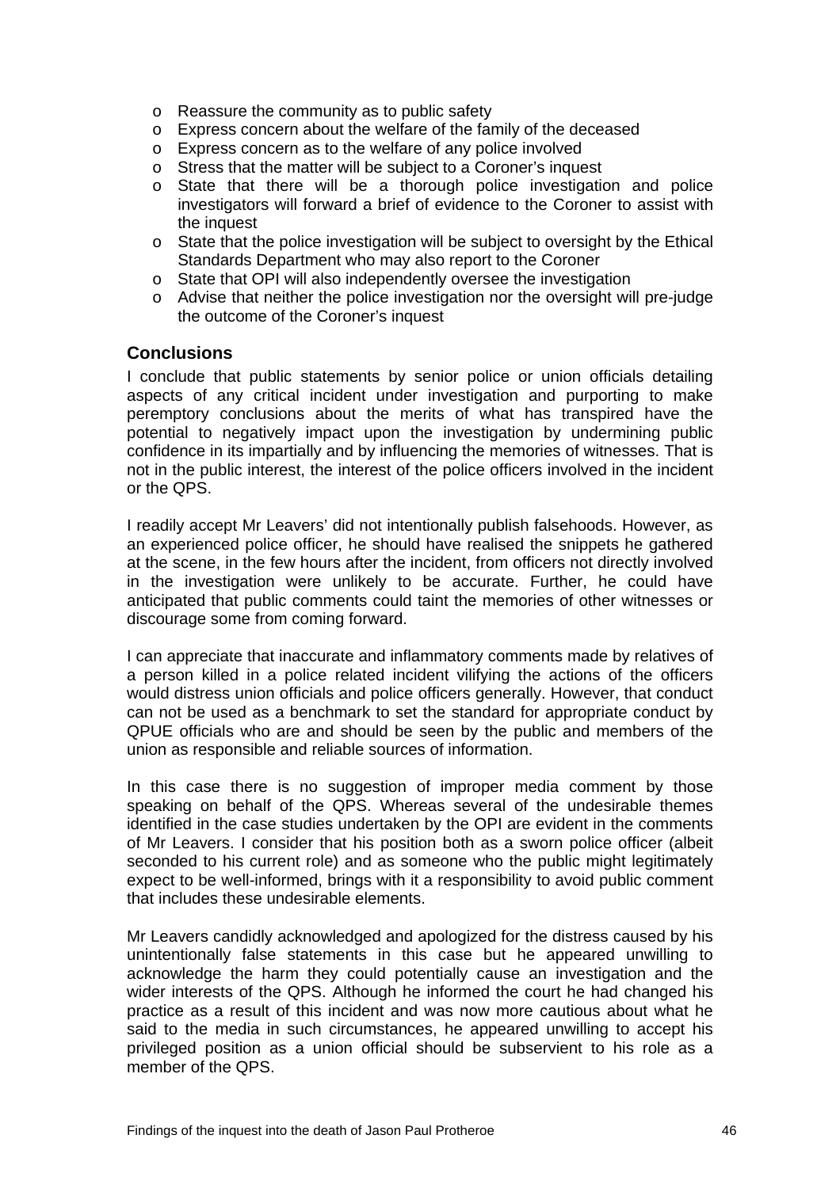- Reassure the community as to public safety
- Express concern about the welfare of the family of the deceased
- Express concern as to the welfare of any police involved
- Stress that the matter will be subject to a Coroner's inquest
- State that there will be a thorough police investigation and police investigators will forward a brief of evidence to the Coroner to assist with the inquest
- State that the police investigation will be subject to oversight by the Ethical Standards Department who may also report to the Coroner
- State that OPI will also independently oversee the investigation
- Advise that neither the police investigation nor the oversight will pre-judge the outcome of the Coroner's inquest

## Conclusions

I conclude that public statements by senior police or union officials detailing aspects of any critical incident under investigation and purporting to make peremptory conclusions about the merits of what has transpired have the potential to negatively impact upon the investigation by undermining public confidence in its impartially and by influencing the memories of witnesses. That is not in the public interest, the interest of the police officers involved in the incident or the QPS.

I readily accept Mr Leavers' did not intentionally publish falsehoods. However, as an experienced police officer, he should have realised the snippets he gathered at the scene, in the few hours after the incident, from officers not directly involved in the investigation were unlikely to be accurate. Further, he could have anticipated that public comments could taint the memories of other witnesses or discourage some from coming forward.

I can appreciate that inaccurate and inflammatory comments made by relatives of a person killed in a police related incident vilifying the actions of the officers would distress union officials and police officers generally. However, that conduct can not be used as a benchmark to set the standard for appropriate conduct by QPUE officials who are and should be seen by the public and members of the union as responsible and reliable sources of information.

In this case there is no suggestion of improper media comment by those speaking on behalf of the QPS. Whereas several of the undesirable themes identified in the case studies undertaken by the OPI are evident in the comments of Mr Leavers. I consider that his position both as a sworn police officer (albeit seconded to his current role) and as someone who the public might legitimately expect to be well-informed, brings with it a responsibility to avoid public comment that includes these undesirable elements.

Mr Leavers candidly acknowledged and apologized for the distress caused by his unintentionally false statements in this case but he appeared unwilling to acknowledge the harm they could potentially cause an investigation and the wider interests of the QPS. Although he informed the court he had changed his practice as a result of this incident and was now more cautious about what he said to the media in such circumstances, he appeared unwilling to accept his privileged position as a union official should be subservient to his role as a member of the QPS.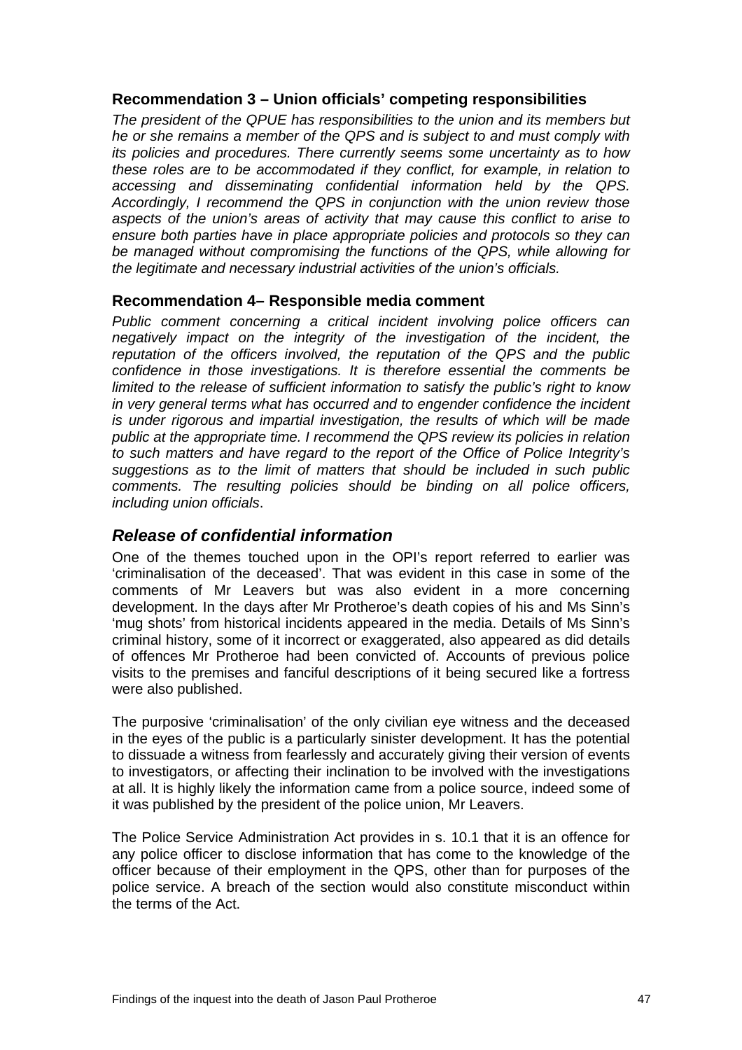### Recommendation 3 – Union officials' competing responsibilities

*The president of the QPUE has responsibilities to the union and its members but he or she remains a member of the QPS and is subject to and must comply with its policies and procedures. There currently seems some uncertainty as to how these roles are to be accommodated if they conflict, for example, in relation to accessing and disseminating confidential information held by the QPS. Accordingly, I recommend the QPS in conjunction with the union review those aspects of the union's areas of activity that may cause this conflict to arise to ensure both parties have in place appropriate policies and protocols so they can be managed without compromising the functions of the QPS, while allowing for the legitimate and necessary industrial activities of the union's officials.*

### Recommendation 4– Responsible media comment

*Public comment concerning a critical incident involving police officers can negatively impact on the integrity of the investigation of the incident, the reputation of the officers involved, the reputation of the QPS and the public confidence in those investigations. It is therefore essential the comments be limited to the release of sufficient information to satisfy the public's right to know in very general terms what has occurred and to engender confidence the incident is under rigorous and impartial investigation, the results of which will be made public at the appropriate time. I recommend the QPS review its policies in relation to such matters and have regard to the report of the Office of Police Integrity's suggestions as to the limit of matters that should be included in such public comments. The resulting policies should be binding on all police officers, including union officials.*

## *Release of confidential information*

One of the themes touched upon in the OPI's report referred to earlier was 'criminalisation of the deceased'. That was evident in this case in some of the comments of Mr Leavers but was also evident in a more concerning development. In the days after Mr Protheroe's death copies of his and Ms Sinn's 'mug shots' from historical incidents appeared in the media. Details of Ms Sinn's criminal history, some of it incorrect or exaggerated, also appeared as did details of offences Mr Protheroe had been convicted of. Accounts of previous police visits to the premises and fanciful descriptions of it being secured like a fortress were also published.

The purposive 'criminalisation' of the only civilian eye witness and the deceased in the eyes of the public is a particularly sinister development. It has the potential to dissuade a witness from fearlessly and accurately giving their version of events to investigators, or affecting their inclination to be involved with the investigations at all. It is highly likely the information came from a police source, indeed some of it was published by the president of the police union, Mr Leavers.

The Police Service Administration Act provides in s. 10.1 that it is an offence for any police officer to disclose information that has come to the knowledge of the officer because of their employment in the QPS, other than for purposes of the police service. A breach of the section would also constitute misconduct within the terms of the Act.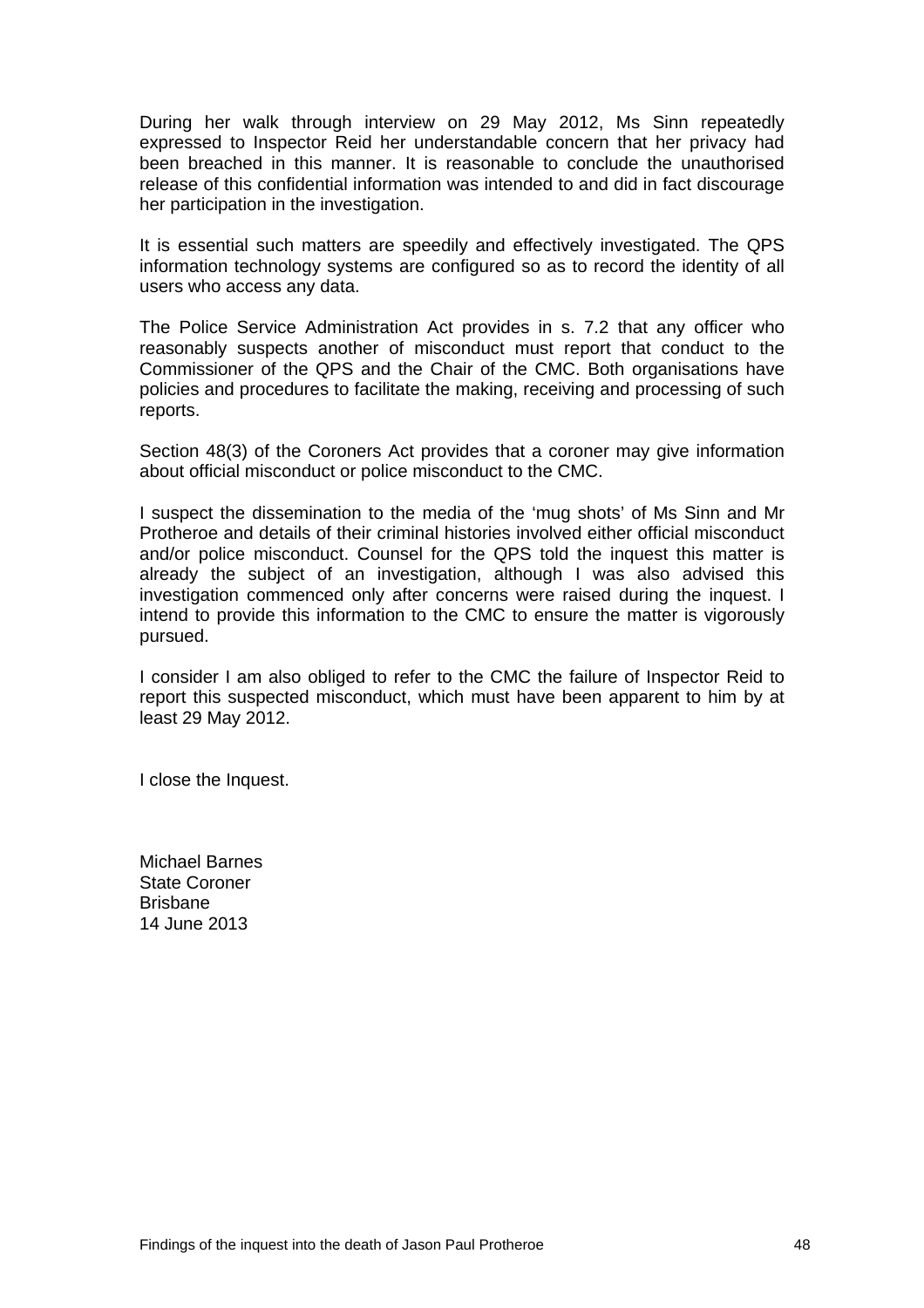During her walk through interview on 29 May 2012, Ms Sinn repeatedly expressed to Inspector Reid her understandable concern that her privacy had been breached in this manner. It is reasonable to conclude the unauthorised release of this confidential information was intended to and did in fact discourage her participation in the investigation.

It is essential such matters are speedily and effectively investigated. The QPS information technology systems are configured so as to record the identity of all users who access any data.

The Police Service Administration Act provides in s. 7.2 that any officer who reasonably suspects another of misconduct must report that conduct to the Commissioner of the QPS and the Chair of the CMC. Both organisations have policies and procedures to facilitate the making, receiving and processing of such reports.

Section 48(3) of the Coroners Act provides that a coroner may give information about official misconduct or police misconduct to the CMC.

I suspect the dissemination to the media of the 'mug shots' of Ms Sinn and Mr Protheroe and details of their criminal histories involved either official misconduct and/or police misconduct. Counsel for the QPS told the inquest this matter is already the subject of an investigation, although I was also advised this investigation commenced only after concerns were raised during the inquest. I intend to provide this information to the CMC to ensure the matter is vigorously pursued.

I consider I am also obliged to refer to the CMC the failure of Inspector Reid to report this suspected misconduct, which must have been apparent to him by at least 29 May 2012.

I close the Inquest.

Michael Barnes  
State Coroner  
Brisbane  
14 June 2013